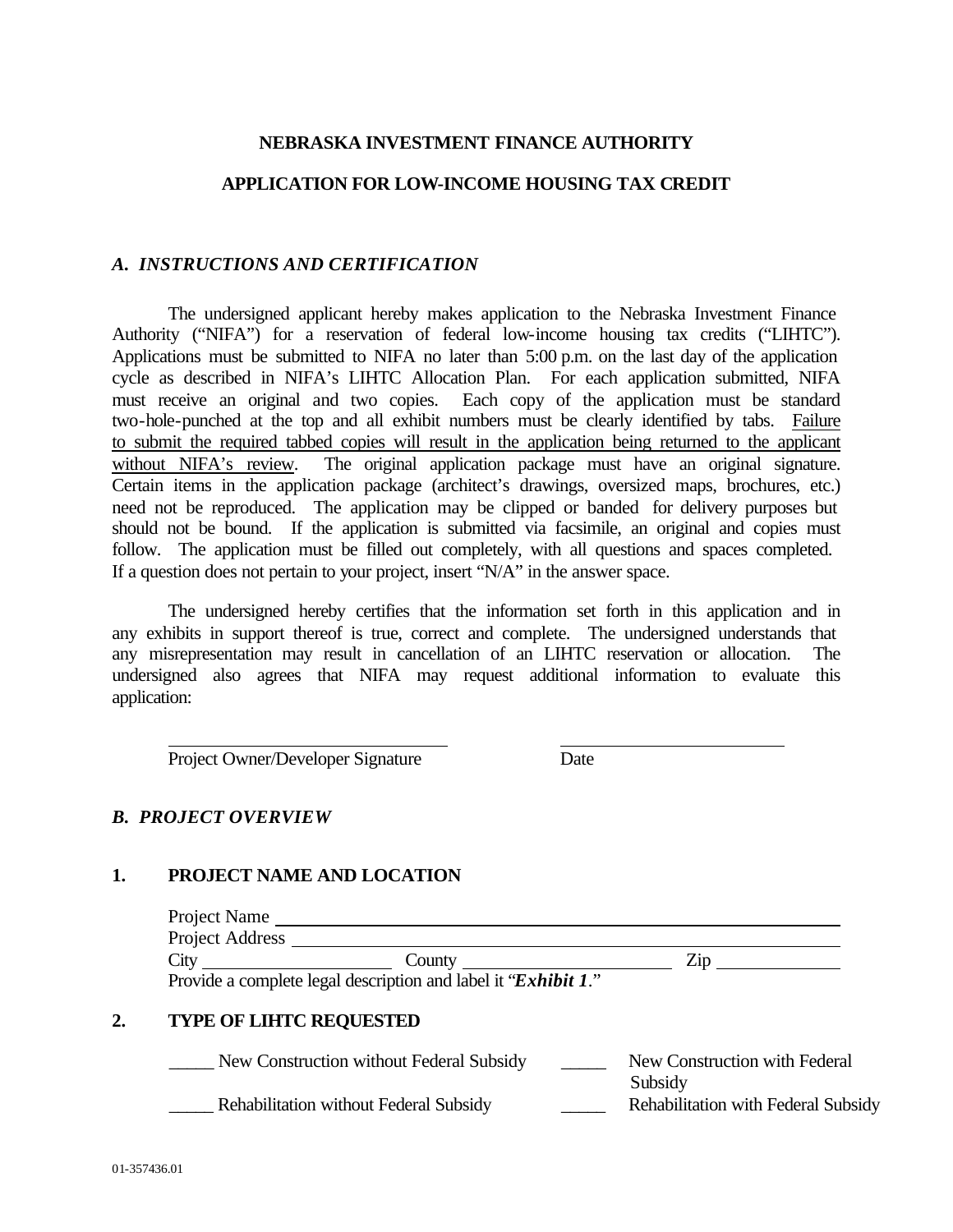# NEBRASKA INVESTMENT FINANCE AUTHORITY

## APPLICATION FOR LOW-INCOME HOUSING TAX CREDIT

### *A. INSTRUCTIONS AND CERTIFICATION*

The undersigned applicant hereby makes application to the Nebraska Investment Finance Authority ("NIFA") for a reservation of federal low-income housing tax credits ("LIHTC"). Applications must be submitted to NIFA no later than 5:00 p.m. on the last day of the application cycle as described in NIFA's LIHTC Allocation Plan. For each application submitted, NIFA must receive an original and two copies. Each copy of the application must be standard two-hole-punched at the top and all exhibit numbers must be clearly identified by tabs. <u>Failure to submit the required tabbed copies will result in the application being returned to the applicant without NIFA's review</u>. The original application package must have an original signature. Certain items in the application package (architect's drawings, oversized maps, brochures, etc.) need not be reproduced. The application may be clipped or banded for delivery purposes but should not be bound. If the application is submitted via facsimile, an original and copies must follow. The application must be filled out completely, with all questions and spaces completed. If a question does not pertain to your project, insert "N/A" in the answer space.

The undersigned hereby certifies that the information set forth in this application and in any exhibits in support thereof is true, correct and complete. The undersigned understands that any misrepresentation may result in cancellation of an LIHTC reservation or allocation. The undersigned also agrees that NIFA may request additional information to evaluate this application:

\_\_\_\_\_\_\_\_\_\_\_\_\_\_\_\_\_\_\_\_\_\_\_\_\_\_\_\_\_\_ \_\_\_\_\_\_\_\_\_\_\_\_\_\_\_\_\_\_\_\_\_\_\_\_\_
Project Owner/Developer Signature Date

### *B. PROJECT OVERVIEW*

**1. PROJECT NAME AND LOCATION**

Project Name \_\_\_\_\_\_\_\_\_\_\_\_\_\_\_\_\_\_\_\_\_\_\_\_\_\_\_\_\_\_\_\_\_\_\_\_\_\_\_\_\_\_\_\_\_\_\_\_
Project Address \_\_\_\_\_\_\_\_\_\_\_\_\_\_\_\_\_\_\_\_\_\_\_\_\_\_\_\_\_\_\_\_\_\_\_\_\_\_\_\_\_\_\_\_\_\_
City \_\_\_\_\_\_\_\_\_\_\_\_\_\_\_\_\_\_ County \_\_\_\_\_\_\_\_\_\_\_\_\_\_\_\_\_\_\_\_ Zip \_\_\_\_\_\_\_\_\_\_\_\_
Provide a complete legal description and label it "***Exhibit 1***."

**2. TYPE OF LIHTC REQUESTED**

\_\_\_\_\_ New Construction without Federal Subsidy \_\_\_\_\_ New Construction with Federal Subsidy

\_\_\_\_\_ Rehabilitation without Federal Subsidy \_\_\_\_\_ Rehabilitation with Federal Subsidy

01-357436.01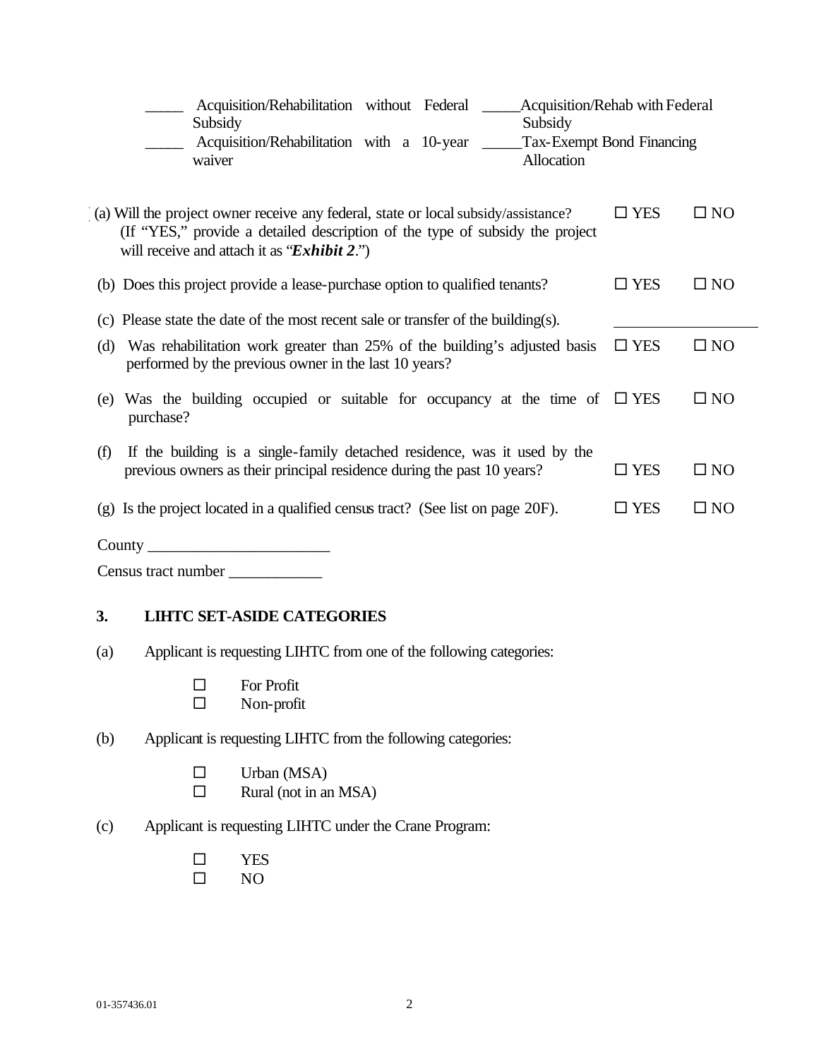_____ Acquisition/Rehabilitation without Federal Subsidy  _____Acquisition/Rehab with Federal Subsidy

_____ Acquisition/Rehabilitation with a 10-year waiver  _____Tax-Exempt Bond Financing Allocation

(a) Will the project owner receive any federal, state or local subsidy/assistance? ☐ YES ☐ NO
(If "YES," provide a detailed description of the type of subsidy the project will receive and attach it as "***Exhibit 2***.")

(b) Does this project provide a lease-purchase option to qualified tenants? ☐ YES ☐ NO

(c) Please state the date of the most recent sale or transfer of the building(s). __________________

(d) Was rehabilitation work greater than 25% of the building's adjusted basis performed by the previous owner in the last 10 years? ☐ YES ☐ NO

(e) Was the building occupied or suitable for occupancy at the time of purchase? ☐ YES ☐ NO

(f) If the building is a single-family detached residence, was it used by the previous owners as their principal residence during the past 10 years? ☐ YES ☐ NO

(g) Is the project located in a qualified census tract? (See list on page 20F). ☐ YES ☐ NO

County _______________________

Census tract number ____________

## 3. LIHTC SET-ASIDE CATEGORIES

(a) Applicant is requesting LIHTC from one of the following categories:

- ☐ For Profit
- ☐ Non-profit

(b) Applicant is requesting LIHTC from the following categories:

- ☐ Urban (MSA)
- ☐ Rural (not in an MSA)

(c) Applicant is requesting LIHTC under the Crane Program:

- ☐ YES
- ☐ NO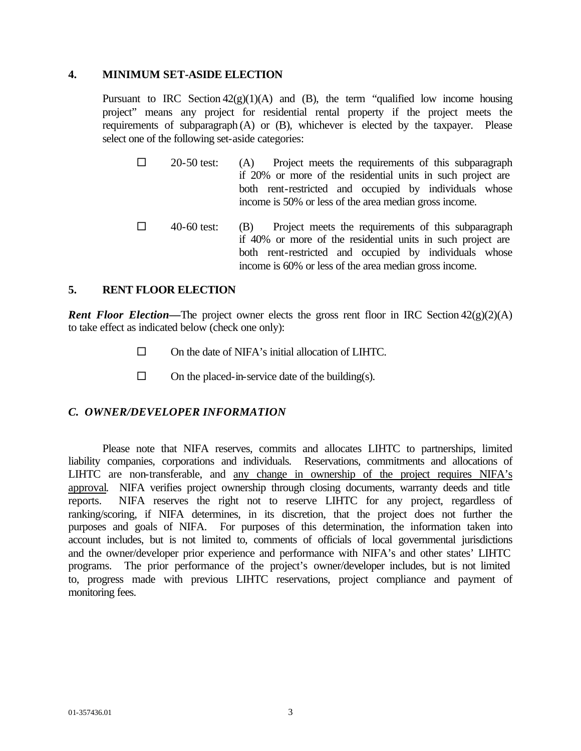## 4. MINIMUM SET-ASIDE ELECTION

Pursuant to IRC Section 42(g)(1)(A) and (B), the term "qualified low income housing project" means any project for residential rental property if the project meets the requirements of subparagraph (A) or (B), whichever is elected by the taxpayer. Please select one of the following set-aside categories:

☐ 20-50 test: (A) Project meets the requirements of this subparagraph if 20% or more of the residential units in such project are both rent-restricted and occupied by individuals whose income is 50% or less of the area median gross income.

☐ 40-60 test: (B) Project meets the requirements of this subparagraph if 40% or more of the residential units in such project are both rent-restricted and occupied by individuals whose income is 60% or less of the area median gross income.

## 5. RENT FLOOR ELECTION

***Rent Floor Election*—**The project owner elects the gross rent floor in IRC Section 42(g)(2)(A) to take effect as indicated below (check one only):

☐ On the date of NIFA's initial allocation of LIHTC.

☐ On the placed-in-service date of the building(s).

## *C. OWNER/DEVELOPER INFORMATION*

Please note that NIFA reserves, commits and allocates LIHTC to partnerships, limited liability companies, corporations and individuals. Reservations, commitments and allocations of LIHTC are non-transferable, and <u>any change in ownership of the project requires NIFA's approval</u>. NIFA verifies project ownership through closing documents, warranty deeds and title reports. NIFA reserves the right not to reserve LIHTC for any project, regardless of ranking/scoring, if NIFA determines, in its discretion, that the project does not further the purposes and goals of NIFA. For purposes of this determination, the information taken into account includes, but is not limited to, comments of officials of local governmental jurisdictions and the owner/developer prior experience and performance with NIFA's and other states' LIHTC programs. The prior performance of the project's owner/developer includes, but is not limited to, progress made with previous LIHTC reservations, project compliance and payment of monitoring fees.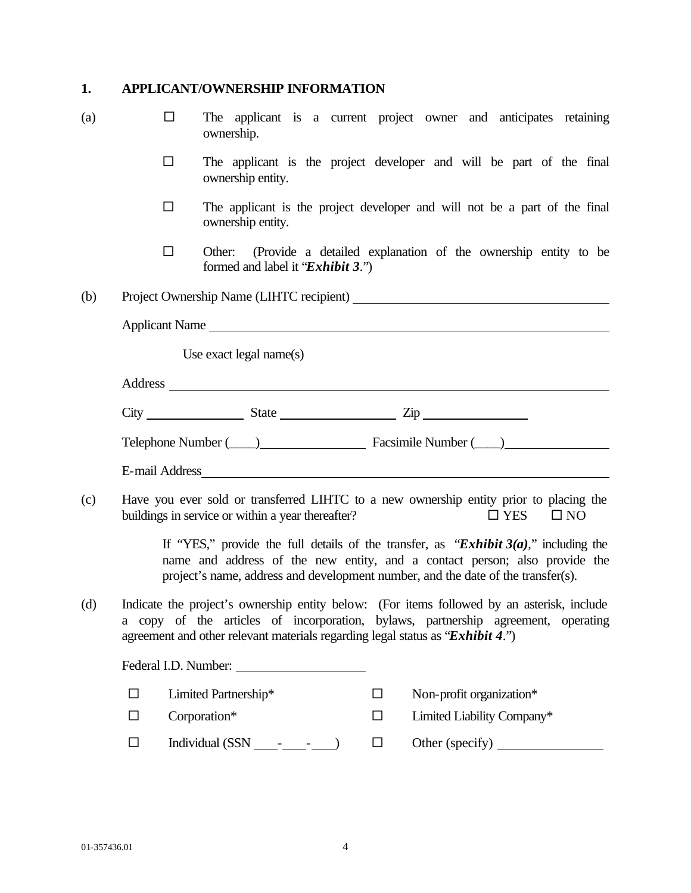## 1. APPLICANT/OWNERSHIP INFORMATION

(a)

☐ The applicant is a current project owner and anticipates retaining ownership.

☐ The applicant is the project developer and will be part of the final ownership entity.

☐ The applicant is the project developer and will not be a part of the final ownership entity.

☐ Other: (Provide a detailed explanation of the ownership entity to be formed and label it "***Exhibit 3***.")

(b) Project Ownership Name (LIHTC recipient) ______________________________

Applicant Name ______________________________

Use exact legal name(s)

Address ______________________________

City ____________ State ______________ Zip ____________

Telephone Number (____)______________ Facsimile Number (____)______________

E-mail Address ______________________________

(c) Have you ever sold or transferred LIHTC to a new ownership entity prior to placing the buildings in service or within a year thereafter? ☐ YES ☐ NO

If "YES," provide the full details of the transfer, as "***Exhibit 3(a)***," including the name and address of the new entity, and a contact person; also provide the project's name, address and development number, and the date of the transfer(s).

(d) Indicate the project's ownership entity below: (For items followed by an asterisk, include a copy of the articles of incorporation, bylaws, partnership agreement, operating agreement and other relevant materials regarding legal status as "***Exhibit 4***.")

Federal I.D. Number: ______________

☐ Limited Partnership* ☐ Non-profit organization*

☐ Corporation* ☐ Limited Liability Company*

☐ Individual (SSN ___-___-___) ☐ Other (specify) ____________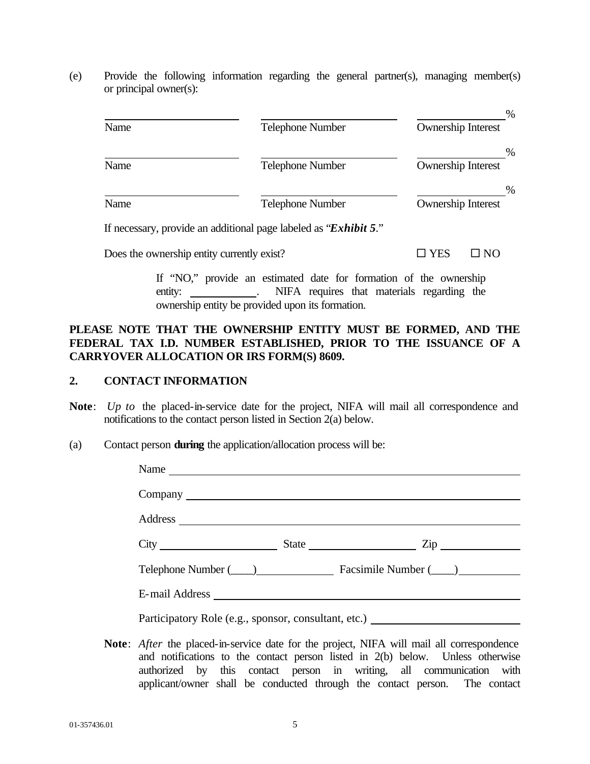(e) Provide the following information regarding the general partner(s), managing member(s) or principal owner(s):

| Name | Telephone Number | Ownership Interest |
|---|---|---|
| ____________ | ____________ | ________% |
| ____________ | ____________ | ________% |
| ____________ | ____________ | ________% |

If necessary, provide an additional page labeled as "***Exhibit 5***."

Does the ownership entity currently exist? ☐ YES ☐ NO

If "NO," provide an estimated date for formation of the ownership entity: ____________. NIFA requires that materials regarding the ownership entity be provided upon its formation.

**PLEASE NOTE THAT THE OWNERSHIP ENTITY MUST BE FORMED, AND THE FEDERAL TAX I.D. NUMBER ESTABLISHED, PRIOR TO THE ISSUANCE OF A CARRYOVER ALLOCATION OR IRS FORM(S) 8609.**

## 2. CONTACT INFORMATION

**Note**: *Up to* the placed-in-service date for the project, NIFA will mail all correspondence and notifications to the contact person listed in Section 2(a) below.

(a) Contact person **during** the application/allocation process will be:

Name ____________________________________________

Company ____________________________________________

Address ____________________________________________

City ____________________ State ____________________ Zip ______________

Telephone Number (____)______________ Facsimile Number (____)______________

E-mail Address ____________________________________________

Participatory Role (e.g., sponsor, consultant, etc.) ____________________________

**Note**: *After* the placed-in-service date for the project, NIFA will mail all correspondence and notifications to the contact person listed in 2(b) below. Unless otherwise authorized by this contact person in writing, all communication with applicant/owner shall be conducted through the contact person. The contact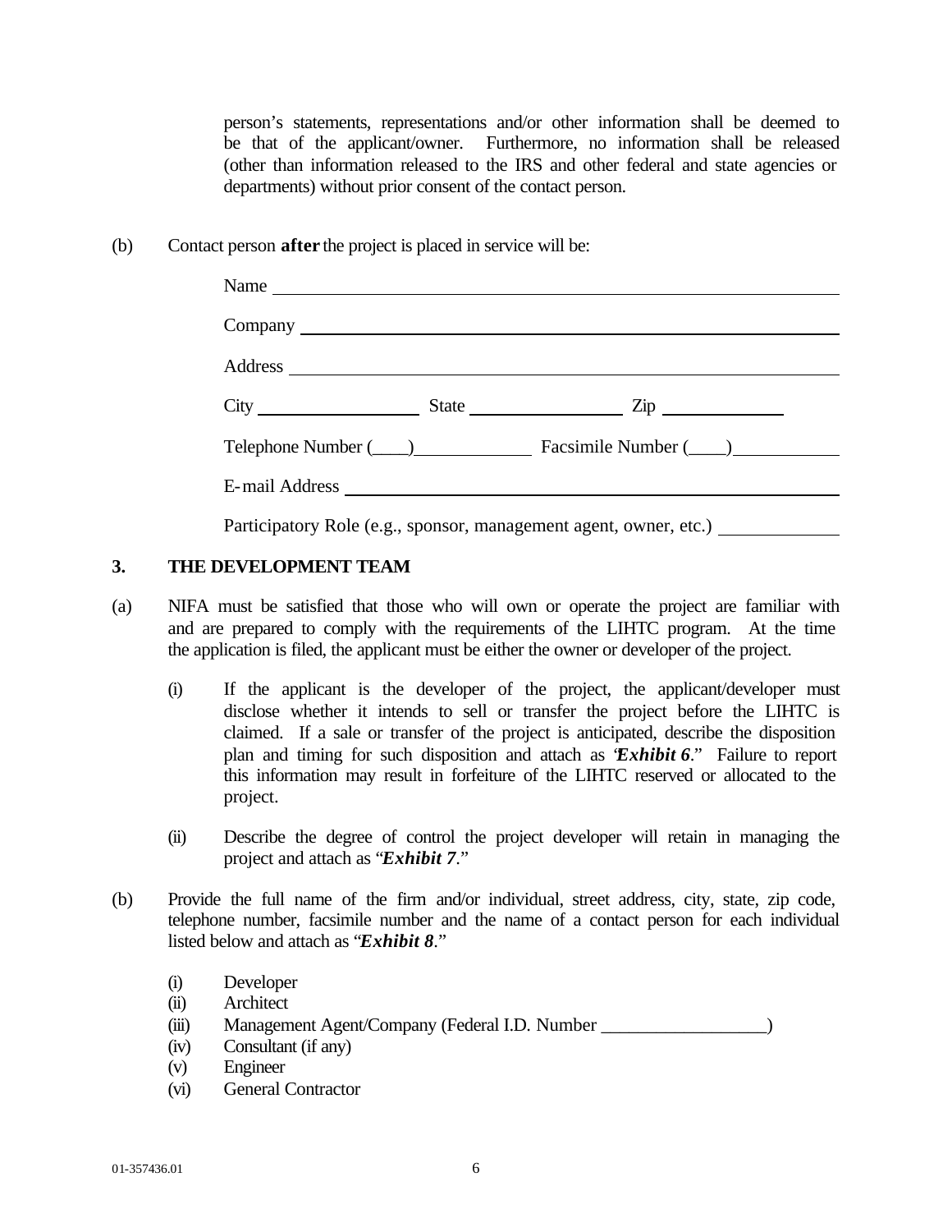person's statements, representations and/or other information shall be deemed to be that of the applicant/owner. Furthermore, no information shall be released (other than information released to the IRS and other federal and state agencies or departments) without prior consent of the contact person.

(b) Contact person **after** the project is placed in service will be:

Name ______________________________________________

Company ______________________________________________

Address ______________________________________________

City ________________ State ________________ Zip ____________

Telephone Number (____)____________ Facsimile Number (____)__________

E-mail Address ______________________________________________

Participatory Role (e.g., sponsor, management agent, owner, etc.) ____________

## 3. THE DEVELOPMENT TEAM

(a) NIFA must be satisfied that those who will own or operate the project are familiar with and are prepared to comply with the requirements of the LIHTC program. At the time the application is filed, the applicant must be either the owner or developer of the project.

(i) If the applicant is the developer of the project, the applicant/developer must disclose whether it intends to sell or transfer the project before the LIHTC is claimed. If a sale or transfer of the project is anticipated, describe the disposition plan and timing for such disposition and attach as "***Exhibit 6***." Failure to report this information may result in forfeiture of the LIHTC reserved or allocated to the project.

(ii) Describe the degree of control the project developer will retain in managing the project and attach as "***Exhibit 7***."

(b) Provide the full name of the firm and/or individual, street address, city, state, zip code, telephone number, facsimile number and the name of a contact person for each individual listed below and attach as "***Exhibit 8***."

(i) Developer
(ii) Architect
(iii) Management Agent/Company (Federal I.D. Number __________________)
(iv) Consultant (if any)
(v) Engineer
(vi) General Contractor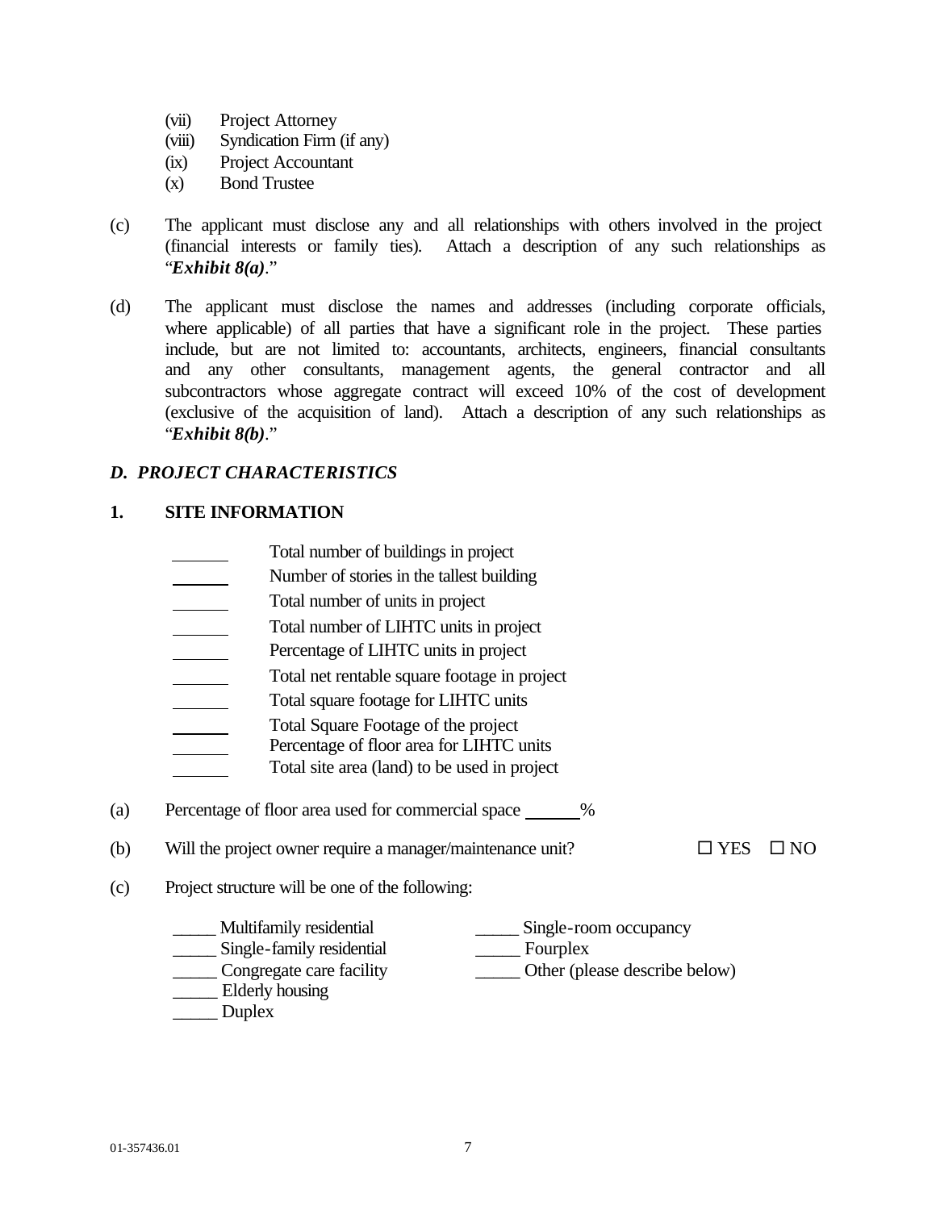(vii) Project Attorney
(viii) Syndication Firm (if any)
(ix) Project Accountant
(x) Bond Trustee

(c) The applicant must disclose any and all relationships with others involved in the project (financial interests or family ties). Attach a description of any such relationships as "***Exhibit 8(a)***."

(d) The applicant must disclose the names and addresses (including corporate officials, where applicable) of all parties that have a significant role in the project. These parties include, but are not limited to: accountants, architects, engineers, financial consultants and any other consultants, management agents, the general contractor and all subcontractors whose aggregate contract will exceed 10% of the cost of development (exclusive of the acquisition of land). Attach a description of any such relationships as "***Exhibit 8(b)***."

## *D. PROJECT CHARACTERISTICS*

### 1. SITE INFORMATION

______ Total number of buildings in project
______ Number of stories in the tallest building
______ Total number of units in project
______ Total number of LIHTC units in project
______ Percentage of LIHTC units in project
______ Total net rentable square footage in project
______ Total square footage for LIHTC units
______ Total Square Footage of the project
______ Percentage of floor area for LIHTC units
______ Total site area (land) to be used in project

(a) Percentage of floor area used for commercial space ______%

(b) Will the project owner require a manager/maintenance unit? ☐ YES ☐ NO

(c) Project structure will be one of the following:

_____ Multifamily residential
_____ Single-family residential
_____ Congregate care facility
_____ Elderly housing
_____ Duplex
_____ Single-room occupancy
_____ Fourplex
_____ Other (please describe below)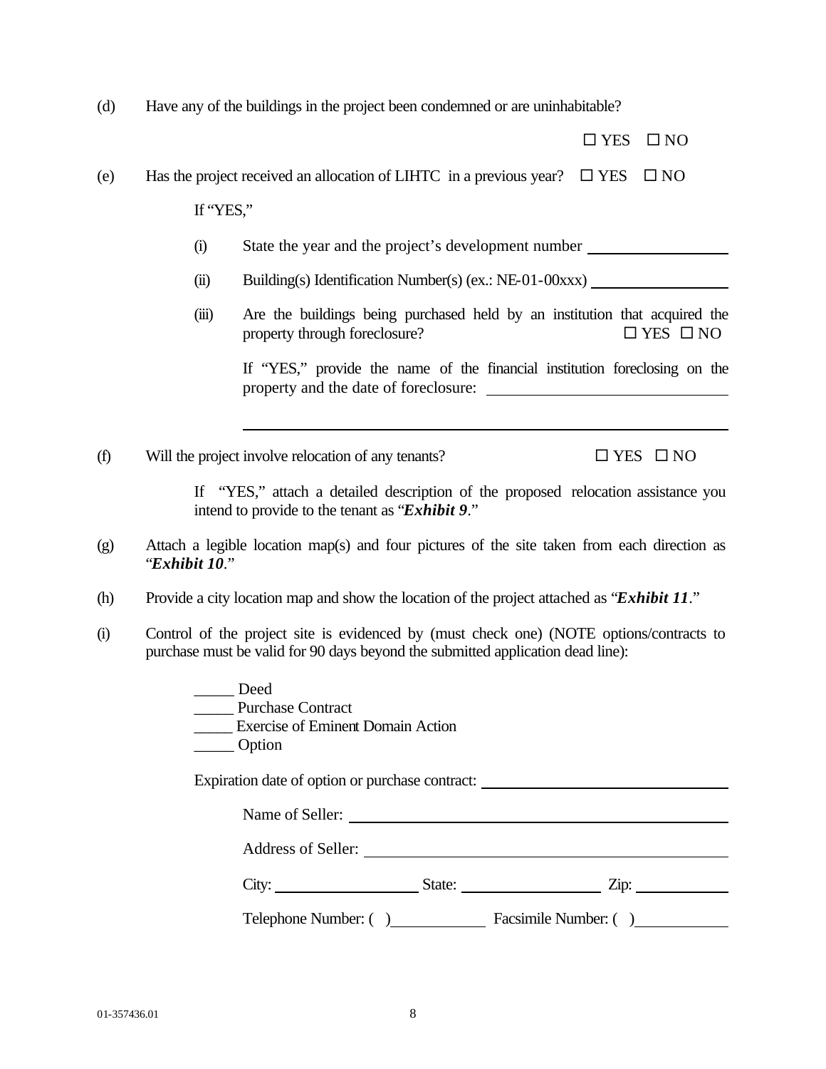(d) Have any of the buildings in the project been condemned or are uninhabitable?

☐ YES ☐ NO

(e) Has the project received an allocation of LIHTC in a previous year? ☐ YES ☐ NO

If "YES,"

(i) State the year and the project's development number ____________

(ii) Building(s) Identification Number(s) (ex.: NE-01-00xxx) ____________

(iii) Are the buildings being purchased held by an institution that acquired the property through foreclosure? ☐ YES ☐ NO

If "YES," provide the name of the financial institution foreclosing on the property and the date of foreclosure: ____________

____________

(f) Will the project involve relocation of any tenants? ☐ YES ☐ NO

If "YES," attach a detailed description of the proposed relocation assistance you intend to provide to the tenant as "***Exhibit 9***."

(g) Attach a legible location map(s) and four pictures of the site taken from each direction as "***Exhibit 10***."

(h) Provide a city location map and show the location of the project attached as "***Exhibit 11***."

(i) Control of the project site is evidenced by (must check one) (NOTE options/contracts to purchase must be valid for 90 days beyond the submitted application dead line):

_____ Deed
_____ Purchase Contract
_____ Exercise of Eminent Domain Action
_____ Option

Expiration date of option or purchase contract: ____________

Name of Seller: ____________

Address of Seller: ____________

City: ____________ State: ____________ Zip: ____________

Telephone Number: ( ) ____________ Facsimile Number: ( ) ____________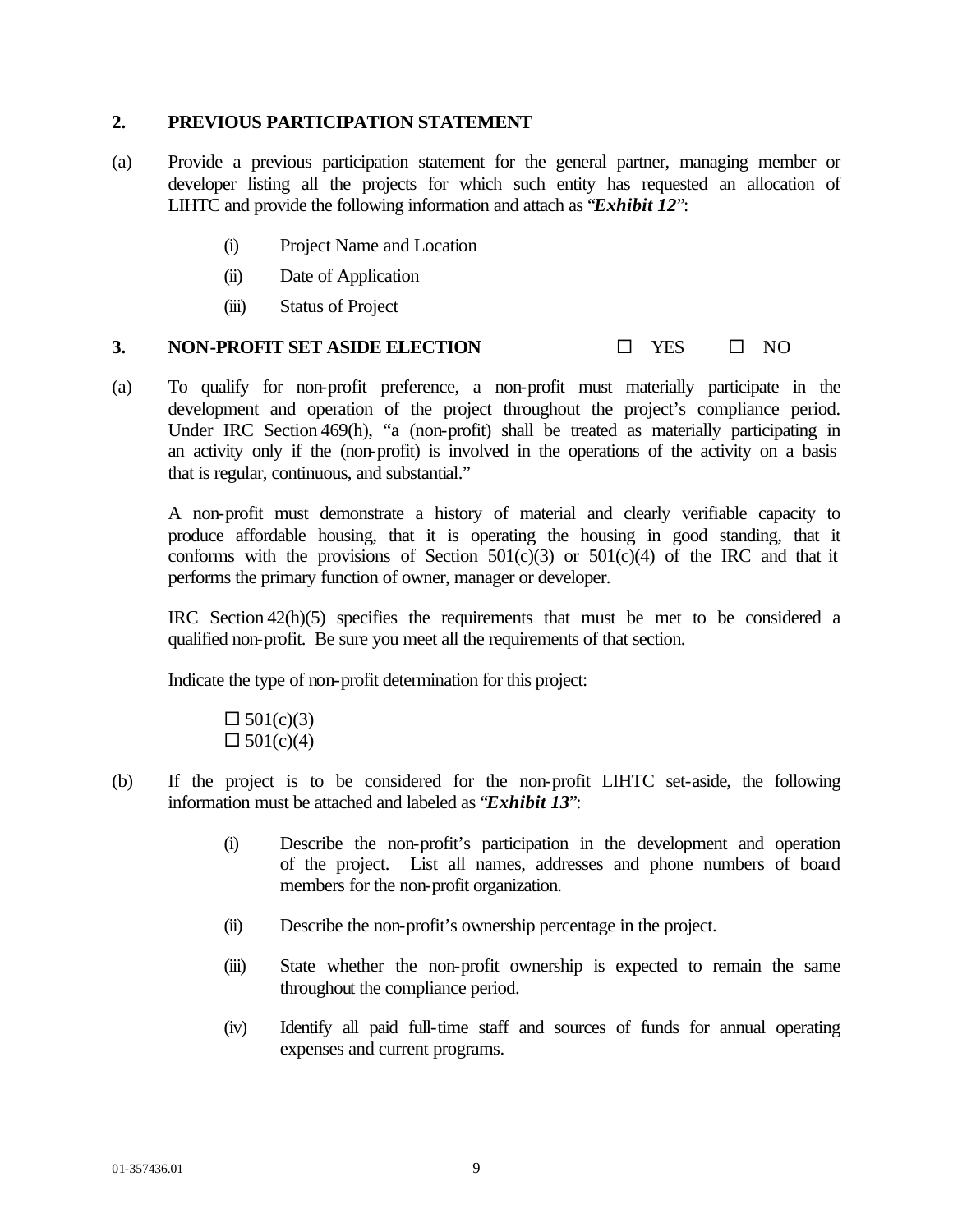## 2. PREVIOUS PARTICIPATION STATEMENT

(a) Provide a previous participation statement for the general partner, managing member or developer listing all the projects for which such entity has requested an allocation of LIHTC and provide the following information and attach as "***Exhibit 12***":

- (i) Project Name and Location
- (ii) Date of Application
- (iii) Status of Project

## 3. NON-PROFIT SET ASIDE ELECTION ☐ YES ☐ NO

(a) To qualify for non-profit preference, a non-profit must materially participate in the development and operation of the project throughout the project's compliance period. Under IRC Section 469(h), "a (non-profit) shall be treated as materially participating in an activity only if the (non-profit) is involved in the operations of the activity on a basis that is regular, continuous, and substantial."

A non-profit must demonstrate a history of material and clearly verifiable capacity to produce affordable housing, that it is operating the housing in good standing, that it conforms with the provisions of Section 501(c)(3) or 501(c)(4) of the IRC and that it performs the primary function of owner, manager or developer.

IRC Section 42(h)(5) specifies the requirements that must be met to be considered a qualified non-profit. Be sure you meet all the requirements of that section.

Indicate the type of non-profit determination for this project:

☐ 501(c)(3)
☐ 501(c)(4)

(b) If the project is to be considered for the non-profit LIHTC set-aside, the following information must be attached and labeled as "***Exhibit 13***":

- (i) Describe the non-profit's participation in the development and operation of the project. List all names, addresses and phone numbers of board members for the non-profit organization.
- (ii) Describe the non-profit's ownership percentage in the project.
- (iii) State whether the non-profit ownership is expected to remain the same throughout the compliance period.
- (iv) Identify all paid full-time staff and sources of funds for annual operating expenses and current programs.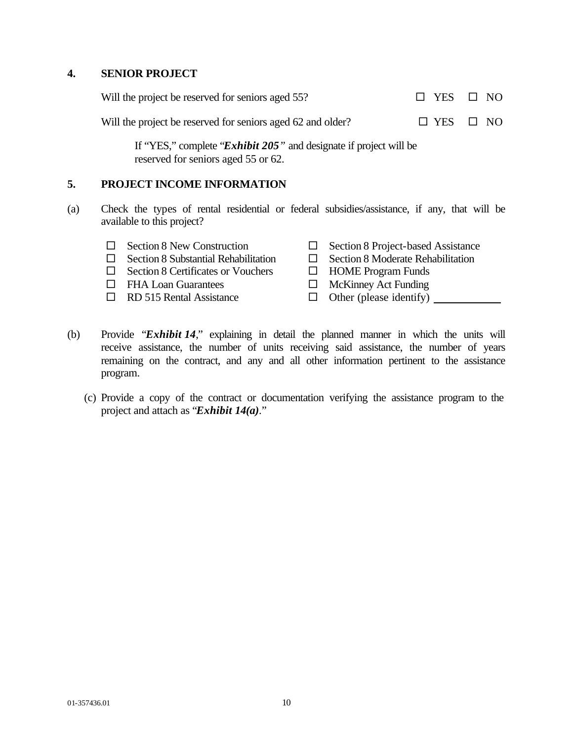## 4. SENIOR PROJECT

Will the project be reserved for seniors aged 55? ☐ YES ☐ NO

Will the project be reserved for seniors aged 62 and older? ☐ YES ☐ NO

If "YES," complete "***Exhibit 205***" and designate if project will be reserved for seniors aged 55 or 62.

## 5. PROJECT INCOME INFORMATION

(a) Check the types of rental residential or federal subsidies/assistance, if any, that will be available to this project?

- ☐ Section 8 New Construction
- ☐ Section 8 Substantial Rehabilitation
- ☐ Section 8 Certificates or Vouchers
- ☐ FHA Loan Guarantees
- ☐ RD 515 Rental Assistance
- ☐ Section 8 Project-based Assistance
- ☐ Section 8 Moderate Rehabilitation
- ☐ HOME Program Funds
- ☐ McKinney Act Funding
- ☐ Other (please identify) ____________

(b) Provide "***Exhibit 14***," explaining in detail the planned manner in which the units will receive assistance, the number of units receiving said assistance, the number of years remaining on the contract, and any and all other information pertinent to the assistance program.

(c) Provide a copy of the contract or documentation verifying the assistance program to the project and attach as "***Exhibit 14(a)***."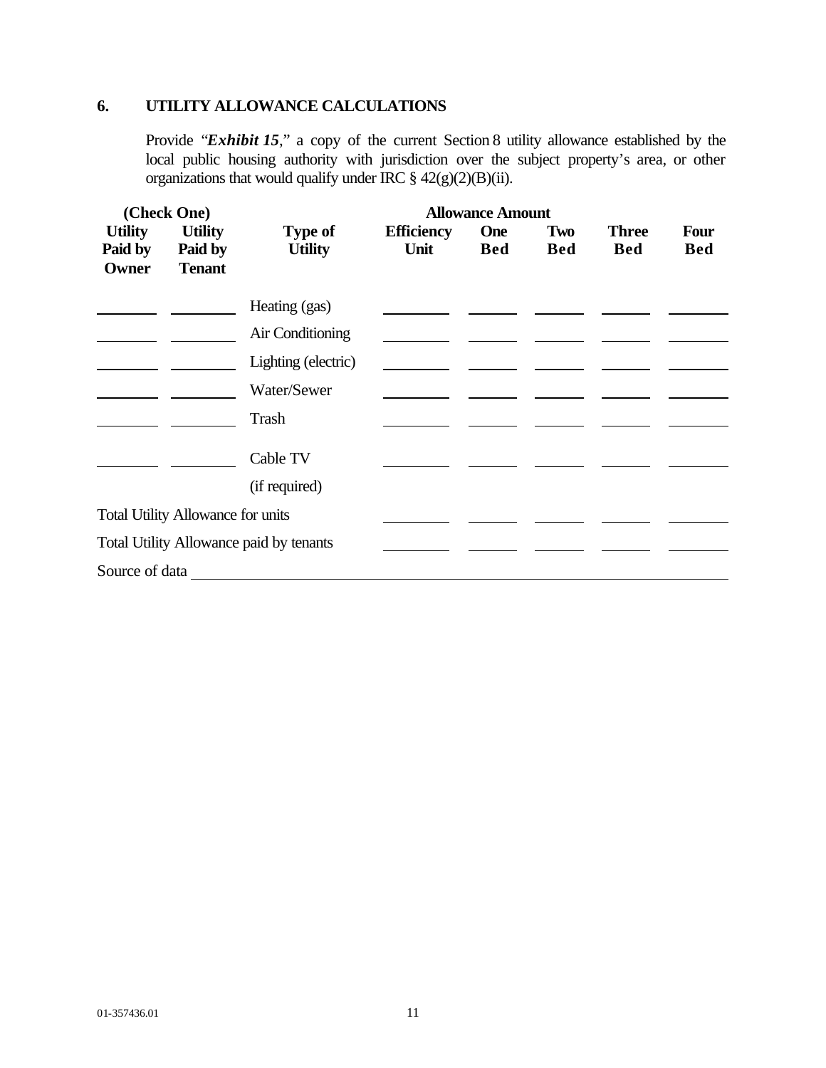## 6. UTILITY ALLOWANCE CALCULATIONS

Provide "***Exhibit 15***," a copy of the current Section 8 utility allowance established by the local public housing authority with jurisdiction over the subject property's area, or other organizations that would qualify under IRC § 42(g)(2)(B)(ii).

| (Check One) | | | Allowance Amount | | | | |
|---|---|---|---|---|---|---|---|
| **Utility Paid by Owner** | **Utility Paid by Tenant** | **Type of Utility** | **Efficiency Unit** | **One Bed** | **Two Bed** | **Three Bed** | **Four Bed** |
| \_\_\_\_\_\_ | \_\_\_\_\_\_ | Heating (gas) | \_\_\_\_\_\_ | \_\_\_\_\_\_ | \_\_\_\_\_\_ | \_\_\_\_\_\_ | \_\_\_\_\_\_ |
| \_\_\_\_\_\_ | \_\_\_\_\_\_ | Air Conditioning | \_\_\_\_\_\_ | \_\_\_\_\_\_ | \_\_\_\_\_\_ | \_\_\_\_\_\_ | \_\_\_\_\_\_ |
| \_\_\_\_\_\_ | \_\_\_\_\_\_ | Lighting (electric) | \_\_\_\_\_\_ | \_\_\_\_\_\_ | \_\_\_\_\_\_ | \_\_\_\_\_\_ | \_\_\_\_\_\_ |
| \_\_\_\_\_\_ | \_\_\_\_\_\_ | Water/Sewer | \_\_\_\_\_\_ | \_\_\_\_\_\_ | \_\_\_\_\_\_ | \_\_\_\_\_\_ | \_\_\_\_\_\_ |
| \_\_\_\_\_\_ | \_\_\_\_\_\_ | Trash | \_\_\_\_\_\_ | \_\_\_\_\_\_ | \_\_\_\_\_\_ | \_\_\_\_\_\_ | \_\_\_\_\_\_ |
| \_\_\_\_\_\_ | \_\_\_\_\_\_ | Cable TV (if required) | \_\_\_\_\_\_ | \_\_\_\_\_\_ | \_\_\_\_\_\_ | \_\_\_\_\_\_ | \_\_\_\_\_\_ |
| Total Utility Allowance for units | | | \_\_\_\_\_\_ | \_\_\_\_\_\_ | \_\_\_\_\_\_ | \_\_\_\_\_\_ | \_\_\_\_\_\_ |
| Total Utility Allowance paid by tenants | | | \_\_\_\_\_\_ | \_\_\_\_\_\_ | \_\_\_\_\_\_ | \_\_\_\_\_\_ | \_\_\_\_\_\_ |

Source of data \_\_\_\_\_\_\_\_\_\_\_\_\_\_\_\_\_\_\_\_\_\_\_\_\_\_\_\_\_\_\_\_\_\_\_\_\_\_\_\_\_\_\_\_\_\_\_\_

01-357436.01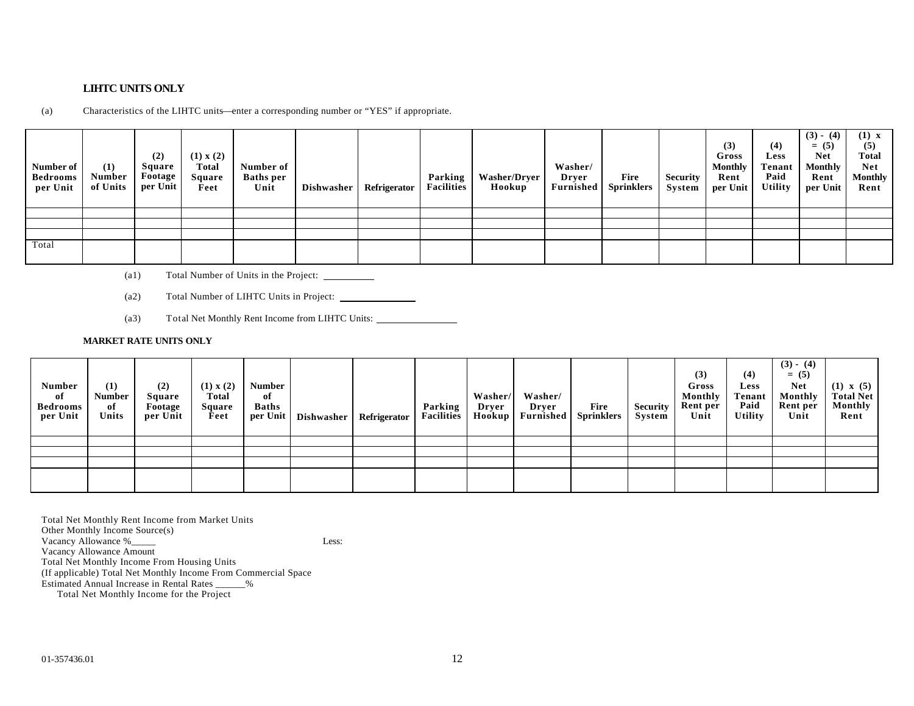**LIHTC UNITS ONLY**

(a) Characteristics of the LIHTC units—enter a corresponding number or "YES" if appropriate.

| Number of Bedrooms per Unit | (1) Number of Units | (2) Square Footage per Unit | (1) x (2) Total Square Feet | Number of Baths per Unit | Dishwasher | Refrigerator | Parking Facilities | Washer/Dryer Hookup | Washer/ Dryer Furnished | Fire Sprinklers | Security System | (3) Gross Monthly Rent per Unit | (4) Less Tenant Paid Utility | (3) - (4) = (5) Net Monthly Rent per Unit | (1) x (5) Total Net Monthly Rent |
|---|---|---|---|---|---|---|---|---|---|---|---|---|---|---|---|
| | | | | | | | | | | | | | | | |
| | | | | | | | | | | | | | | | |
| | | | | | | | | | | | | | | | |
| Total | | | | | | | | | | | | | | | |

(a1) Total Number of Units in the Project: \_\_\_\_\_\_\_\_\_\_

(a2) Total Number of LIHTC Units in Project: \_\_\_\_\_\_\_\_\_\_\_\_\_\_\_

(a3) Total Net Monthly Rent Income from LIHTC Units: \_\_\_\_\_\_\_\_\_\_\_\_\_\_\_\_

**MARKET RATE UNITS ONLY**

| Number of Bedrooms per Unit | (1) Number of Units | (2) Square Footage per Unit | (1) x (2) Total Square Feet | Number of Baths per Unit | Dishwasher | Refrigerator | Parking Facilities | Washer/ Dryer Hookup | Washer/ Dryer Furnished | Fire Sprinklers | Security System | (3) Gross Monthly Rent per Unit | (4) Less Tenant Paid Utility | (3) - (4) = (5) Net Monthly Rent per Unit | (1) x (5) Total Net Monthly Rent |
|---|---|---|---|---|---|---|---|---|---|---|---|---|---|---|---|
| | | | | | | | | | | | | | | | |
| | | | | | | | | | | | | | | | |
| | | | | | | | | | | | | | | | |
| | | | | | | | | | | | | | | | |

Total Net Monthly Rent Income from Market Units
Other Monthly Income Source(s)
Vacancy Allowance %\_\_\_\_\_ Less:
Vacancy Allowance Amount
Total Net Monthly Income From Housing Units
(If applicable) Total Net Monthly Income From Commercial Space
Estimated Annual Increase in Rental Rates \_\_\_\_\_\_%
Total Net Monthly Income for the Project

01-357436.01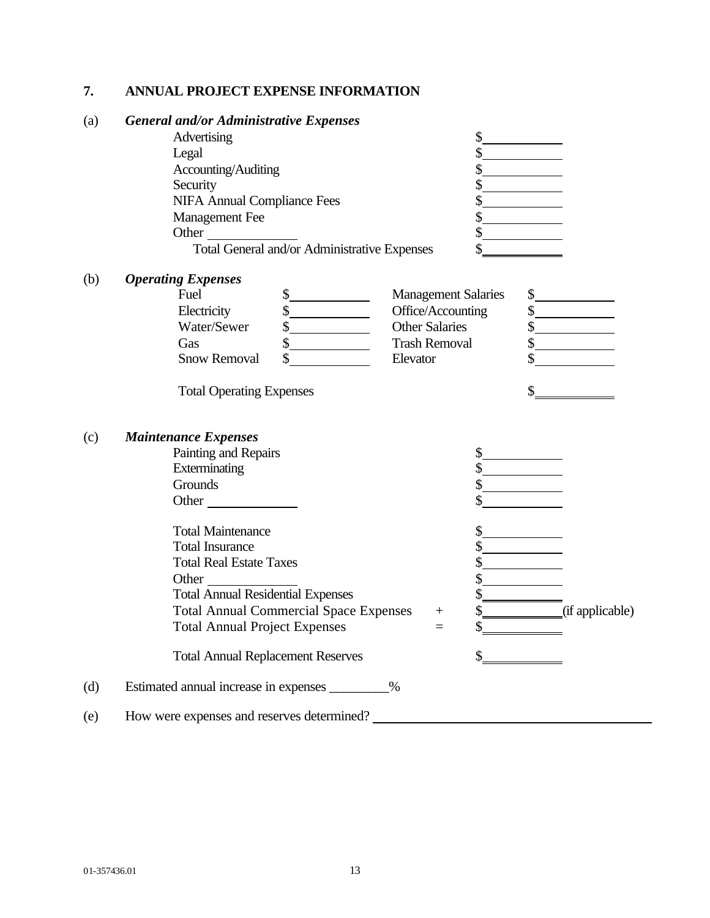## 7. ANNUAL PROJECT EXPENSE INFORMATION

(a) ***General and/or Administrative Expenses***

| | |
|---|---|
| Advertising | $\_\_\_\_\_\_\_\_\_\_ |
| Legal | $\_\_\_\_\_\_\_\_\_\_ |
| Accounting/Auditing | $\_\_\_\_\_\_\_\_\_\_ |
| Security | $\_\_\_\_\_\_\_\_\_\_ |
| NIFA Annual Compliance Fees | $\_\_\_\_\_\_\_\_\_\_ |
| Management Fee | $\_\_\_\_\_\_\_\_\_\_ |
| Other \_\_\_\_\_\_\_\_\_\_ | $\_\_\_\_\_\_\_\_\_\_ |
| Total General and/or Administrative Expenses | $\_\_\_\_\_\_\_\_\_\_ |

(b) ***Operating Expenses***

| | | | |
|---|---|---|---|
| Fuel | $\_\_\_\_\_\_\_\_\_\_ | Management Salaries | $\_\_\_\_\_\_\_\_\_\_ |
| Electricity | $\_\_\_\_\_\_\_\_\_\_ | Office/Accounting | $\_\_\_\_\_\_\_\_\_\_ |
| Water/Sewer | $\_\_\_\_\_\_\_\_\_\_ | Other Salaries | $\_\_\_\_\_\_\_\_\_\_ |
| Gas | $\_\_\_\_\_\_\_\_\_\_ | Trash Removal | $\_\_\_\_\_\_\_\_\_\_ |
| Snow Removal | $\_\_\_\_\_\_\_\_\_\_ | Elevator | $\_\_\_\_\_\_\_\_\_\_ |
| Total Operating Expenses | | | $\_\_\_\_\_\_\_\_\_\_ |

(c) ***Maintenance Expenses***

| | | |
|---|---|---|
| Painting and Repairs | | $\_\_\_\_\_\_\_\_\_\_ |
| Exterminating | | $\_\_\_\_\_\_\_\_\_\_ |
| Grounds | | $\_\_\_\_\_\_\_\_\_\_ |
| Other \_\_\_\_\_\_\_\_\_\_ | | $\_\_\_\_\_\_\_\_\_\_ |
| Total Maintenance | | $\_\_\_\_\_\_\_\_\_\_ |
| Total Insurance | | $\_\_\_\_\_\_\_\_\_\_ |
| Total Real Estate Taxes | | $\_\_\_\_\_\_\_\_\_\_ |
| Other \_\_\_\_\_\_\_\_\_\_ | | $\_\_\_\_\_\_\_\_\_\_ |
| Total Annual Residential Expenses | | $\_\_\_\_\_\_\_\_\_\_ |
| Total Annual Commercial Space Expenses | + | $\_\_\_\_\_\_\_\_\_\_ (if applicable) |
| Total Annual Project Expenses | = | $\_\_\_\_\_\_\_\_\_\_ |
| Total Annual Replacement Reserves | | $\_\_\_\_\_\_\_\_\_\_ |

(d) Estimated annual increase in expenses \_\_\_\_\_\_\_\_\_%

(e) How were expenses and reserves determined? \_\_\_\_\_\_\_\_\_\_\_\_\_\_\_\_\_\_\_\_\_\_\_\_\_\_\_\_\_\_\_\_\_\_\_\_\_\_\_\_

01-357436.01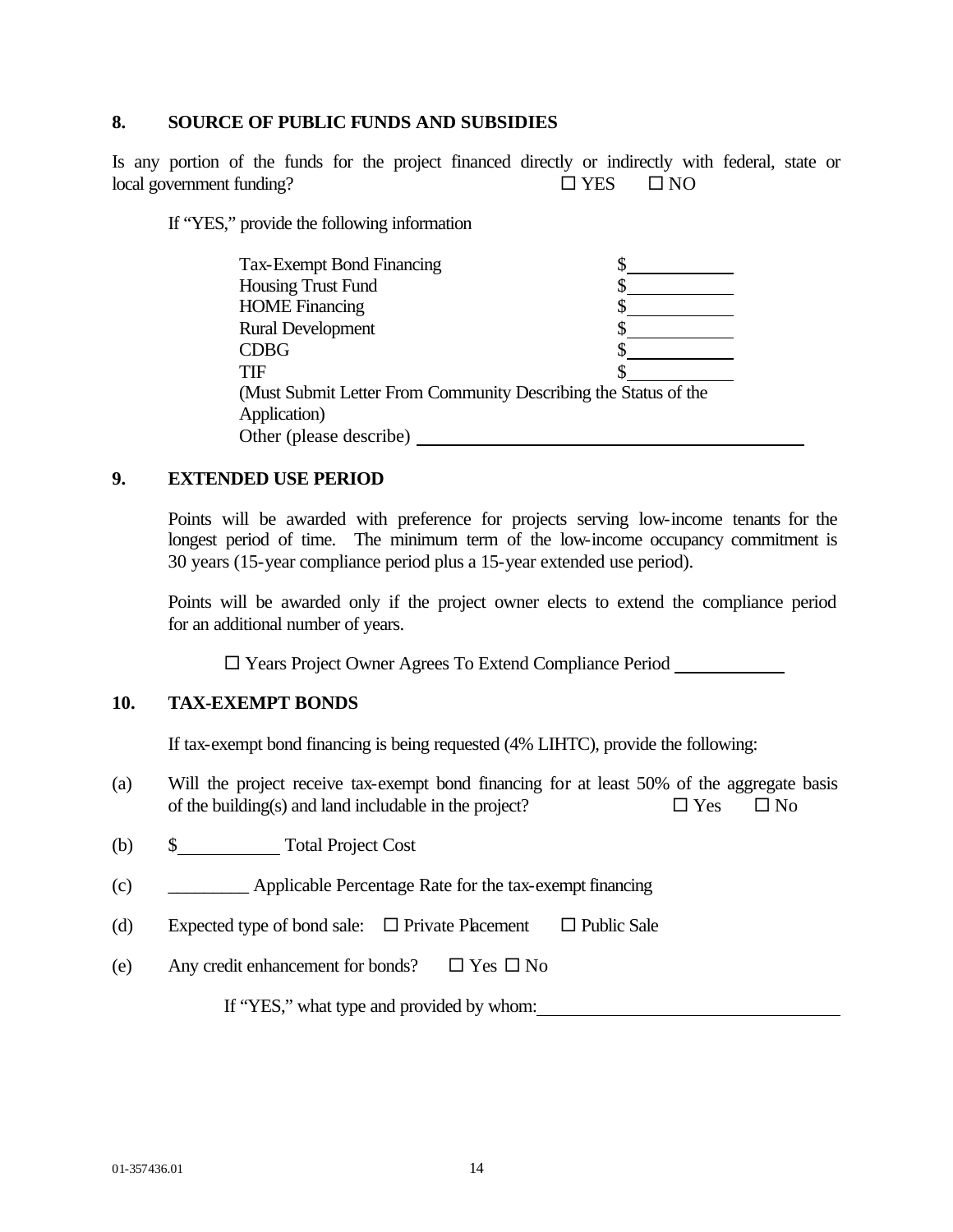## 8. SOURCE OF PUBLIC FUNDS AND SUBSIDIES

Is any portion of the funds for the project financed directly or indirectly with federal, state or local government funding? ☐ YES ☐ NO

If "YES," provide the following information

| | |
|---|---|
| Tax-Exempt Bond Financing | $\_\_\_\_\_\_\_\_\_\_ |
| Housing Trust Fund | $\_\_\_\_\_\_\_\_\_\_ |
| HOME Financing | $\_\_\_\_\_\_\_\_\_\_ |
| Rural Development | $\_\_\_\_\_\_\_\_\_\_ |
| CDBG | $\_\_\_\_\_\_\_\_\_\_ |
| TIF | $\_\_\_\_\_\_\_\_\_\_ |

(Must Submit Letter From Community Describing the Status of the Application)

Other (please describe) \_\_\_\_\_\_\_\_\_\_\_\_\_\_\_\_\_\_\_\_\_\_\_\_\_\_\_\_\_\_\_\_\_\_\_\_\_\_\_\_

## 9. EXTENDED USE PERIOD

Points will be awarded with preference for projects serving low-income tenants for the longest period of time. The minimum term of the low-income occupancy commitment is 30 years (15-year compliance period plus a 15-year extended use period).

Points will be awarded only if the project owner elects to extend the compliance period for an additional number of years.

☐ Years Project Owner Agrees To Extend Compliance Period \_\_\_\_\_\_\_\_\_\_

## 10. TAX-EXEMPT BONDS

If tax-exempt bond financing is being requested (4% LIHTC), provide the following:

(a) Will the project receive tax-exempt bond financing for at least 50% of the aggregate basis of the building(s) and land includable in the project? ☐ Yes ☐ No

(b) $\_\_\_\_\_\_\_\_\_\_ Total Project Cost

(c) \_\_\_\_\_\_\_\_\_ Applicable Percentage Rate for the tax-exempt financing

(d) Expected type of bond sale: ☐ Private Placement ☐ Public Sale

(e) Any credit enhancement for bonds? ☐ Yes ☐ No

If "YES," what type and provided by whom: \_\_\_\_\_\_\_\_\_\_\_\_\_\_\_\_\_\_\_\_\_\_\_\_\_\_\_\_\_\_\_\_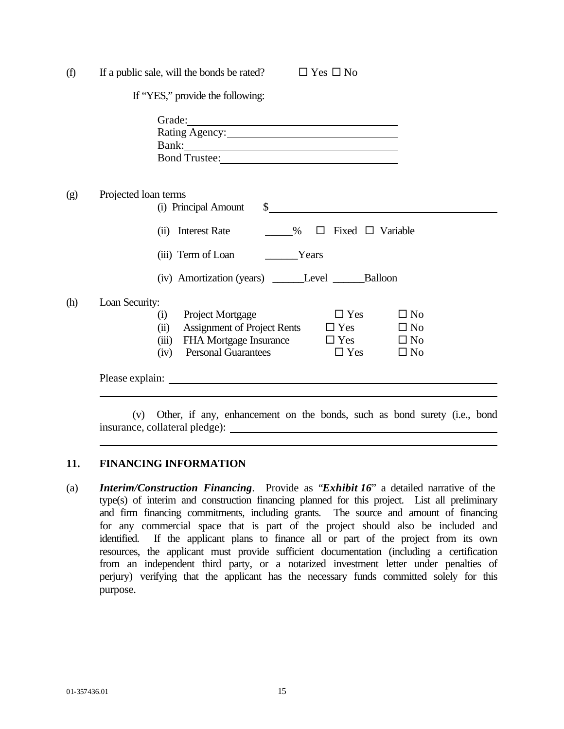(f) If a public sale, will the bonds be rated? ☐ Yes ☐ No

If "YES," provide the following:

Grade: \_\_\_\_\_\_\_\_\_\_\_\_\_\_\_\_\_\_\_\_\_\_\_\_\_\_\_\_\_\_\_\_\_\_\_\_\_\_\_\_
Rating Agency: \_\_\_\_\_\_\_\_\_\_\_\_\_\_\_\_\_\_\_\_\_\_\_\_\_\_\_\_\_\_\_\_\_\_
Bank: \_\_\_\_\_\_\_\_\_\_\_\_\_\_\_\_\_\_\_\_\_\_\_\_\_\_\_\_\_\_\_\_\_\_\_\_\_\_\_\_\_
Bond Trustee: \_\_\_\_\_\_\_\_\_\_\_\_\_\_\_\_\_\_\_\_\_\_\_\_\_\_\_\_\_\_\_\_\_\_\_

(g) Projected loan terms

(i) Principal Amount $\_\_\_\_\_\_\_\_\_\_\_\_\_\_\_\_\_\_\_\_\_\_\_\_\_\_\_\_\_\_\_\_\_\_\_\_\_\_\_\_

(ii) Interest Rate \_\_\_\_\_% ☐ Fixed ☐ Variable

(iii) Term of Loan \_\_\_\_\_\_Years

(iv) Amortization (years) \_\_\_\_\_\_Level \_\_\_\_\_\_Balloon

(h) Loan Security:

| | | | |
|---|---|---|---|
| (i) | Project Mortgage | ☐ Yes | ☐ No |
| (ii) | Assignment of Project Rents | ☐ Yes | ☐ No |
| (iii) | FHA Mortgage Insurance | ☐ Yes | ☐ No |
| (iv) | Personal Guarantees | ☐ Yes | ☐ No |

Please explain: \_\_\_\_\_\_\_\_\_\_\_\_\_\_\_\_\_\_\_\_\_\_\_\_\_\_\_\_\_\_\_\_\_\_\_\_\_\_\_\_\_\_\_\_\_\_\_\_\_\_\_\_\_\_\_\_

\_\_\_\_\_\_\_\_\_\_\_\_\_\_\_\_\_\_\_\_\_\_\_\_\_\_\_\_\_\_\_\_\_\_\_\_\_\_\_\_\_\_\_\_\_\_\_\_\_\_\_\_\_\_\_\_\_\_\_\_\_\_\_\_\_\_\_\_\_\_\_

(v) Other, if any, enhancement on the bonds, such as bond surety (i.e., bond insurance, collateral pledge): \_\_\_\_\_\_\_\_\_\_\_\_\_\_\_\_\_\_\_\_\_\_\_\_\_\_\_\_\_\_\_\_\_\_\_\_\_\_\_\_\_\_\_\_\_\_\_\_\_\_

\_\_\_\_\_\_\_\_\_\_\_\_\_\_\_\_\_\_\_\_\_\_\_\_\_\_\_\_\_\_\_\_\_\_\_\_\_\_\_\_\_\_\_\_\_\_\_\_\_\_\_\_\_\_\_\_\_\_\_\_\_\_\_\_\_\_\_\_\_\_\_

## 11. FINANCING INFORMATION

(a) ***Interim/Construction Financing***. Provide as "***Exhibit 16***" a detailed narrative of the type(s) of interim and construction financing planned for this project. List all preliminary and firm financing commitments, including grants. The source and amount of financing for any commercial space that is part of the project should also be included and identified. If the applicant plans to finance all or part of the project from its own resources, the applicant must provide sufficient documentation (including a certification from an independent third party, or a notarized investment letter under penalties of perjury) verifying that the applicant has the necessary funds committed solely for this purpose.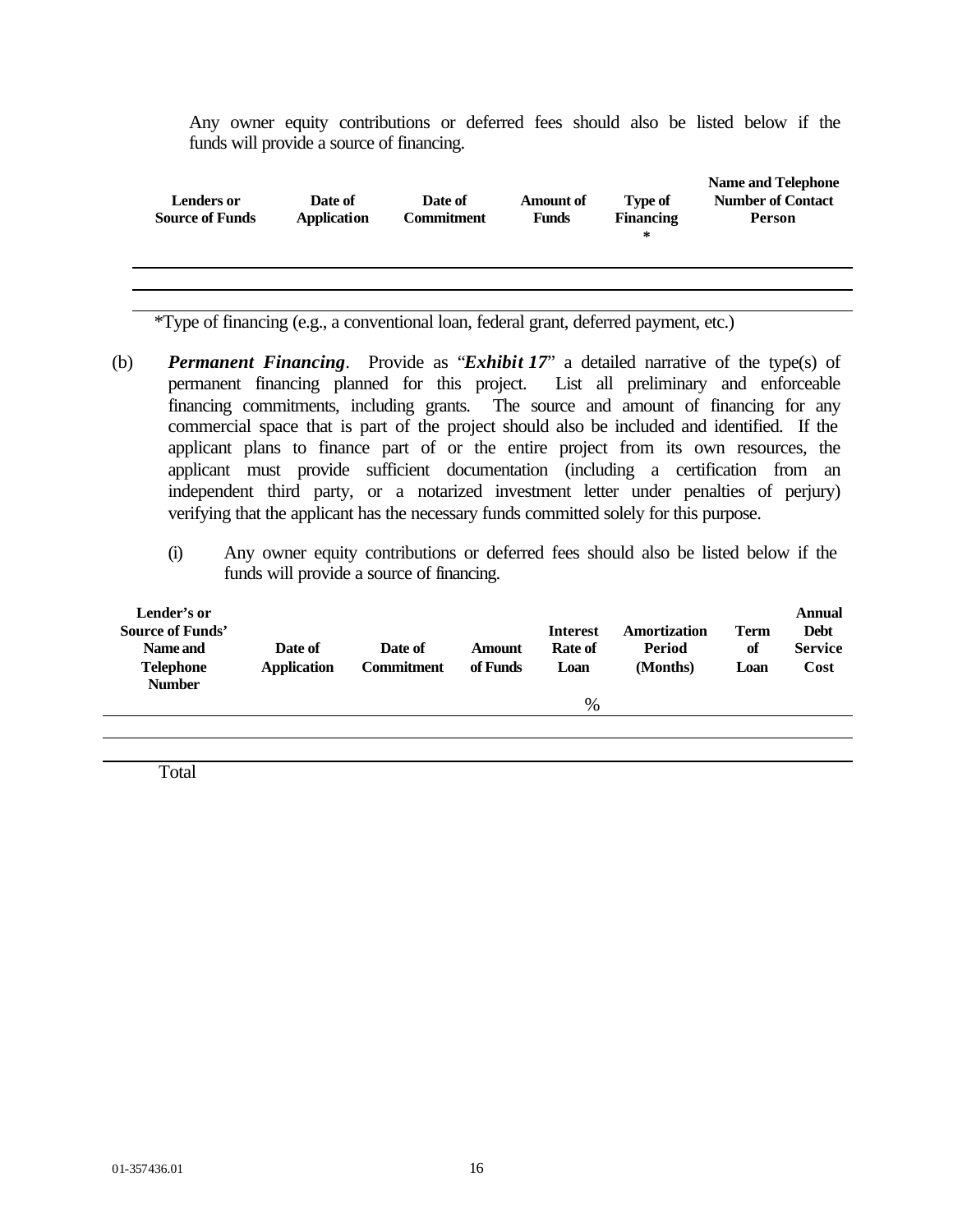Any owner equity contributions or deferred fees should also be listed below if the funds will provide a source of financing.

| Lenders or Source of Funds | Date of Application | Date of Commitment | Amount of Funds | Type of Financing * | Name and Telephone Number of Contact Person |
|---|---|---|---|---|---|
| | | | | | |
| | | | | | |

*Type of financing (e.g., a conventional loan, federal grant, deferred payment, etc.)

(b) ***Permanent Financing***. Provide as "***Exhibit 17***" a detailed narrative of the type(s) of permanent financing planned for this project. List all preliminary and enforceable financing commitments, including grants. The source and amount of financing for any commercial space that is part of the project should also be included and identified. If the applicant plans to finance part of or the entire project from its own resources, the applicant must provide sufficient documentation (including a certification from an independent third party, or a notarized investment letter under penalties of perjury) verifying that the applicant has the necessary funds committed solely for this purpose.

(i) Any owner equity contributions or deferred fees should also be listed below if the funds will provide a source of financing.

| Lender's or Source of Funds' Name and Telephone Number | Date of Application | Date of Commitment | Amount of Funds | Interest Rate of Loan | Amortization Period (Months) | Term of Loan | Annual Debt Service Cost |
|---|---|---|---|---|---|---|---|
| | | | | % | | | |
| | | | | | | | |
| Total | | | | | | | |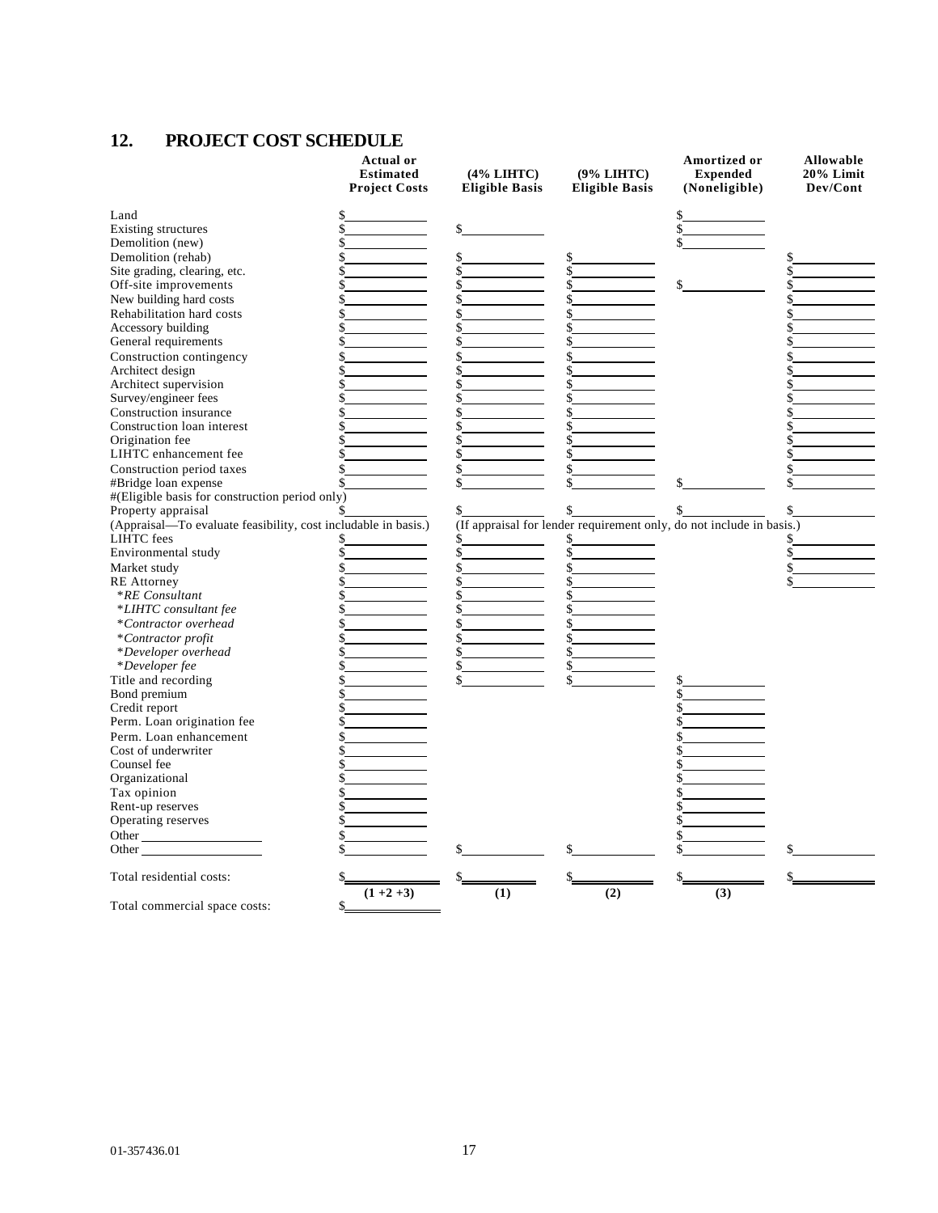## 12. PROJECT COST SCHEDULE

| | Actual or Estimated Project Costs | (4% LIHTC) Eligible Basis | (9% LIHTC) Eligible Basis | Amortized or Expended (Noneligible) | Allowable 20% Limit Dev/Cont |
|---|---|---|---|---|---|
| Land | $ | | | $ | |
| Existing structures | $ | $ | | $ | |
| Demolition (new) | $ | | | $ | |
| Demolition (rehab) | $ | $ | $ | | $ |
| Site grading, clearing, etc. | $ | $ | $ | | $ |
| Off-site improvements | $ | $ | $ | $ | $ |
| New building hard costs | $ | $ | $ | | $ |
| Rehabilitation hard costs | $ | $ | $ | | $ |
| Accessory building | $ | $ | $ | | $ |
| General requirements | $ | $ | $ | | $ |
| Construction contingency | $ | $ | $ | | $ |
| Architect design | $ | $ | $ | | $ |
| Architect supervision | $ | $ | $ | | $ |
| Survey/engineer fees | $ | $ | $ | | $ |
| Construction insurance | $ | $ | $ | | $ |
| Construction loan interest | $ | $ | $ | | $ |
| Origination fee | $ | $ | $ | | $ |
| LIHTC enhancement fee | $ | $ | $ | | $ |
| Construction period taxes | $ | $ | $ | | $ |
| #Bridge loan expense | $ | $ | $ | $ | $ |
| #(Eligible basis for construction period only) | | | | | |
| Property appraisal | $ | $ | $ | $ | $ |
| (Appraisal—To evaluate feasibility, cost includable in basis.) | | (If appraisal for lender requirement only, do not include in basis.) | | | |
| LIHTC fees | $ | $ | $ | | $ |
| Environmental study | $ | $ | $ | | $ |
| Market study | $ | $ | $ | | $ |
| RE Attorney | $ | $ | $ | | $ |
| **RE Consultant* | $ | $ | $ | | |
| **LIHTC consultant fee* | $ | $ | $ | | |
| **Contractor overhead* | $ | $ | $ | | |
| **Contractor profit* | $ | $ | $ | | |
| **Developer overhead* | $ | $ | $ | | |
| **Developer fee* | $ | $ | $ | | |
| Title and recording | $ | $ | $ | $ | |
| Bond premium | $ | | | $ | |
| Credit report | $ | | | $ | |
| Perm. Loan origination fee | $ | | | $ | |
| Perm. Loan enhancement | $ | | | $ | |
| Cost of underwriter | $ | | | $ | |
| Counsel fee | $ | | | $ | |
| Organizational | $ | | | $ | |
| Tax opinion | $ | | | $ | |
| Rent-up reserves | $ | | | $ | |
| Operating reserves | $ | | | $ | |
| Other ______________ | $ | | | $ | |
| Other ______________ | $ | $ | $ | $ | $ |
| Total residential costs: | $ (1 +2 +3) | $ (1) | $ (2) | $ (3) | $ |
| Total commercial space costs: | $ | | | | |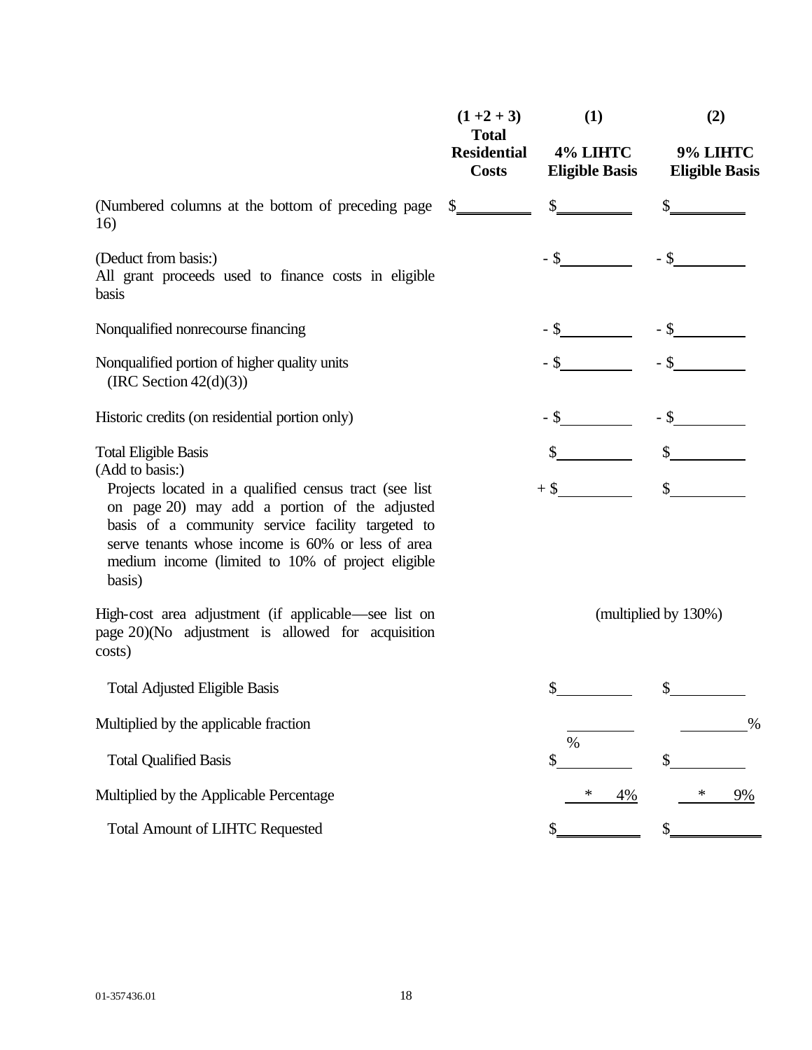| | (1 +2 + 3) Total Residential Costs | (1) 4% LIHTC Eligible Basis | (2) 9% LIHTC Eligible Basis |
|---|---|---|---|
| (Numbered columns at the bottom of preceding page 16) | $\_\_\_\_\_\_\_\_ | $\_\_\_\_\_\_\_\_ | $\_\_\_\_\_\_\_\_ |
| (Deduct from basis:) All grant proceeds used to finance costs in eligible basis | | - $\_\_\_\_\_\_\_\_ | - $\_\_\_\_\_\_\_\_ |
| Nonqualified nonrecourse financing | | - $\_\_\_\_\_\_\_\_ | - $\_\_\_\_\_\_\_\_ |
| Nonqualified portion of higher quality units (IRC Section 42(d)(3)) | | - $\_\_\_\_\_\_\_\_ | - $\_\_\_\_\_\_\_\_ |
| Historic credits (on residential portion only) | | - $\_\_\_\_\_\_\_\_ | - $\_\_\_\_\_\_\_\_ |
| Total Eligible Basis | | $\_\_\_\_\_\_\_\_ | $\_\_\_\_\_\_\_\_ |
| (Add to basis:) Projects located in a qualified census tract (see list on page 20) may add a portion of the adjusted basis of a community service facility targeted to serve tenants whose income is 60% or less of area medium income (limited to 10% of project eligible basis) | | + $\_\_\_\_\_\_\_\_ | $\_\_\_\_\_\_\_\_ |
| High-cost area adjustment (if applicable—see list on page 20)(No adjustment is allowed for acquisition costs) | | (multiplied by 130%) | |
| Total Adjusted Eligible Basis | | $\_\_\_\_\_\_\_\_ | $\_\_\_\_\_\_\_\_ |
| Multiplied by the applicable fraction | | \_\_\_\_\_\_\_\_ % | \_\_\_\_\_\_\_\_ % |
| Total Qualified Basis | | $\_\_\_\_\_\_\_\_ | $\_\_\_\_\_\_\_\_ |
| Multiplied by the Applicable Percentage | | * 4% | * 9% |
| Total Amount of LIHTC Requested | | $\_\_\_\_\_\_\_\_ | $\_\_\_\_\_\_\_\_ |

01-357436.01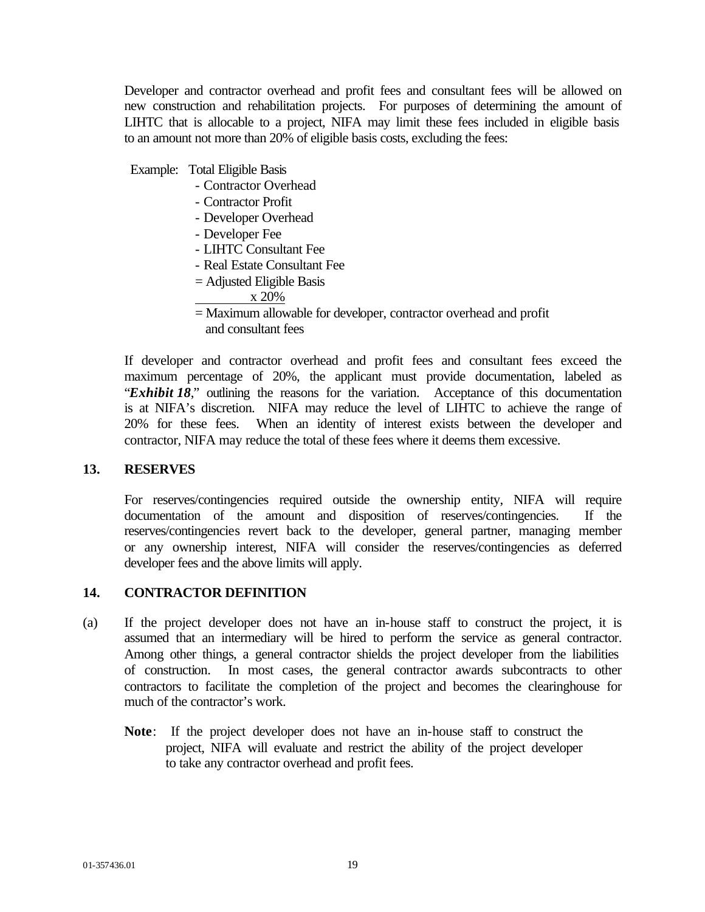Developer and contractor overhead and profit fees and consultant fees will be allowed on new construction and rehabilitation projects. For purposes of determining the amount of LIHTC that is allocable to a project, NIFA may limit these fees included in eligible basis to an amount not more than 20% of eligible basis costs, excluding the fees:

Example: Total Eligible Basis
- Contractor Overhead
- Contractor Profit
- Developer Overhead
- Developer Fee
- LIHTC Consultant Fee
- Real Estate Consultant Fee

= Adjusted Eligible Basis
x 20%

= Maximum allowable for developer, contractor overhead and profit and consultant fees

If developer and contractor overhead and profit fees and consultant fees exceed the maximum percentage of 20%, the applicant must provide documentation, labeled as "***Exhibit 18***," outlining the reasons for the variation. Acceptance of this documentation is at NIFA's discretion. NIFA may reduce the level of LIHTC to achieve the range of 20% for these fees. When an identity of interest exists between the developer and contractor, NIFA may reduce the total of these fees where it deems them excessive.

## 13. RESERVES

For reserves/contingencies required outside the ownership entity, NIFA will require documentation of the amount and disposition of reserves/contingencies. If the reserves/contingencies revert back to the developer, general partner, managing member or any ownership interest, NIFA will consider the reserves/contingencies as deferred developer fees and the above limits will apply.

## 14. CONTRACTOR DEFINITION

(a) If the project developer does not have an in-house staff to construct the project, it is assumed that an intermediary will be hired to perform the service as general contractor. Among other things, a general contractor shields the project developer from the liabilities of construction. In most cases, the general contractor awards subcontracts to other contractors to facilitate the completion of the project and becomes the clearinghouse for much of the contractor's work.

**Note**: If the project developer does not have an in-house staff to construct the project, NIFA will evaluate and restrict the ability of the project developer to take any contractor overhead and profit fees.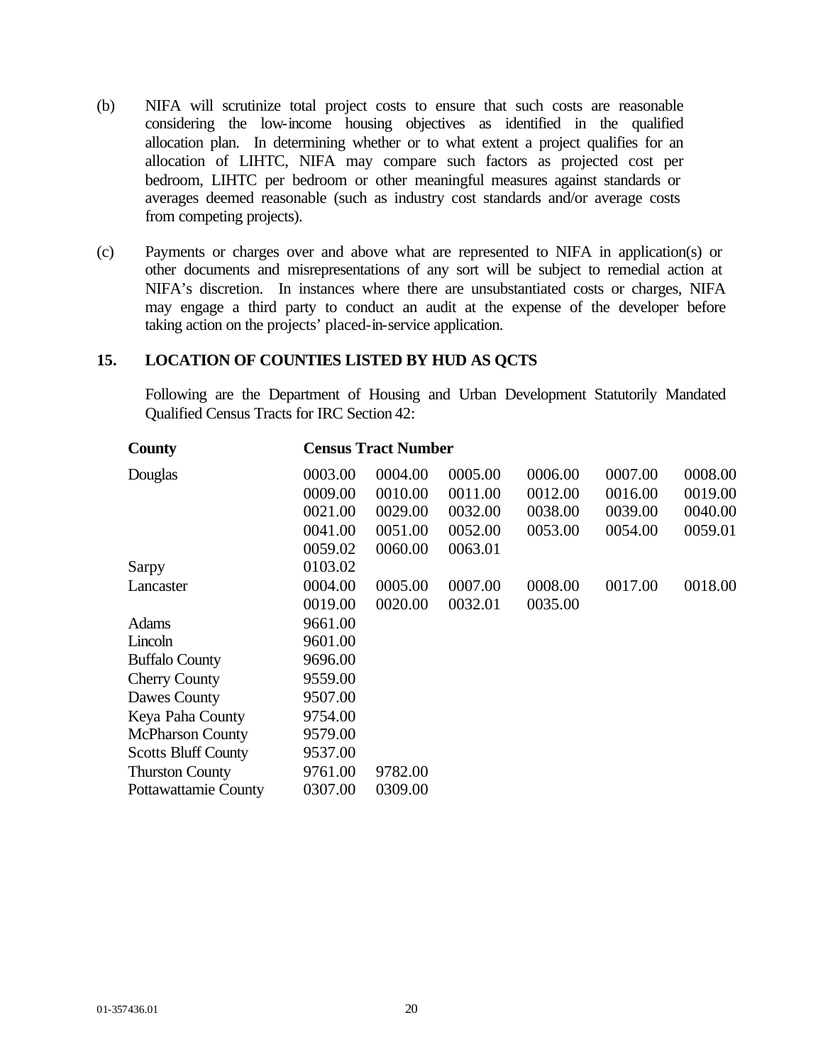(b) NIFA will scrutinize total project costs to ensure that such costs are reasonable considering the low-income housing objectives as identified in the qualified allocation plan. In determining whether or to what extent a project qualifies for an allocation of LIHTC, NIFA may compare such factors as projected cost per bedroom, LIHTC per bedroom or other meaningful measures against standards or averages deemed reasonable (such as industry cost standards and/or average costs from competing projects).

(c) Payments or charges over and above what are represented to NIFA in application(s) or other documents and misrepresentations of any sort will be subject to remedial action at NIFA's discretion. In instances where there are unsubstantiated costs or charges, NIFA may engage a third party to conduct an audit at the expense of the developer before taking action on the projects' placed-in-service application.

## 15. LOCATION OF COUNTIES LISTED BY HUD AS QCTS

Following are the Department of Housing and Urban Development Statutorily Mandated Qualified Census Tracts for IRC Section 42:

| County | Census Tract Number | | | | | |
|---|---|---|---|---|---|---|
| Douglas | 0003.00 | 0004.00 | 0005.00 | 0006.00 | 0007.00 | 0008.00 |
| | 0009.00 | 0010.00 | 0011.00 | 0012.00 | 0016.00 | 0019.00 |
| | 0021.00 | 0029.00 | 0032.00 | 0038.00 | 0039.00 | 0040.00 |
| | 0041.00 | 0051.00 | 0052.00 | 0053.00 | 0054.00 | 0059.01 |
| | 0059.02 | 0060.00 | 0063.01 | | | |
| Sarpy | 0103.02 | | | | | |
| Lancaster | 0004.00 | 0005.00 | 0007.00 | 0008.00 | 0017.00 | 0018.00 |
| | 0019.00 | 0020.00 | 0032.01 | 0035.00 | | |
| Adams | 9661.00 | | | | | |
| Lincoln | 9601.00 | | | | | |
| Buffalo County | 9696.00 | | | | | |
| Cherry County | 9559.00 | | | | | |
| Dawes County | 9507.00 | | | | | |
| Keya Paha County | 9754.00 | | | | | |
| McPharson County | 9579.00 | | | | | |
| Scotts Bluff County | 9537.00 | | | | | |
| Thurston County | 9761.00 | 9782.00 | | | | |
| Pottawattamie County | 0307.00 | 0309.00 | | | | |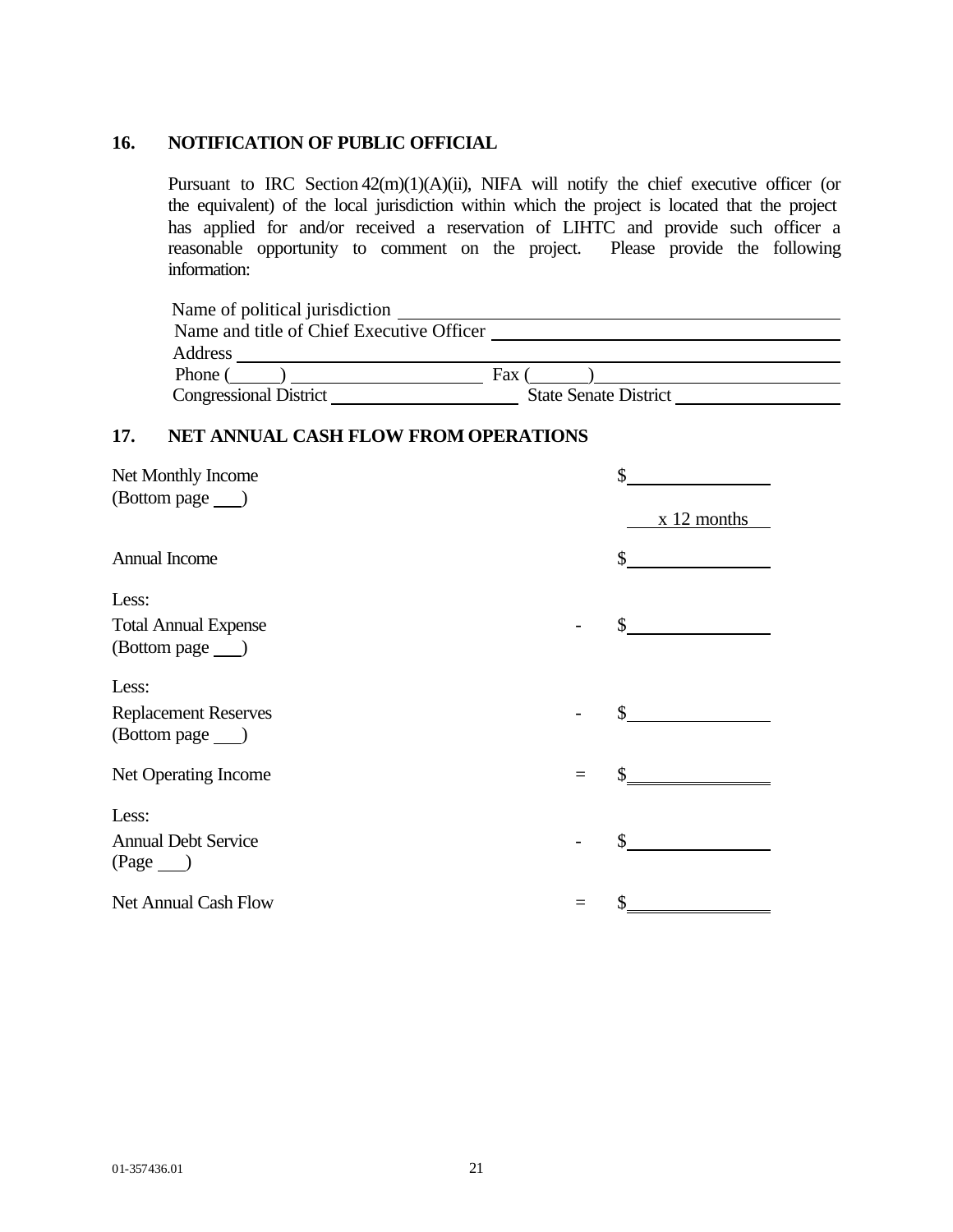## 16. NOTIFICATION OF PUBLIC OFFICIAL

Pursuant to IRC Section 42(m)(1)(A)(ii), NIFA will notify the chief executive officer (or the equivalent) of the local jurisdiction within which the project is located that the project has applied for and/or received a reservation of LIHTC and provide such officer a reasonable opportunity to comment on the project. Please provide the following information:

Name of political jurisdiction ______________________________

Name and title of Chief Executive Officer ______________________________

Address ______________________________

Phone (______) ______________________ Fax (______) ______________________

Congressional District ______________________ State Senate District ______________________

## 17. NET ANNUAL CASH FLOW FROM OPERATIONS

| | | |
|---|---|---|
| Net Monthly Income (Bottom page ___) | | $________________ |
| | | x 12 months |
| Annual Income | | $________________ |
| Less: | | |
| Total Annual Expense (Bottom page ___) | - | $________________ |
| Less: | | |
| Replacement Reserves (Bottom page ___) | - | $________________ |
| Net Operating Income | = | $________________ |
| Less: | | |
| Annual Debt Service (Page ___) | - | $________________ |
| Net Annual Cash Flow | = | $________________ |

01-357436.01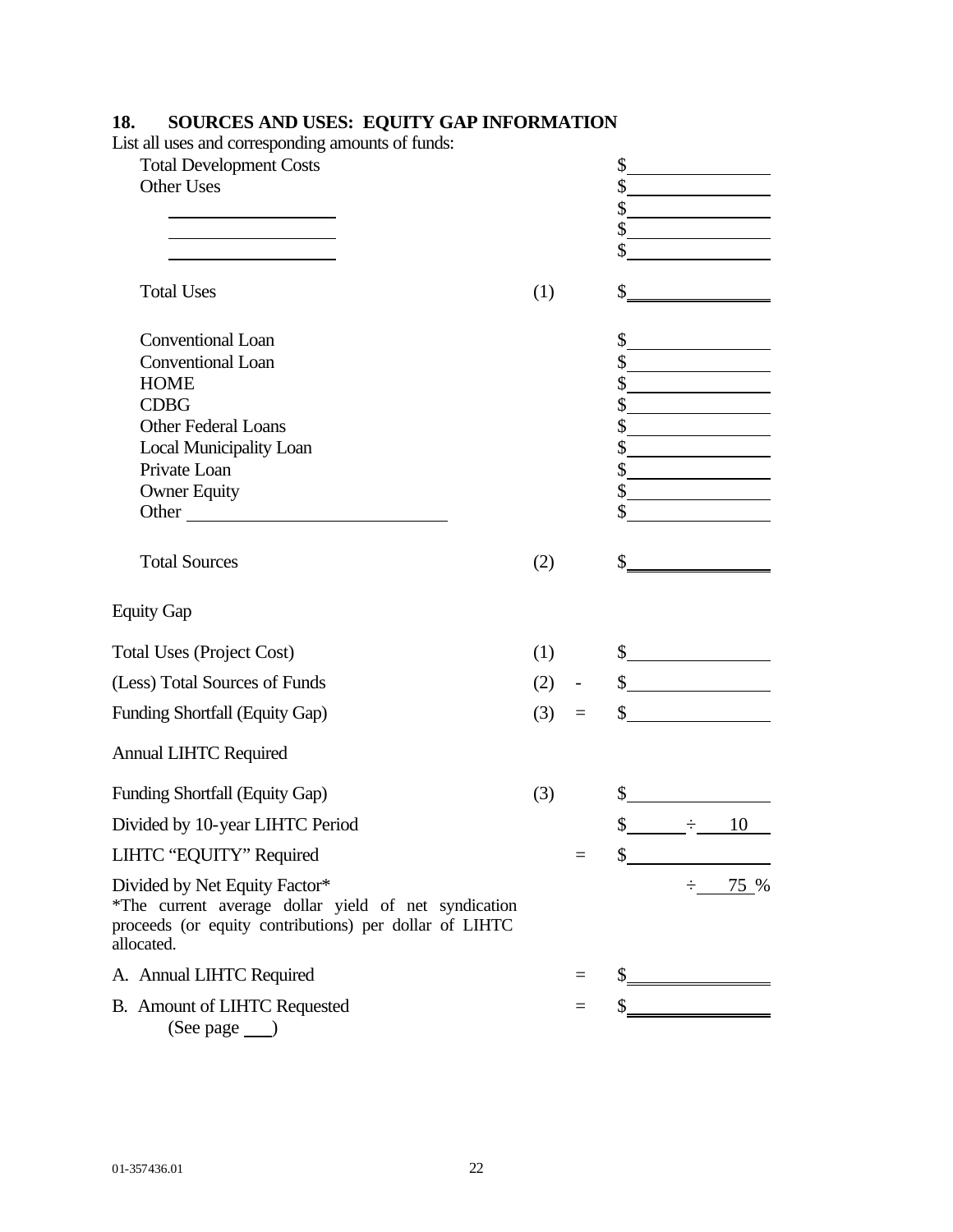## 18. SOURCES AND USES: EQUITY GAP INFORMATION

List all uses and corresponding amounts of funds:

| | | | |
|---|---|---|---|
| Total Development Costs | | | $\_\_\_\_\_\_\_\_\_\_ |
| Other Uses | | | $\_\_\_\_\_\_\_\_\_\_ |
| | | | $\_\_\_\_\_\_\_\_\_\_ |
| \_\_\_\_\_\_\_\_\_\_\_\_\_\_ | | | $\_\_\_\_\_\_\_\_\_\_ |
| \_\_\_\_\_\_\_\_\_\_\_\_\_\_ | | | $\_\_\_\_\_\_\_\_\_\_ |
| \_\_\_\_\_\_\_\_\_\_\_\_\_\_ | | | |
| Total Uses | (1) | | $\_\_\_\_\_\_\_\_\_\_ |
| Conventional Loan | | | $\_\_\_\_\_\_\_\_\_\_ |
| Conventional Loan | | | $\_\_\_\_\_\_\_\_\_\_ |
| HOME | | | $\_\_\_\_\_\_\_\_\_\_ |
| CDBG | | | $\_\_\_\_\_\_\_\_\_\_ |
| Other Federal Loans | | | $\_\_\_\_\_\_\_\_\_\_ |
| Local Municipality Loan | | | $\_\_\_\_\_\_\_\_\_\_ |
| Private Loan | | | $\_\_\_\_\_\_\_\_\_\_ |
| Owner Equity | | | $\_\_\_\_\_\_\_\_\_\_ |
| Other \_\_\_\_\_\_\_\_\_\_\_\_\_\_\_\_\_\_ | | | $\_\_\_\_\_\_\_\_\_\_ |
| Total Sources | (2) | | $\_\_\_\_\_\_\_\_\_\_ |

Equity Gap

| | | | |
|---|---|---|---|
| Total Uses (Project Cost) | (1) | | $\_\_\_\_\_\_\_\_\_\_ |
| (Less) Total Sources of Funds | (2) | - | $\_\_\_\_\_\_\_\_\_\_ |
| Funding Shortfall (Equity Gap) | (3) | = | $\_\_\_\_\_\_\_\_\_\_ |

Annual LIHTC Required

| | | | |
|---|---|---|---|
| Funding Shortfall (Equity Gap) | (3) | | $\_\_\_\_\_\_\_\_\_\_ |
| Divided by 10-year LIHTC Period | | | $\_\_\_\_\_ ÷ 10 |
| LIHTC "EQUITY" Required | | = | $\_\_\_\_\_\_\_\_\_\_ |
| Divided by Net Equity Factor* | | | ÷ 75 % |

*The current average dollar yield of net syndication proceeds (or equity contributions) per dollar of LIHTC allocated.

| | | | |
|---|---|---|---|
| A. Annual LIHTC Required | | = | $\_\_\_\_\_\_\_\_\_\_ |
| B. Amount of LIHTC Requested (See page \_\_\_) | | = | $\_\_\_\_\_\_\_\_\_\_ |

01-357436.01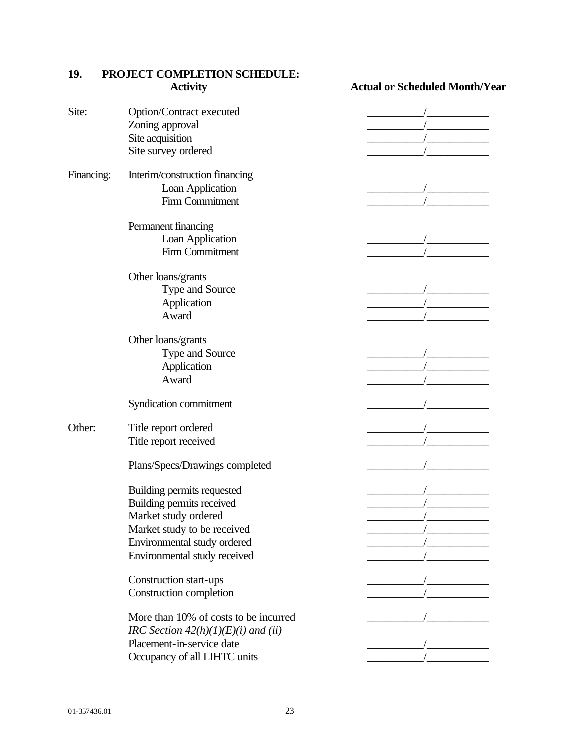## 19. PROJECT COMPLETION SCHEDULE:

| | Activity | Actual or Scheduled Month/Year |
|---|---|---|
| Site: | Option/Contract executed | __________/___________ |
| | Zoning approval | __________/___________ |
| | Site acquisition | __________/___________ |
| | Site survey ordered | __________/___________ |
| Financing: | Interim/construction financing | |
| | Loan Application | __________/___________ |
| | Firm Commitment | __________/___________ |
| | Permanent financing | |
| | Loan Application | __________/___________ |
| | Firm Commitment | __________/___________ |
| | Other loans/grants | |
| | Type and Source | __________/___________ |
| | Application | __________/___________ |
| | Award | __________/___________ |
| | Other loans/grants | |
| | Type and Source | __________/___________ |
| | Application | __________/___________ |
| | Award | __________/___________ |
| | Syndication commitment | __________/___________ |
| Other: | Title report ordered | __________/___________ |
| | Title report received | __________/___________ |
| | Plans/Specs/Drawings completed | __________/___________ |
| | Building permits requested | __________/___________ |
| | Building permits received | __________/___________ |
| | Market study ordered | __________/___________ |
| | Market study to be received | __________/___________ |
| | Environmental study ordered | __________/___________ |
| | Environmental study received | __________/___________ |
| | Construction start-ups | __________/___________ |
| | Construction completion | __________/___________ |
| | More than 10% of costs to be incurred *IRC Section 42(h)(1)(E)(i) and (ii)* | __________/___________ |
| | Placement-in-service date | __________/___________ |
| | Occupancy of all LIHTC units | __________/___________ |

01-357436.01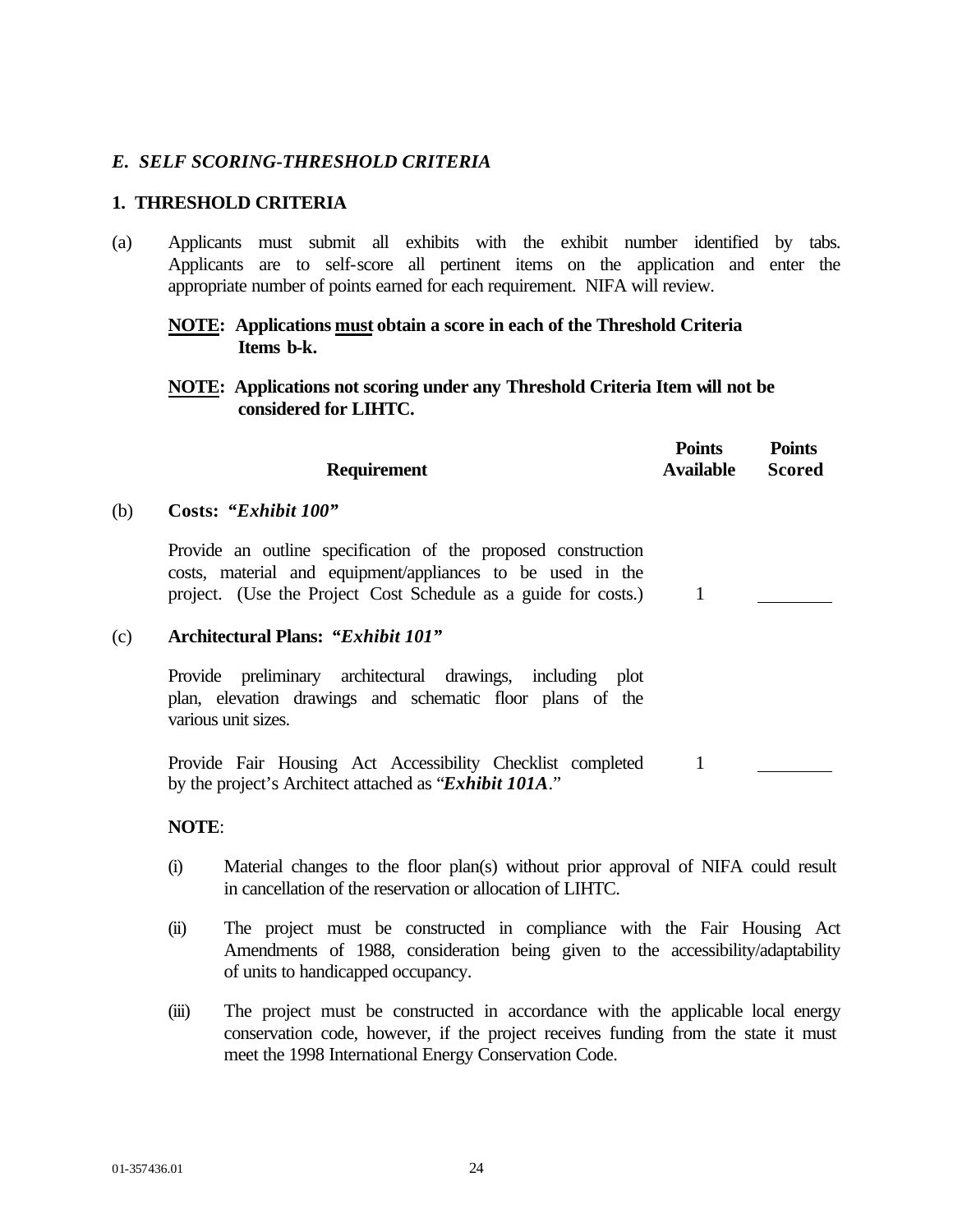## *E. SELF SCORING-THRESHOLD CRITERIA*

### 1. THRESHOLD CRITERIA

(a) Applicants must submit all exhibits with the exhibit number identified by tabs. Applicants are to self-score all pertinent items on the application and enter the appropriate number of points earned for each requirement. NIFA will review.

**NOTE: Applications must obtain a score in each of the Threshold Criteria Items b-k.**

**NOTE: Applications not scoring under any Threshold Criteria Item will not be considered for LIHTC.**

| | Requirement | Points Available | Points Scored |
|---|---|---|---|
| (b) | **Costs: *"Exhibit 100"*** | | |
| | Provide an outline specification of the proposed construction costs, material and equipment/appliances to be used in the project. (Use the Project Cost Schedule as a guide for costs.) | 1 | ________ |
| (c) | **Architectural Plans: *"Exhibit 101"*** | | |
| | Provide preliminary architectural drawings, including plot plan, elevation drawings and schematic floor plans of the various unit sizes. | | |
| | Provide Fair Housing Act Accessibility Checklist completed by the project's Architect attached as "***Exhibit 101A***." | 1 | ________ |

**NOTE**:

(i) Material changes to the floor plan(s) without prior approval of NIFA could result in cancellation of the reservation or allocation of LIHTC.

(ii) The project must be constructed in compliance with the Fair Housing Act Amendments of 1988, consideration being given to the accessibility/adaptability of units to handicapped occupancy.

(iii) The project must be constructed in accordance with the applicable local energy conservation code, however, if the project receives funding from the state it must meet the 1998 International Energy Conservation Code.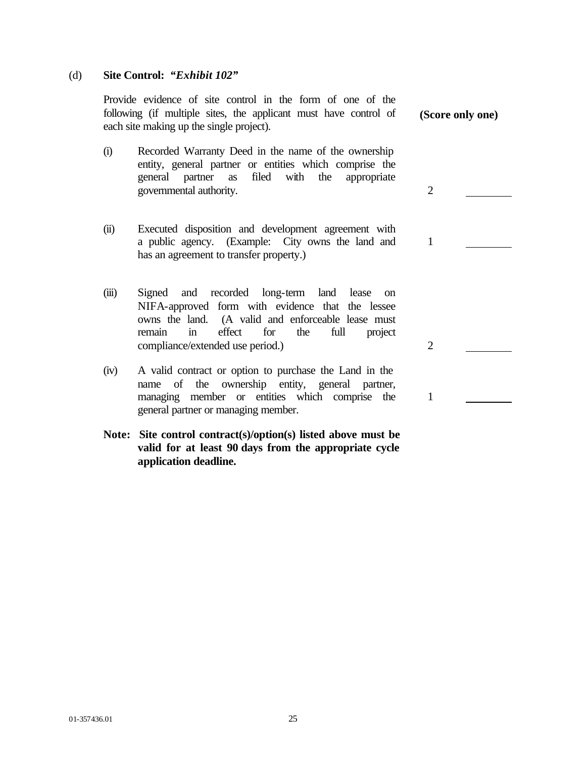(d) **Site Control: *"Exhibit 102"***

Provide evidence of site control in the form of one of the following (if multiple sites, the applicant must have control of each site making up the single project).

**(Score only one)**

| | | Points | Score |
|---|---|---|---|
| (i) | Recorded Warranty Deed in the name of the ownership entity, general partner or entities which comprise the general partner as filed with the appropriate governmental authority. | 2 | ________ |
| (ii) | Executed disposition and development agreement with a public agency. (Example: City owns the land and has an agreement to transfer property.) | 1 | ________ |
| (iii) | Signed and recorded long-term land lease on NIFA-approved form with evidence that the lessee owns the land. (A valid and enforceable lease must remain in effect for the full project compliance/extended use period.) | 2 | ________ |
| (iv) | A valid contract or option to purchase the Land in the name of the ownership entity, general partner, managing member or entities which comprise the general partner or managing member. | 1 | ________ |

**Note: Site control contract(s)/option(s) listed above must be valid for at least 90 days from the appropriate cycle application deadline.**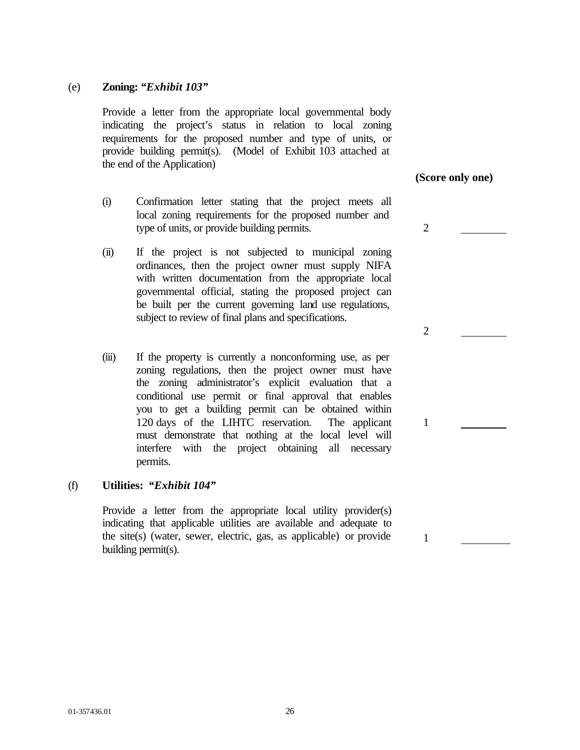(e) **Zoning: *"Exhibit 103"***

Provide a letter from the appropriate local governmental body indicating the project's status in relation to local zoning requirements for the proposed number and type of units, or provide building permit(s). (Model of Exhibit 103 attached at the end of the Application)

**(Score only one)**

| | | Points | Score |
|---|---|---|---|
| (i) | Confirmation letter stating that the project meets all local zoning requirements for the proposed number and type of units, or provide building permits. | 2 | ________ |
| (ii) | If the project is not subjected to municipal zoning ordinances, then the project owner must supply NIFA with written documentation from the appropriate local governmental official, stating the proposed project can be built per the current governing land use regulations, subject to review of final plans and specifications. | 2 | ________ |
| (iii) | If the property is currently a nonconforming use, as per zoning regulations, then the project owner must have the zoning administrator's explicit evaluation that a conditional use permit or final approval that enables you to get a building permit can be obtained within 120 days of the LIHTC reservation. The applicant must demonstrate that nothing at the local level will interfere with the project obtaining all necessary permits. | 1 | ________ |

(f) **Utilities: *"Exhibit 104"***

| | Points | Score |
|---|---|---|
| Provide a letter from the appropriate local utility provider(s) indicating that applicable utilities are available and adequate to the site(s) (water, sewer, electric, gas, as applicable) or provide building permit(s). | 1 | ________ |

01-357436.01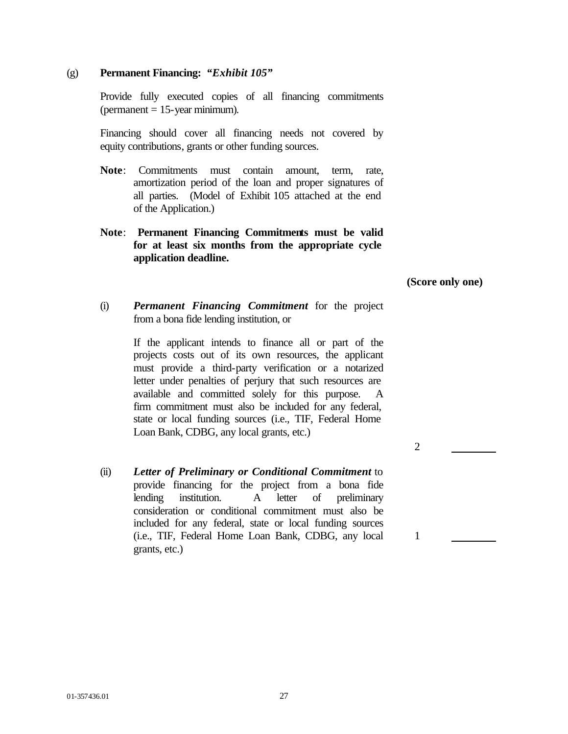(g) **Permanent Financing:** ***"Exhibit 105"***

Provide fully executed copies of all financing commitments (permanent = 15-year minimum).

Financing should cover all financing needs not covered by equity contributions, grants or other funding sources.

**Note**: Commitments must contain amount, term, rate, amortization period of the loan and proper signatures of all parties. (Model of Exhibit 105 attached at the end of the Application.)

**Note**: **Permanent Financing Commitments must be valid for at least six months from the appropriate cycle application deadline.**

**(Score only one)**

(i) ***Permanent Financing Commitment*** for the project from a bona fide lending institution, or

If the applicant intends to finance all or part of the projects costs out of its own resources, the applicant must provide a third-party verification or a notarized letter under penalties of perjury that such resources are available and committed solely for this purpose. A firm commitment must also be included for any federal, state or local funding sources (i.e., TIF, Federal Home Loan Bank, CDBG, any local grants, etc.)

2 ________

(ii) ***Letter of Preliminary or Conditional Commitment*** to provide financing for the project from a bona fide lending institution. A letter of preliminary consideration or conditional commitment must also be included for any federal, state or local funding sources (i.e., TIF, Federal Home Loan Bank, CDBG, any local grants, etc.)

1 ________

01-357436.01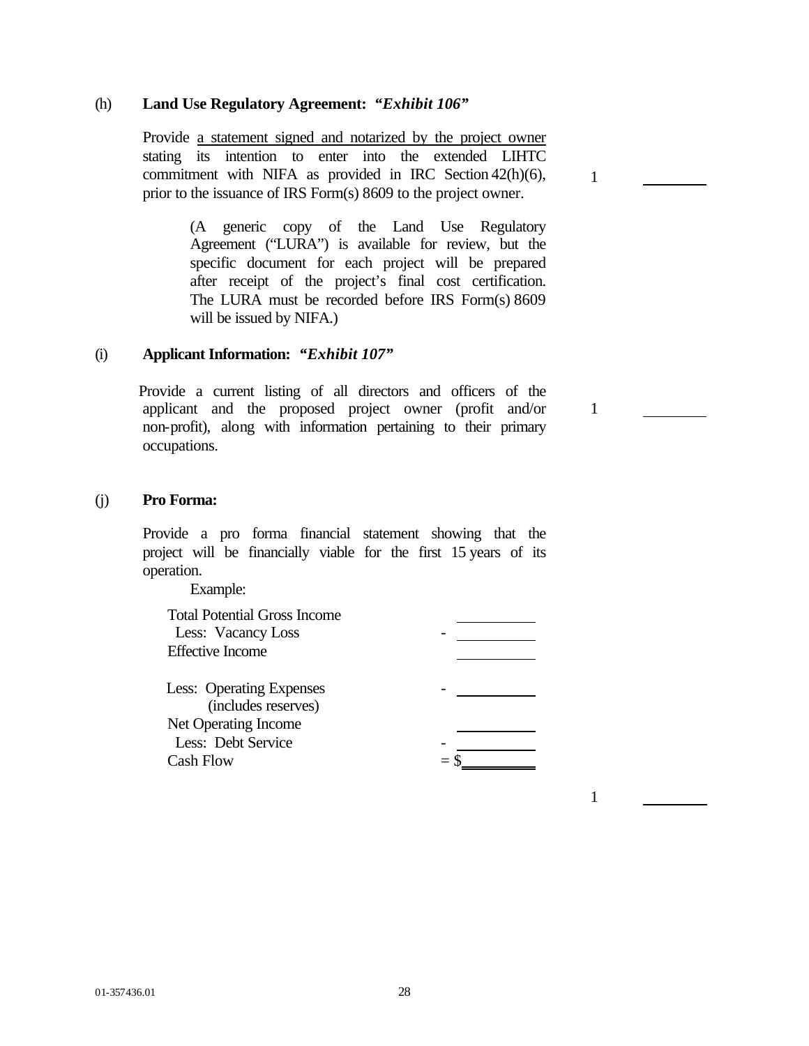(h) **Land Use Regulatory Agreement:** ***"Exhibit 106"***

Provide <u>a statement signed and notarized by the project owner</u> stating its intention to enter into the extended LIHTC commitment with NIFA as provided in IRC Section 42(h)(6), prior to the issuance of IRS Form(s) 8609 to the project owner. 1 \_\_\_\_\_\_\_\_

> (A generic copy of the Land Use Regulatory Agreement ("LURA") is available for review, but the specific document for each project will be prepared after receipt of the project's final cost certification. The LURA must be recorded before IRS Form(s) 8609 will be issued by NIFA.)

(i) **Applicant Information:** ***"Exhibit 107"***

Provide a current listing of all directors and officers of the applicant and the proposed project owner (profit and/or non-profit), along with information pertaining to their primary occupations. 1 \_\_\_\_\_\_\_\_

(j) **Pro Forma:**

Provide a pro forma financial statement showing that the project will be financially viable for the first 15 years of its operation.

Example:

| | | |
|---|---|---|
| Total Potential Gross Income | | \_\_\_\_\_\_\_\_ |
| Less: Vacancy Loss | - | \_\_\_\_\_\_\_\_ |
| Effective Income | | \_\_\_\_\_\_\_\_ |
| Less: Operating Expenses (includes reserves) | - | \_\_\_\_\_\_\_\_ |
| Net Operating Income | | \_\_\_\_\_\_\_\_ |
| Less: Debt Service | - | \_\_\_\_\_\_\_\_ |
| Cash Flow | = | $\_\_\_\_\_\_\_\_ |

1 \_\_\_\_\_\_\_\_

01-357436.01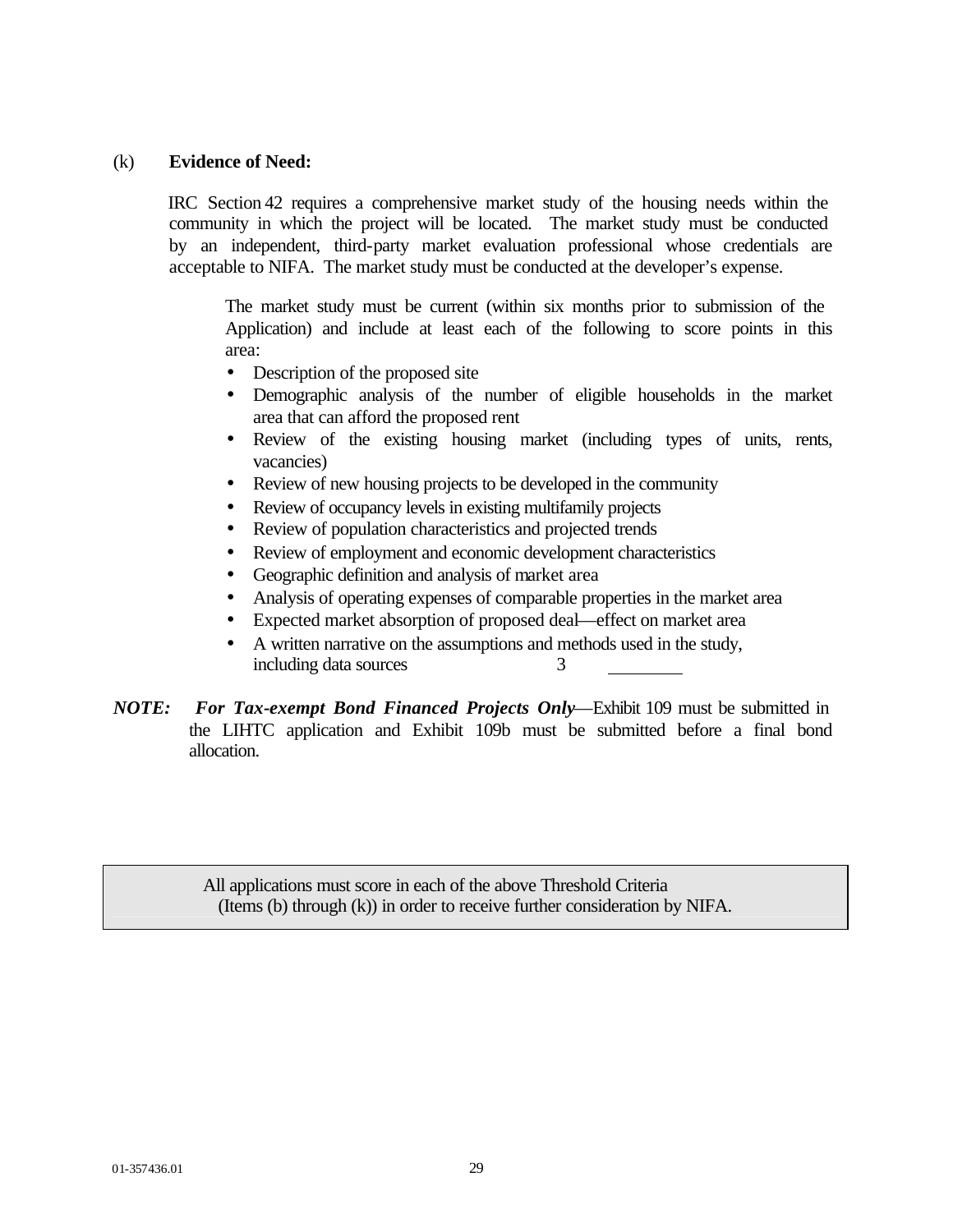(k) **Evidence of Need:**

IRC Section 42 requires a comprehensive market study of the housing needs within the community in which the project will be located. The market study must be conducted by an independent, third-party market evaluation professional whose credentials are acceptable to NIFA. The market study must be conducted at the developer's expense.

The market study must be current (within six months prior to submission of the Application) and include at least each of the following to score points in this area:

- Description of the proposed site
- Demographic analysis of the number of eligible households in the market area that can afford the proposed rent
- Review of the existing housing market (including types of units, rents, vacancies)
- Review of new housing projects to be developed in the community
- Review of occupancy levels in existing multifamily projects
- Review of population characteristics and projected trends
- Review of employment and economic development characteristics
- Geographic definition and analysis of market area
- Analysis of operating expenses of comparable properties in the market area
- Expected market absorption of proposed deal—effect on market area
- A written narrative on the assumptions and methods used in the study, including data sources 3 ________

***NOTE:*** ***For Tax-exempt Bond Financed Projects Only***—Exhibit 109 must be submitted in the LIHTC application and Exhibit 109b must be submitted before a final bond allocation.

| All applications must score in each of the above Threshold Criteria (Items (b) through (k)) in order to receive further consideration by NIFA. |
|---|

01-357436.01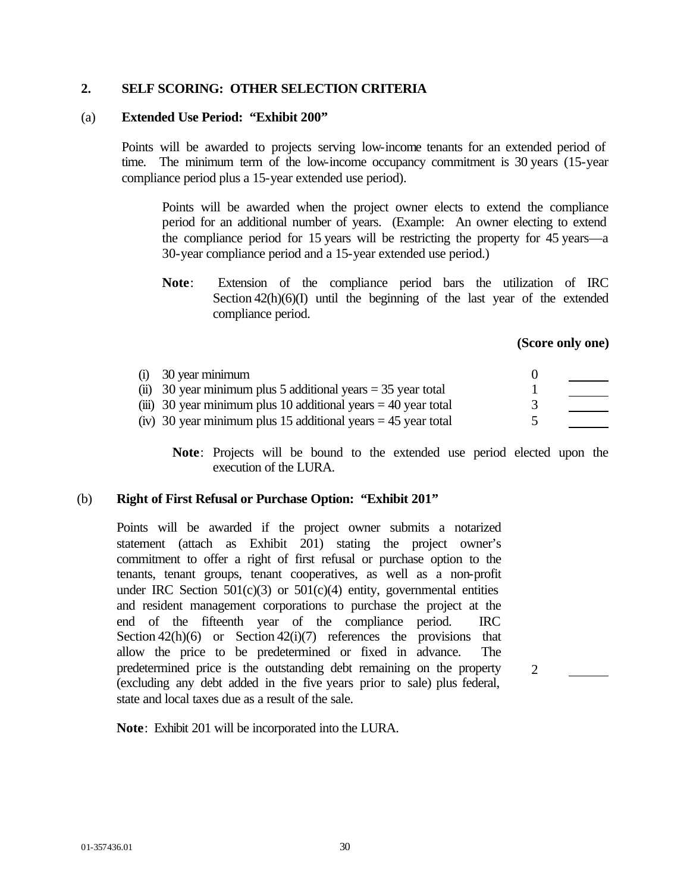## 2. SELF SCORING: OTHER SELECTION CRITERIA

### (a) Extended Use Period: "Exhibit 200"

Points will be awarded to projects serving low-income tenants for an extended period of time. The minimum term of the low-income occupancy commitment is 30 years (15-year compliance period plus a 15-year extended use period).

Points will be awarded when the project owner elects to extend the compliance period for an additional number of years. (Example: An owner electing to extend the compliance period for 15 years will be restricting the property for 45 years—a 30-year compliance period and a 15-year extended use period.)

**Note**: Extension of the compliance period bars the utilization of IRC Section 42(h)(6)(I) until the beginning of the last year of the extended compliance period.

**(Score only one)**

| | Points | Score |
|---|---|---|
| (i) 30 year minimum | 0 | ______ |
| (ii) 30 year minimum plus 5 additional years = 35 year total | 1 | ______ |
| (iii) 30 year minimum plus 10 additional years = 40 year total | 3 | ______ |
| (iv) 30 year minimum plus 15 additional years = 45 year total | 5 | ______ |

**Note**: Projects will be bound to the extended use period elected upon the execution of the LURA.

### (b) Right of First Refusal or Purchase Option: "Exhibit 201"

Points will be awarded if the project owner submits a notarized statement (attach as Exhibit 201) stating the project owner's commitment to offer a right of first refusal or purchase option to the tenants, tenant groups, tenant cooperatives, as well as a non-profit under IRC Section 501(c)(3) or 501(c)(4) entity, governmental entities and resident management corporations to purchase the project at the end of the fifteenth year of the compliance period. IRC Section 42(h)(6) or Section 42(i)(7) references the provisions that allow the price to be predetermined or fixed in advance. The predetermined price is the outstanding debt remaining on the property (excluding any debt added in the five years prior to sale) plus federal, state and local taxes due as a result of the sale. 2 ______

**Note**: Exhibit 201 will be incorporated into the LURA.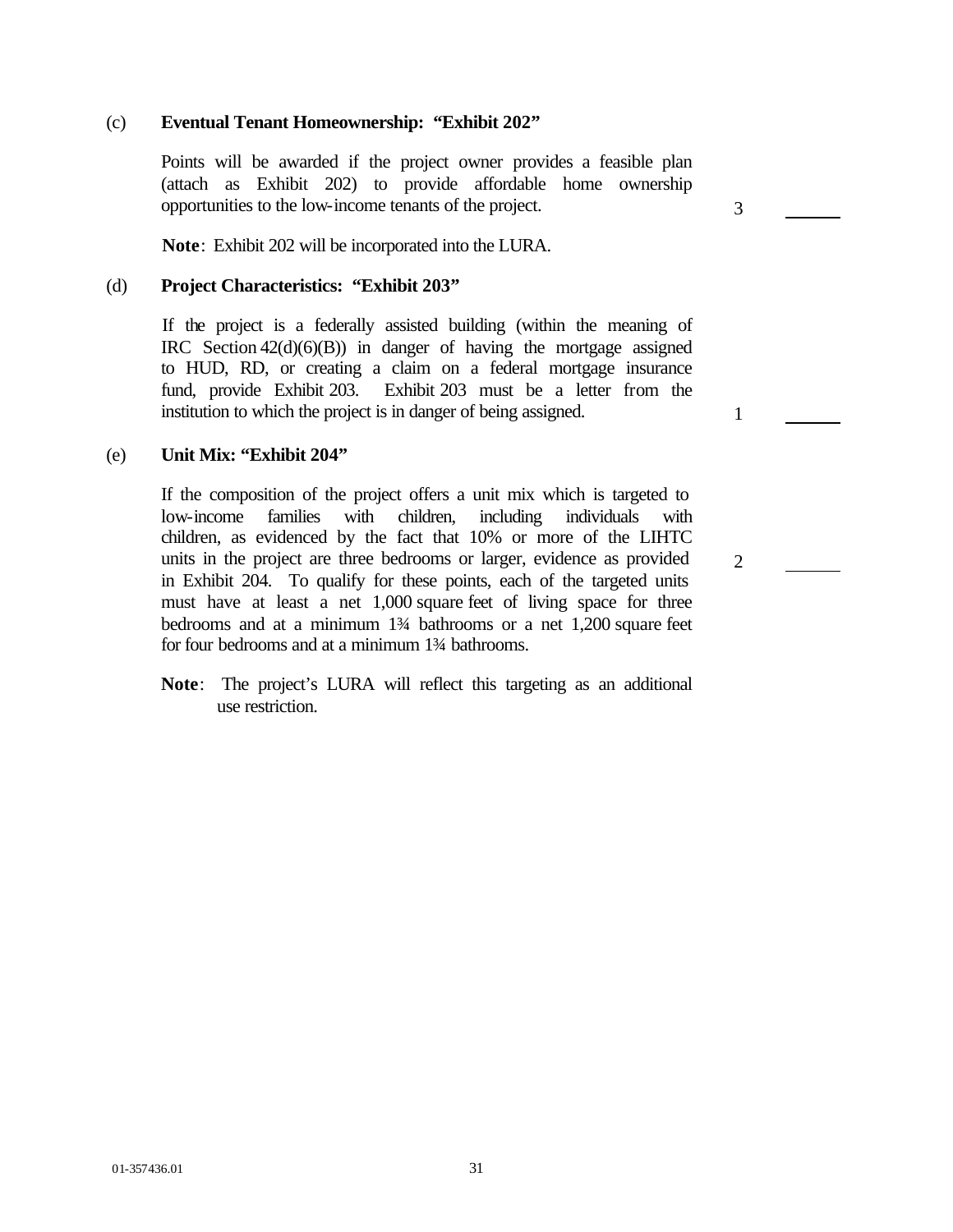(c) **Eventual Tenant Homeownership: "Exhibit 202"**

Points will be awarded if the project owner provides a feasible plan (attach as Exhibit 202) to provide affordable home ownership opportunities to the low-income tenants of the project. 3 ______

**Note**: Exhibit 202 will be incorporated into the LURA.

(d) **Project Characteristics: "Exhibit 203"**

If the project is a federally assisted building (within the meaning of IRC Section 42(d)(6)(B)) in danger of having the mortgage assigned to HUD, RD, or creating a claim on a federal mortgage insurance fund, provide Exhibit 203. Exhibit 203 must be a letter from the institution to which the project is in danger of being assigned. 1 ______

(e) **Unit Mix: "Exhibit 204"**

If the composition of the project offers a unit mix which is targeted to low-income families with children, including individuals with children, as evidenced by the fact that 10% or more of the LIHTC units in the project are three bedrooms or larger, evidence as provided in Exhibit 204. To qualify for these points, each of the targeted units must have at least a net 1,000 square feet of living space for three bedrooms and at a minimum 1¾ bathrooms or a net 1,200 square feet for four bedrooms and at a minimum 1¾ bathrooms. 2 ______

**Note**: The project's LURA will reflect this targeting as an additional use restriction.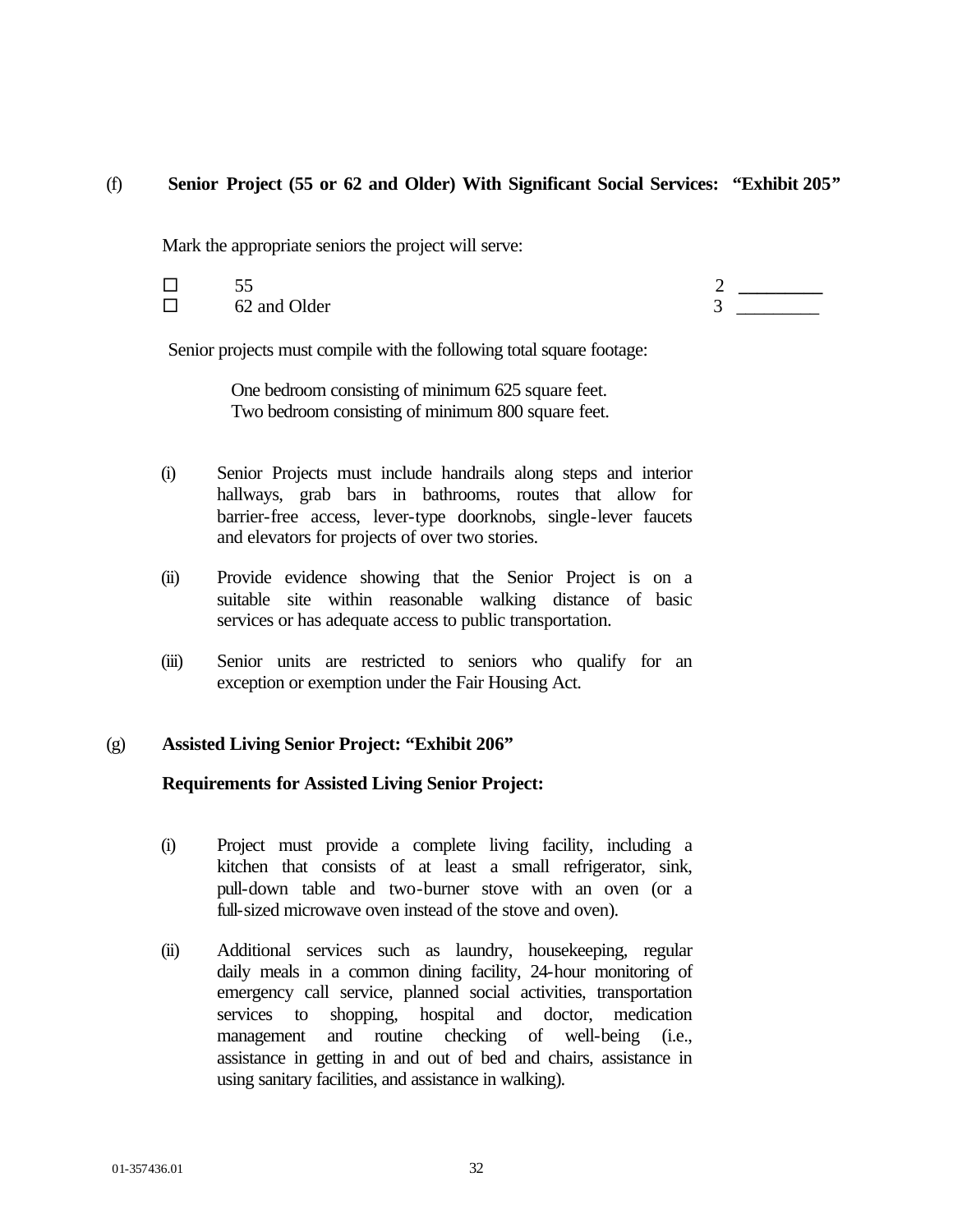(f) **Senior Project (55 or 62 and Older) With Significant Social Services: "Exhibit 205"**

Mark the appropriate seniors the project will serve:

| | | | |
|---|---|---|---|
| ☐ | 55 | 2 | ________ |
| ☐ | 62 and Older | 3 | ________ |

Senior projects must compile with the following total square footage:

One bedroom consisting of minimum 625 square feet.
Two bedroom consisting of minimum 800 square feet.

(i) Senior Projects must include handrails along steps and interior hallways, grab bars in bathrooms, routes that allow for barrier-free access, lever-type doorknobs, single-lever faucets and elevators for projects of over two stories.

(ii) Provide evidence showing that the Senior Project is on a suitable site within reasonable walking distance of basic services or has adequate access to public transportation.

(iii) Senior units are restricted to seniors who qualify for an exception or exemption under the Fair Housing Act.

(g) **Assisted Living Senior Project: "Exhibit 206"**

**Requirements for Assisted Living Senior Project:**

(i) Project must provide a complete living facility, including a kitchen that consists of at least a small refrigerator, sink, pull-down table and two-burner stove with an oven (or a full-sized microwave oven instead of the stove and oven).

(ii) Additional services such as laundry, housekeeping, regular daily meals in a common dining facility, 24-hour monitoring of emergency call service, planned social activities, transportation services to shopping, hospital and doctor, medication management and routine checking of well-being (i.e., assistance in getting in and out of bed and chairs, assistance in using sanitary facilities, and assistance in walking).

01-357436.01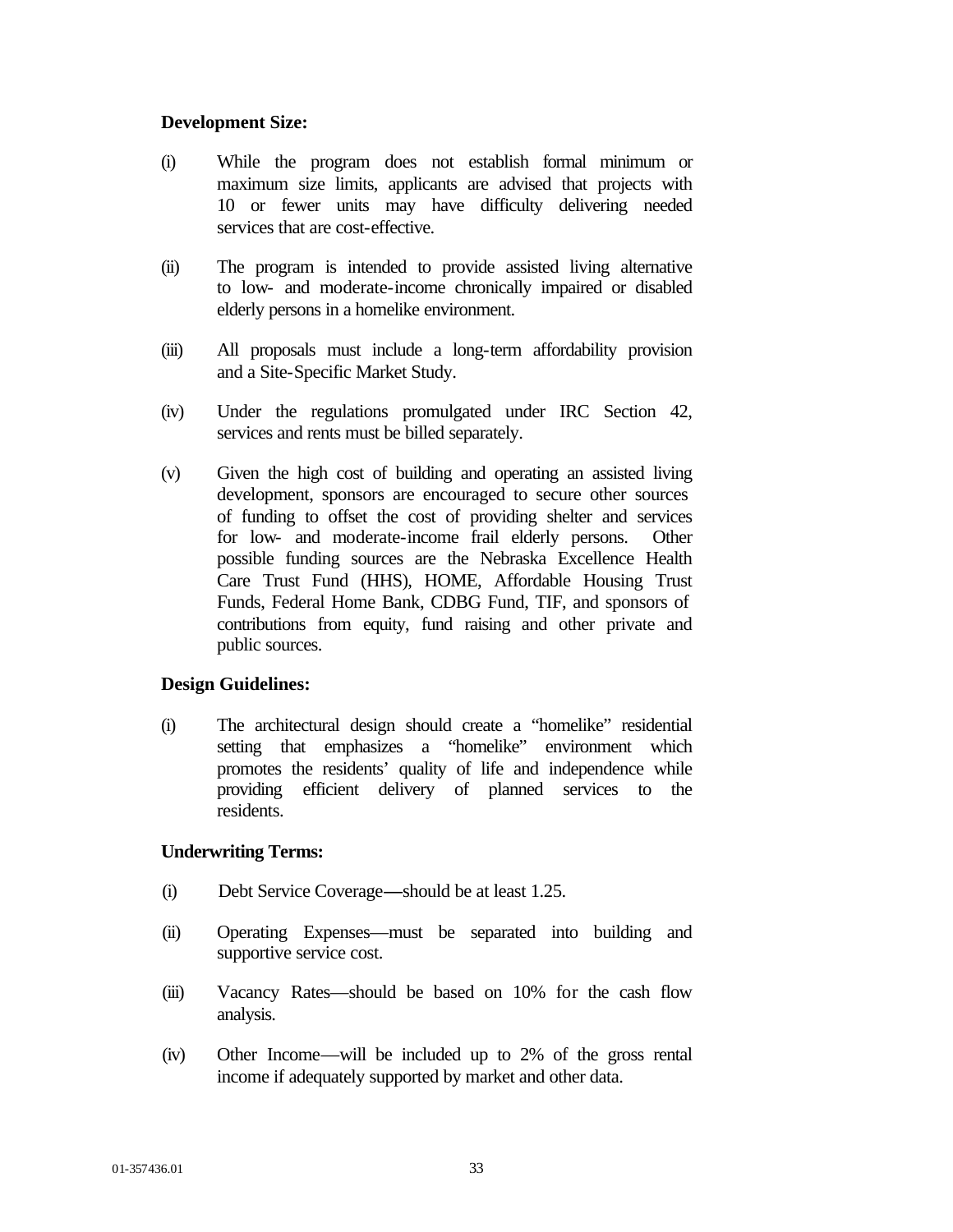**Development Size:**

(i) While the program does not establish formal minimum or maximum size limits, applicants are advised that projects with 10 or fewer units may have difficulty delivering needed services that are cost-effective.

(ii) The program is intended to provide assisted living alternative to low- and moderate-income chronically impaired or disabled elderly persons in a homelike environment.

(iii) All proposals must include a long-term affordability provision and a Site-Specific Market Study.

(iv) Under the regulations promulgated under IRC Section 42, services and rents must be billed separately.

(v) Given the high cost of building and operating an assisted living development, sponsors are encouraged to secure other sources of funding to offset the cost of providing shelter and services for low- and moderate-income frail elderly persons. Other possible funding sources are the Nebraska Excellence Health Care Trust Fund (HHS), HOME, Affordable Housing Trust Funds, Federal Home Bank, CDBG Fund, TIF, and sponsors of contributions from equity, fund raising and other private and public sources.

**Design Guidelines:**

(i) The architectural design should create a "homelike" residential setting that emphasizes a "homelike" environment which promotes the residents' quality of life and independence while providing efficient delivery of planned services to the residents.

**Underwriting Terms:**

(i) Debt Service Coverage—should be at least 1.25.

(ii) Operating Expenses—must be separated into building and supportive service cost.

(iii) Vacancy Rates—should be based on 10% for the cash flow analysis.

(iv) Other Income—will be included up to 2% of the gross rental income if adequately supported by market and other data.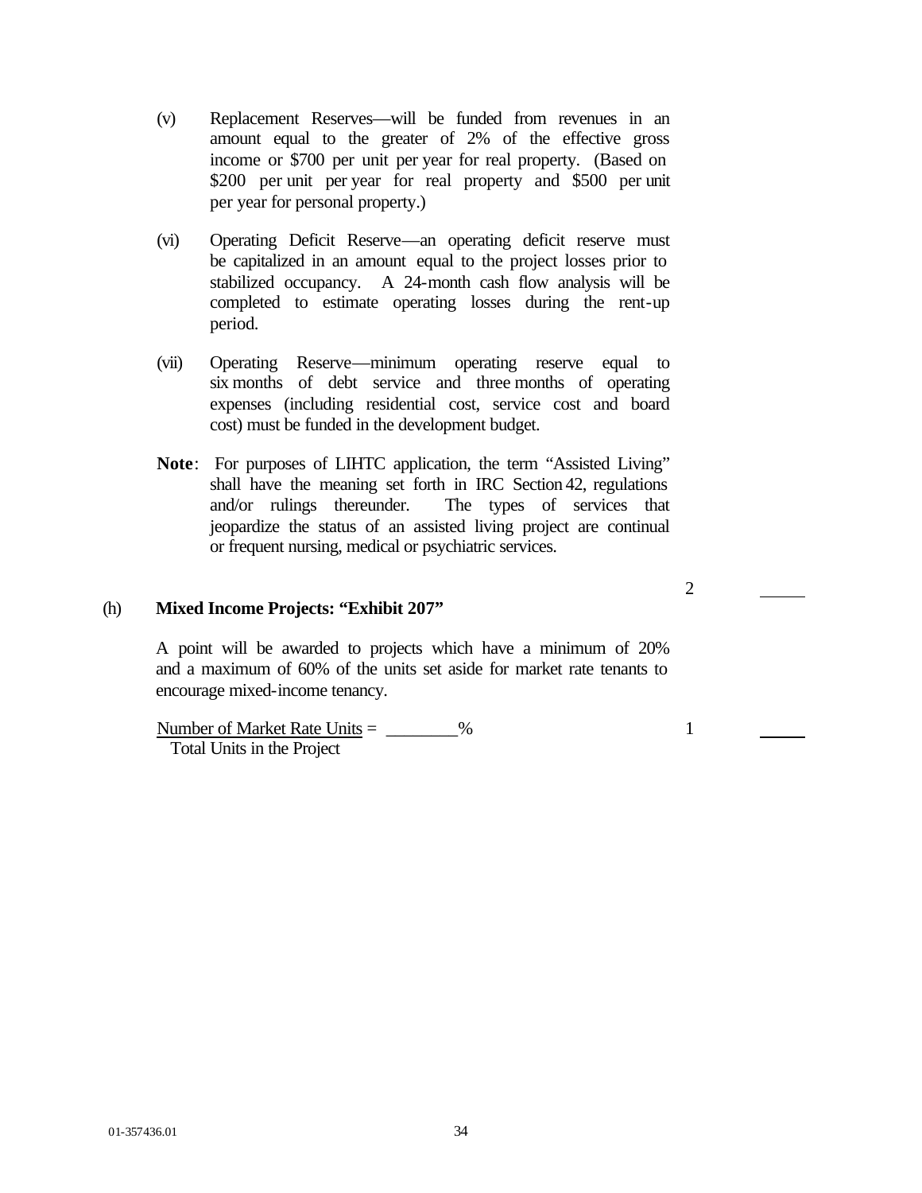(v) Replacement Reserves—will be funded from revenues in an amount equal to the greater of 2% of the effective gross income or $700 per unit per year for real property. (Based on $200 per unit per year for real property and $500 per unit per year for personal property.)

(vi) Operating Deficit Reserve—an operating deficit reserve must be capitalized in an amount equal to the project losses prior to stabilized occupancy. A 24-month cash flow analysis will be completed to estimate operating losses during the rent-up period.

(vii) Operating Reserve—minimum operating reserve equal to six months of debt service and three months of operating expenses (including residential cost, service cost and board cost) must be funded in the development budget.

**Note**: For purposes of LIHTC application, the term "Assisted Living" shall have the meaning set forth in IRC Section 42, regulations and/or rulings thereunder. The types of services that jeopardize the status of an assisted living project are continual or frequent nursing, medical or psychiatric services.

2 \_\_\_\_\_

(h) **Mixed Income Projects: "Exhibit 207"**

A point will be awarded to projects which have a minimum of 20% and a maximum of 60% of the units set aside for market rate tenants to encourage mixed-income tenancy.

Number of Market Rate Units = \_\_\_\_\_\_\_\_%
Total Units in the Project

1 \_\_\_\_\_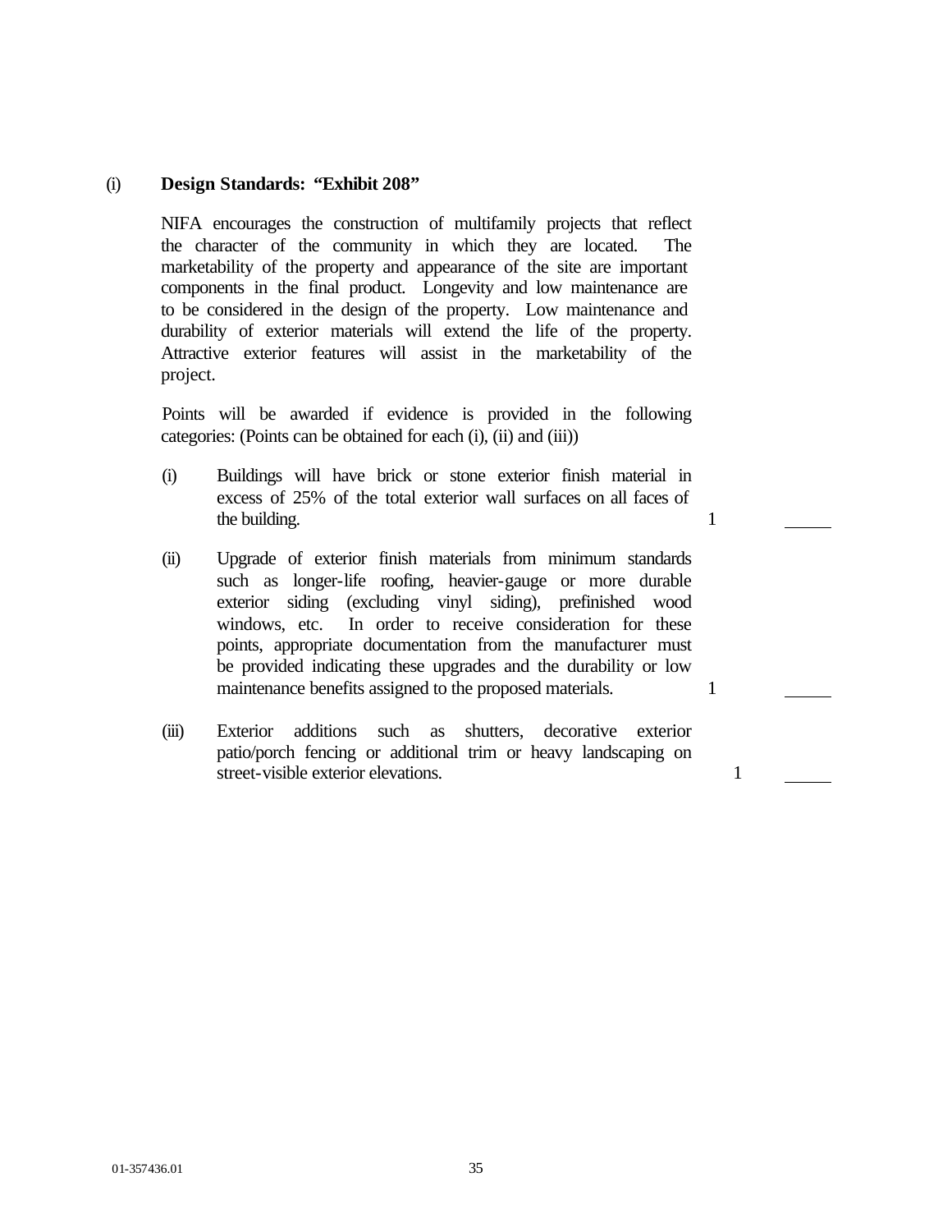(i) **Design Standards: "Exhibit 208"**

NIFA encourages the construction of multifamily projects that reflect the character of the community in which they are located. The marketability of the property and appearance of the site are important components in the final product. Longevity and low maintenance are to be considered in the design of the property. Low maintenance and durability of exterior materials will extend the life of the property. Attractive exterior features will assist in the marketability of the project.

Points will be awarded if evidence is provided in the following categories: (Points can be obtained for each (i), (ii) and (iii))

(i) Buildings will have brick or stone exterior finish material in excess of 25% of the total exterior wall surfaces on all faces of the building. 1 \_\_\_\_\_

(ii) Upgrade of exterior finish materials from minimum standards such as longer-life roofing, heavier-gauge or more durable exterior siding (excluding vinyl siding), prefinished wood windows, etc. In order to receive consideration for these points, appropriate documentation from the manufacturer must be provided indicating these upgrades and the durability or low maintenance benefits assigned to the proposed materials. 1 \_\_\_\_\_

(iii) Exterior additions such as shutters, decorative exterior patio/porch fencing or additional trim or heavy landscaping on street-visible exterior elevations. 1 \_\_\_\_\_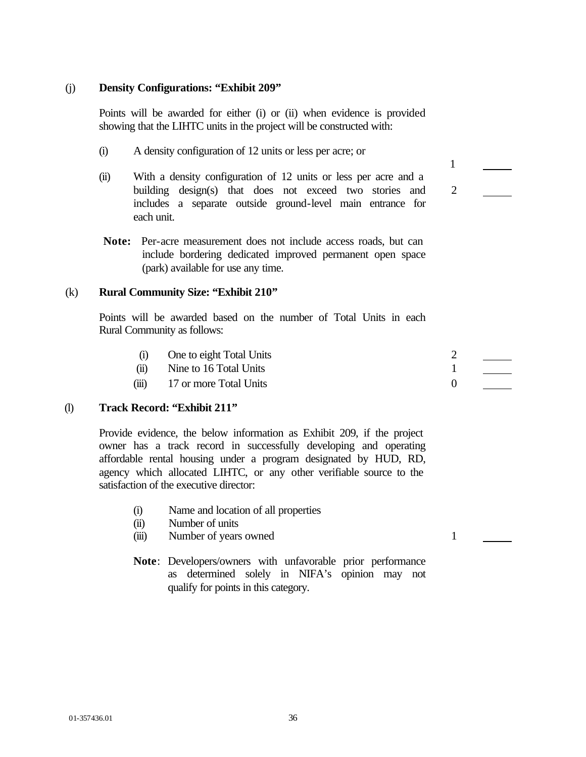(j) **Density Configurations: "Exhibit 209"**

Points will be awarded for either (i) or (ii) when evidence is provided showing that the LIHTC units in the project will be constructed with:

| | | Points | |
|---|---|---|---|
| (i) | A density configuration of 12 units or less per acre; or | 1 | _____ |
| (ii) | With a density configuration of 12 units or less per acre and a building design(s) that does not exceed two stories and includes a separate outside ground-level main entrance for each unit. | 2 | _____ |

**Note:** Per-acre measurement does not include access roads, but can include bordering dedicated improved permanent open space (park) available for use any time.

(k) **Rural Community Size: "Exhibit 210"**

Points will be awarded based on the number of Total Units in each Rural Community as follows:

| | | Points | |
|---|---|---|---|
| (i) | One to eight Total Units | 2 | _____ |
| (ii) | Nine to 16 Total Units | 1 | _____ |
| (iii) | 17 or more Total Units | 0 | _____ |

(l) **Track Record: "Exhibit 211"**

Provide evidence, the below information as Exhibit 209, if the project owner has a track record in successfully developing and operating affordable rental housing under a program designated by HUD, RD, agency which allocated LIHTC, or any other verifiable source to the satisfaction of the executive director:

| | | Points | |
|---|---|---|---|
| (i) | Name and location of all properties | | |
| (ii) | Number of units | | |
| (iii) | Number of years owned | 1 | _____ |

**Note**: Developers/owners with unfavorable prior performance as determined solely in NIFA's opinion may not qualify for points in this category.

01-357436.01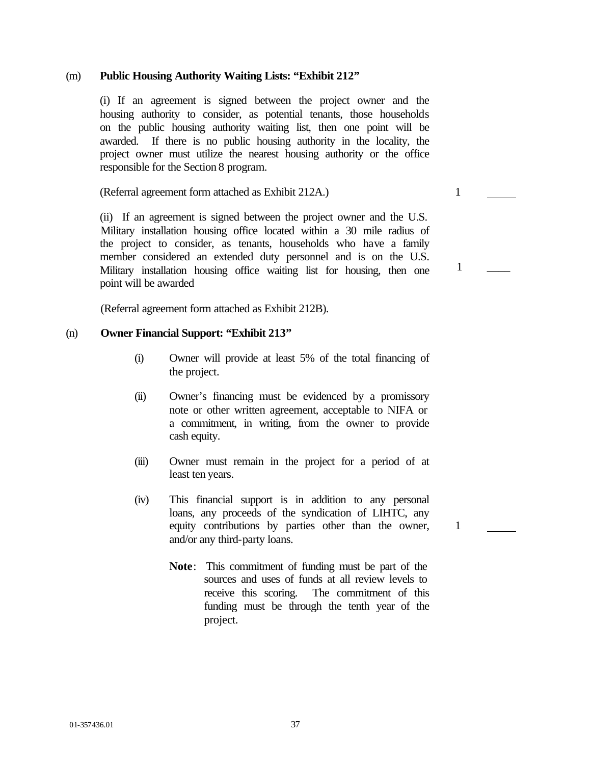(m) **Public Housing Authority Waiting Lists: "Exhibit 212"**

(i) If an agreement is signed between the project owner and the housing authority to consider, as potential tenants, those households on the public housing authority waiting list, then one point will be awarded. If there is no public housing authority in the locality, the project owner must utilize the nearest housing authority or the office responsible for the Section 8 program.

(Referral agreement form attached as Exhibit 212A.) 1 _____

(ii) If an agreement is signed between the project owner and the U.S. Military installation housing office located within a 30 mile radius of the project to consider, as tenants, households who have a family member considered an extended duty personnel and is on the U.S. Military installation housing office waiting list for housing, then one point will be awarded 1 _____

(Referral agreement form attached as Exhibit 212B).

(n) **Owner Financial Support: "Exhibit 213"**

(i) Owner will provide at least 5% of the total financing of the project.

(ii) Owner's financing must be evidenced by a promissory note or other written agreement, acceptable to NIFA or a commitment, in writing, from the owner to provide cash equity.

(iii) Owner must remain in the project for a period of at least ten years.

(iv) This financial support is in addition to any personal loans, any proceeds of the syndication of LIHTC, any equity contributions by parties other than the owner, and/or any third-party loans. 1 _____

**Note**: This commitment of funding must be part of the sources and uses of funds at all review levels to receive this scoring. The commitment of this funding must be through the tenth year of the project.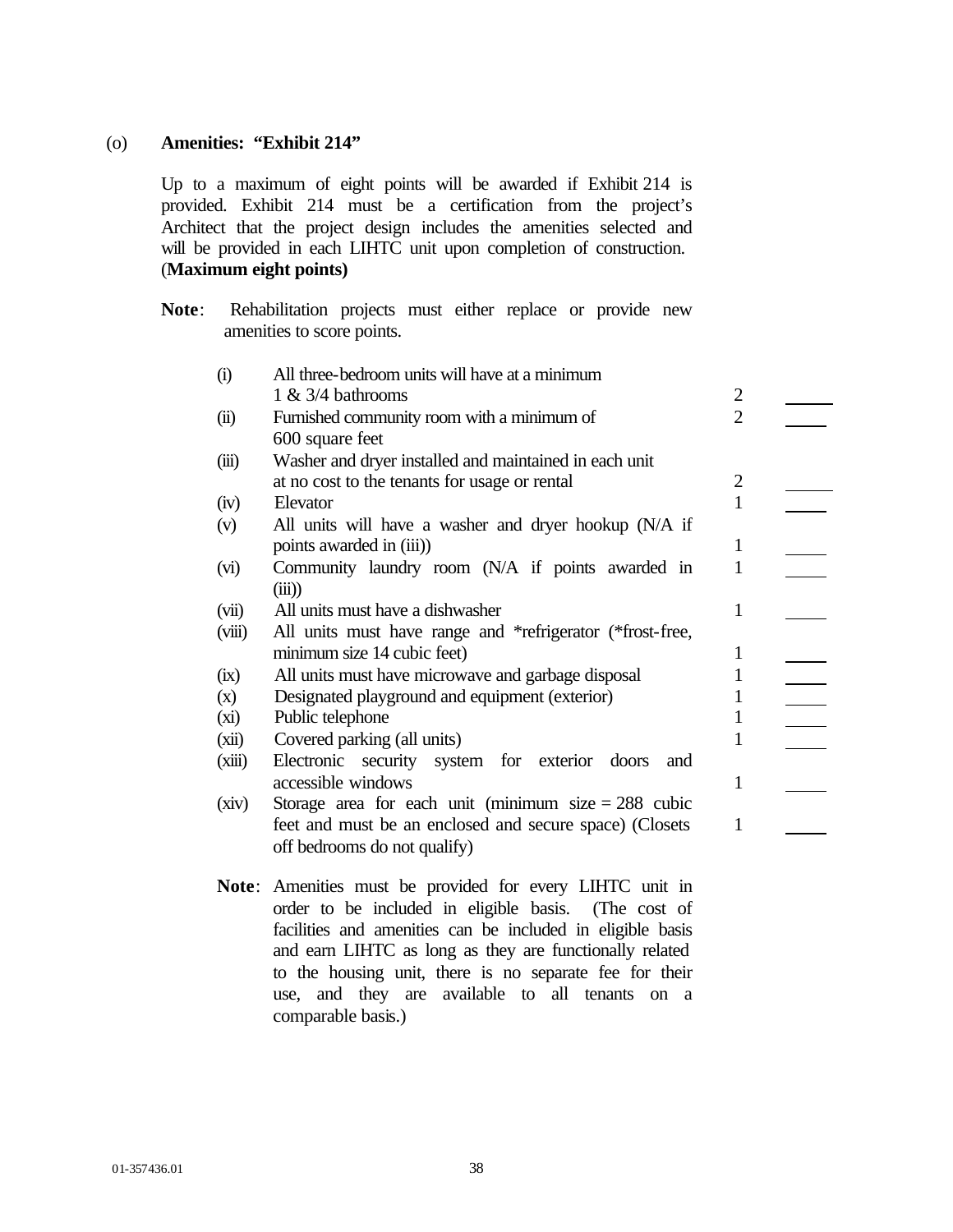(o) **Amenities: "Exhibit 214"**

Up to a maximum of eight points will be awarded if Exhibit 214 is provided. Exhibit 214 must be a certification from the project's Architect that the project design includes the amenities selected and will be provided in each LIHTC unit upon completion of construction. (**Maximum eight points)**

**Note**: Rehabilitation projects must either replace or provide new amenities to score points.

| | Amenity | Points | |
|---|---|---|---|
| (i) | All three-bedroom units will have at a minimum 1 & 3/4 bathrooms | 2 | _____ |
| (ii) | Furnished community room with a minimum of 600 square feet | 2 | _____ |
| (iii) | Washer and dryer installed and maintained in each unit at no cost to the tenants for usage or rental | 2 | _____ |
| (iv) | Elevator | 1 | _____ |
| (v) | All units will have a washer and dryer hookup (N/A if points awarded in (iii)) | 1 | _____ |
| (vi) | Community laundry room (N/A if points awarded in (iii)) | 1 | _____ |
| (vii) | All units must have a dishwasher | 1 | _____ |
| (viii) | All units must have range and *refrigerator (*frost-free, minimum size 14 cubic feet) | 1 | _____ |
| (ix) | All units must have microwave and garbage disposal | 1 | _____ |
| (x) | Designated playground and equipment (exterior) | 1 | _____ |
| (xi) | Public telephone | 1 | _____ |
| (xii) | Covered parking (all units) | 1 | _____ |
| (xiii) | Electronic security system for exterior doors and accessible windows | 1 | _____ |
| (xiv) | Storage area for each unit (minimum size = 288 cubic feet and must be an enclosed and secure space) (Closets off bedrooms do not qualify) | 1 | _____ |

**Note**: Amenities must be provided for every LIHTC unit in order to be included in eligible basis. (The cost of facilities and amenities can be included in eligible basis and earn LIHTC as long as they are functionally related to the housing unit, there is no separate fee for their use, and they are available to all tenants on a comparable basis.)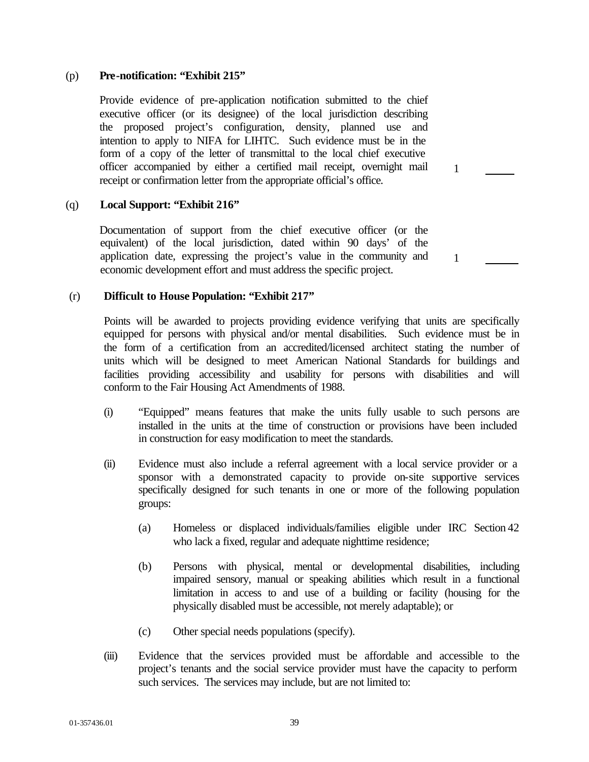(p) **Pre-notification: "Exhibit 215"**

Provide evidence of pre-application notification submitted to the chief executive officer (or its designee) of the local jurisdiction describing the proposed project's configuration, density, planned use and intention to apply to NIFA for LIHTC. Such evidence must be in the form of a copy of the letter of transmittal to the local chief executive officer accompanied by either a certified mail receipt, overnight mail receipt or confirmation letter from the appropriate official's office. 1 _____

(q) **Local Support: "Exhibit 216"**

Documentation of support from the chief executive officer (or the equivalent) of the local jurisdiction, dated within 90 days' of the application date, expressing the project's value in the community and economic development effort and must address the specific project. 1 _____

(r) **Difficult to House Population: "Exhibit 217"**

Points will be awarded to projects providing evidence verifying that units are specifically equipped for persons with physical and/or mental disabilities. Such evidence must be in the form of a certification from an accredited/licensed architect stating the number of units which will be designed to meet American National Standards for buildings and facilities providing accessibility and usability for persons with disabilities and will conform to the Fair Housing Act Amendments of 1988.

(i) "Equipped" means features that make the units fully usable to such persons are installed in the units at the time of construction or provisions have been included in construction for easy modification to meet the standards.

(ii) Evidence must also include a referral agreement with a local service provider or a sponsor with a demonstrated capacity to provide on-site supportive services specifically designed for such tenants in one or more of the following population groups:

(a) Homeless or displaced individuals/families eligible under IRC Section 42 who lack a fixed, regular and adequate nighttime residence;

(b) Persons with physical, mental or developmental disabilities, including impaired sensory, manual or speaking abilities which result in a functional limitation in access to and use of a building or facility (housing for the physically disabled must be accessible, not merely adaptable); or

(c) Other special needs populations (specify).

(iii) Evidence that the services provided must be affordable and accessible to the project's tenants and the social service provider must have the capacity to perform such services. The services may include, but are not limited to: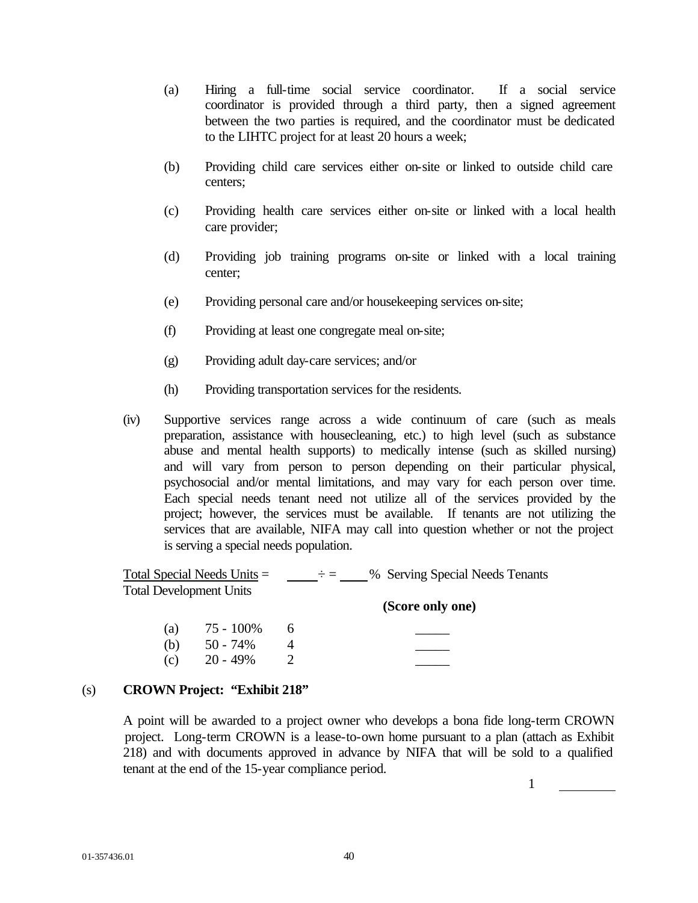(a) Hiring a full-time social service coordinator. If a social service coordinator is provided through a third party, then a signed agreement between the two parties is required, and the coordinator must be dedicated to the LIHTC project for at least 20 hours a week;

(b) Providing child care services either on-site or linked to outside child care centers;

(c) Providing health care services either on-site or linked with a local health care provider;

(d) Providing job training programs on-site or linked with a local training center;

(e) Providing personal care and/or housekeeping services on-site;

(f) Providing at least one congregate meal on-site;

(g) Providing adult day-care services; and/or

(h) Providing transportation services for the residents.

(iv) Supportive services range across a wide continuum of care (such as meals preparation, assistance with housecleaning, etc.) to high level (such as substance abuse and mental health supports) to medically intense (such as skilled nursing) and will vary from person to person depending on their particular physical, psychosocial and/or mental limitations, and may vary for each person over time. Each special needs tenant need not utilize all of the services provided by the project; however, the services must be available. If tenants are not utilizing the services that are available, NIFA may call into question whether or not the project is serving a special needs population.

Total Special Needs Units = ____ ÷ = ____ % Serving Special Needs Tenants
Total Development Units

**(Score only one)**

| | | | |
|---|---|---|---|
| (a) | 75 - 100% | 6 | _____ |
| (b) | 50 - 74% | 4 | _____ |
| (c) | 20 - 49% | 2 | _____ |

(s) **CROWN Project: "Exhibit 218"**

A point will be awarded to a project owner who develops a bona fide long-term CROWN project. Long-term CROWN is a lease-to-own home pursuant to a plan (attach as Exhibit 218) and with documents approved in advance by NIFA that will be sold to a qualified tenant at the end of the 15-year compliance period.

1 ________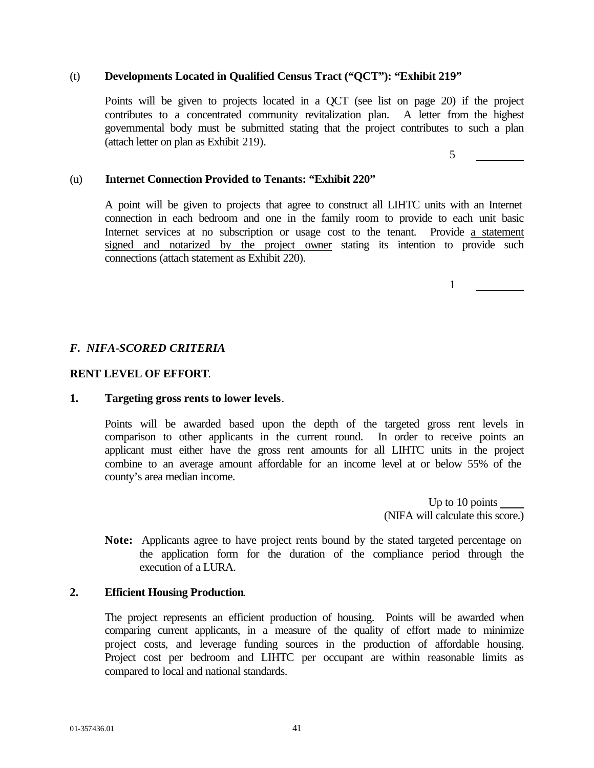(t) **Developments Located in Qualified Census Tract ("QCT"): "Exhibit 219"**

Points will be given to projects located in a QCT (see list on page 20) if the project contributes to a concentrated community revitalization plan. A letter from the highest governmental body must be submitted stating that the project contributes to such a plan (attach letter on plan as Exhibit 219).

5 ________

(u) **Internet Connection Provided to Tenants: "Exhibit 220"**

A point will be given to projects that agree to construct all LIHTC units with an Internet connection in each bedroom and one in the family room to provide to each unit basic Internet services at no subscription or usage cost to the tenant. Provide a statement signed and notarized by the project owner stating its intention to provide such connections (attach statement as Exhibit 220).

1 ________

### *F. NIFA-SCORED CRITERIA*

**RENT LEVEL OF EFFORT**.

**1. Targeting gross rents to lower levels**.

Points will be awarded based upon the depth of the targeted gross rent levels in comparison to other applicants in the current round. In order to receive points an applicant must either have the gross rent amounts for all LIHTC units in the project combine to an average amount affordable for an income level at or below 55% of the county's area median income.

Up to 10 points ____
(NIFA will calculate this score.)

**Note:** Applicants agree to have project rents bound by the stated targeted percentage on the application form for the duration of the compliance period through the execution of a LURA.

**2. Efficient Housing Production**.

The project represents an efficient production of housing. Points will be awarded when comparing current applicants, in a measure of the quality of effort made to minimize project costs, and leverage funding sources in the production of affordable housing. Project cost per bedroom and LIHTC per occupant are within reasonable limits as compared to local and national standards.

01-357436.01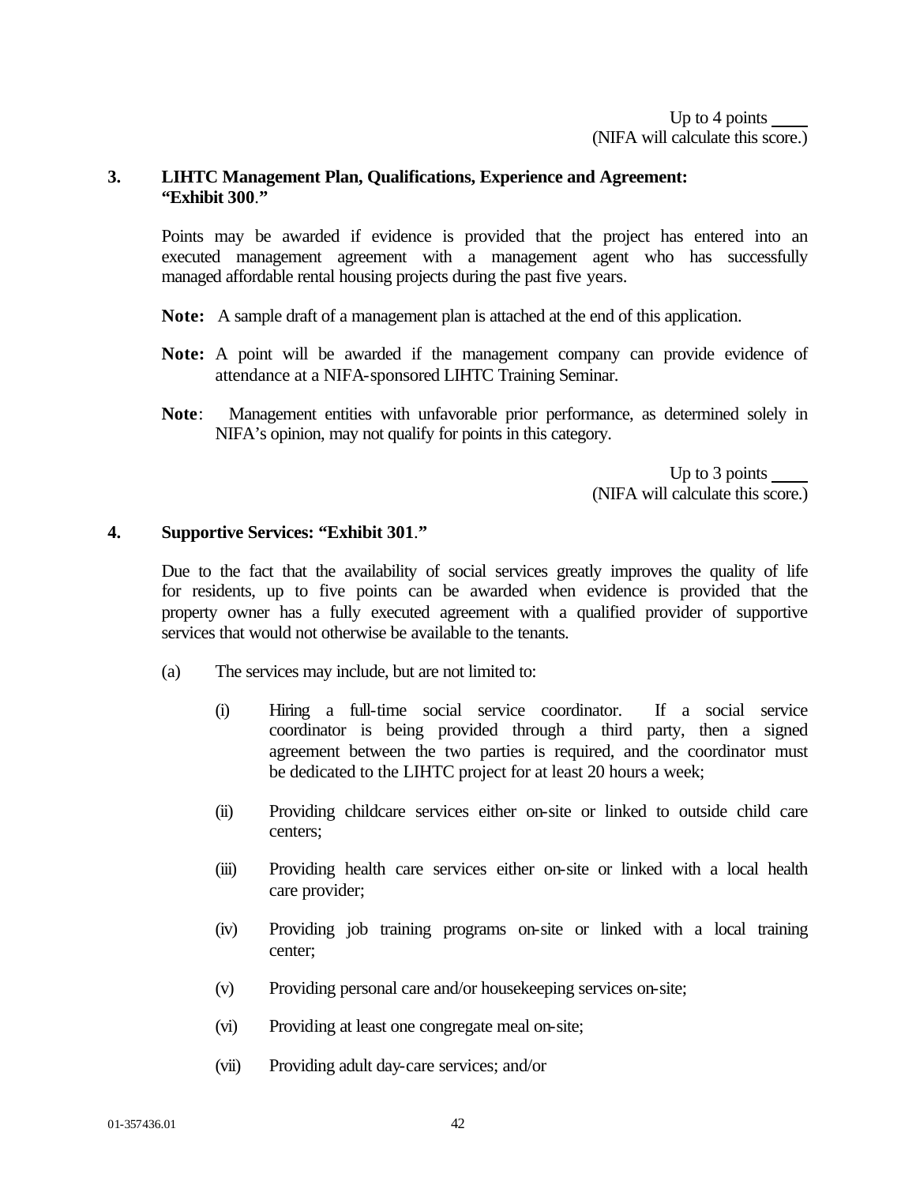Up to 4 points ____
(NIFA will calculate this score.)

**3. LIHTC Management Plan, Qualifications, Experience and Agreement: "Exhibit 300."**

Points may be awarded if evidence is provided that the project has entered into an executed management agreement with a management agent who has successfully managed affordable rental housing projects during the past five years.

**Note:** A sample draft of a management plan is attached at the end of this application.

**Note:** A point will be awarded if the management company can provide evidence of attendance at a NIFA-sponsored LIHTC Training Seminar.

**Note**: Management entities with unfavorable prior performance, as determined solely in NIFA's opinion, may not qualify for points in this category.

Up to 3 points ____
(NIFA will calculate this score.)

**4. Supportive Services: "Exhibit 301."**

Due to the fact that the availability of social services greatly improves the quality of life for residents, up to five points can be awarded when evidence is provided that the property owner has a fully executed agreement with a qualified provider of supportive services that would not otherwise be available to the tenants.

(a) The services may include, but are not limited to:

(i) Hiring a full-time social service coordinator. If a social service coordinator is being provided through a third party, then a signed agreement between the two parties is required, and the coordinator must be dedicated to the LIHTC project for at least 20 hours a week;

(ii) Providing childcare services either on-site or linked to outside child care centers;

(iii) Providing health care services either on-site or linked with a local health care provider;

(iv) Providing job training programs on-site or linked with a local training center;

(v) Providing personal care and/or housekeeping services on-site;

(vi) Providing at least one congregate meal on-site;

(vii) Providing adult day-care services; and/or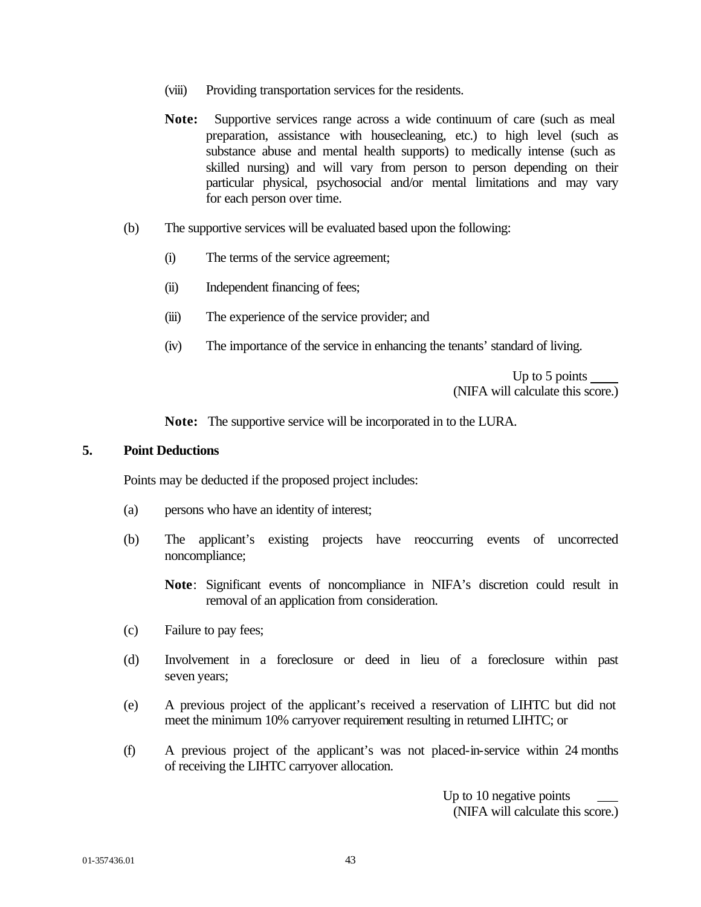(viii) Providing transportation services for the residents.

**Note:** Supportive services range across a wide continuum of care (such as meal preparation, assistance with housecleaning, etc.) to high level (such as substance abuse and mental health supports) to medically intense (such as skilled nursing) and will vary from person to person depending on their particular physical, psychosocial and/or mental limitations and may vary for each person over time.

(b) The supportive services will be evaluated based upon the following:

(i) The terms of the service agreement;

(ii) Independent financing of fees;

(iii) The experience of the service provider; and

(iv) The importance of the service in enhancing the tenants' standard of living.

Up to 5 points ____
(NIFA will calculate this score.)

**Note:** The supportive service will be incorporated in to the LURA.

## 5. Point Deductions

Points may be deducted if the proposed project includes:

(a) persons who have an identity of interest;

(b) The applicant's existing projects have reoccurring events of uncorrected noncompliance;

**Note**: Significant events of noncompliance in NIFA's discretion could result in removal of an application from consideration.

(c) Failure to pay fees;

(d) Involvement in a foreclosure or deed in lieu of a foreclosure within past seven years;

(e) A previous project of the applicant's received a reservation of LIHTC but did not meet the minimum 10% carryover requirement resulting in returned LIHTC; or

(f) A previous project of the applicant's was not placed-in-service within 24 months of receiving the LIHTC carryover allocation.

Up to 10 negative points ___
(NIFA will calculate this score.)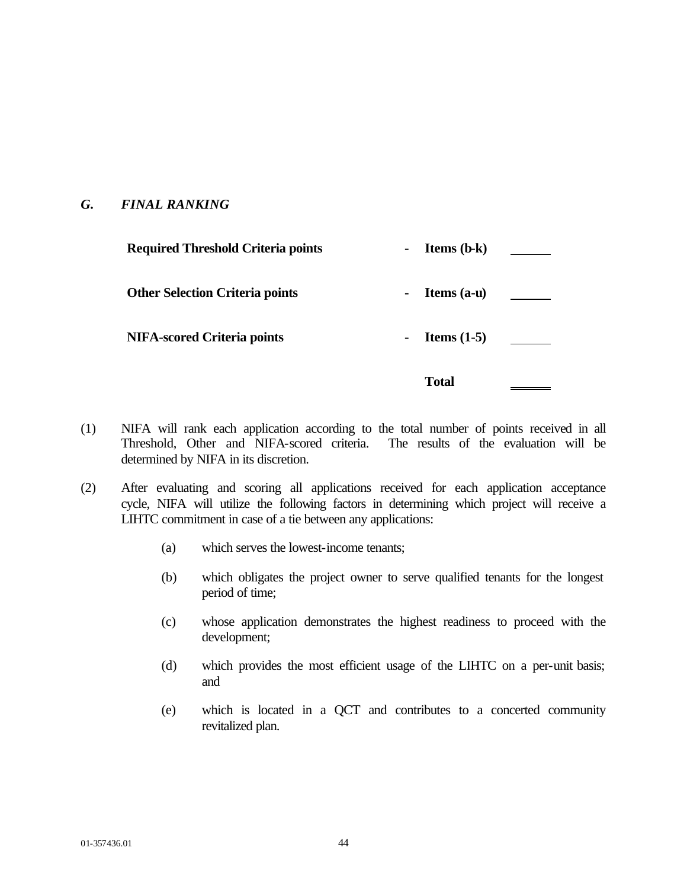### *G. FINAL RANKING*

| | | | |
|---|---|---|---|
| **Required Threshold Criteria points** | - | **Items (b-k)** | ______ |
| **Other Selection Criteria points** | - | **Items (a-u)** | ______ |
| **NIFA-scored Criteria points** | - | **Items (1-5)** | ______ |
| | | **Total** | ______ |

(1) NIFA will rank each application according to the total number of points received in all Threshold, Other and NIFA-scored criteria. The results of the evaluation will be determined by NIFA in its discretion.

(2) After evaluating and scoring all applications received for each application acceptance cycle, NIFA will utilize the following factors in determining which project will receive a LIHTC commitment in case of a tie between any applications:

   (a) which serves the lowest-income tenants;

   (b) which obligates the project owner to serve qualified tenants for the longest period of time;

   (c) whose application demonstrates the highest readiness to proceed with the development;

   (d) which provides the most efficient usage of the LIHTC on a per-unit basis; and

   (e) which is located in a QCT and contributes to a concerted community revitalized plan.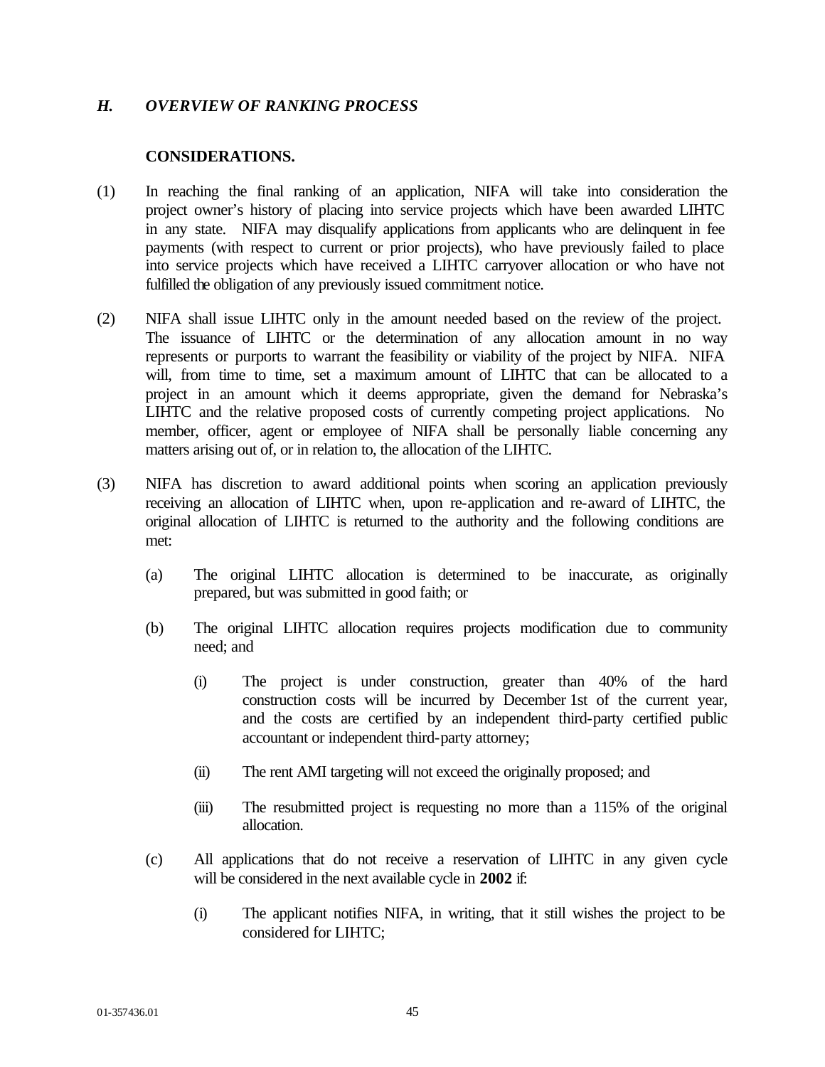### *H. OVERVIEW OF RANKING PROCESS*

**CONSIDERATIONS.**

(1) In reaching the final ranking of an application, NIFA will take into consideration the project owner's history of placing into service projects which have been awarded LIHTC in any state. NIFA may disqualify applications from applicants who are delinquent in fee payments (with respect to current or prior projects), who have previously failed to place into service projects which have received a LIHTC carryover allocation or who have not fulfilled the obligation of any previously issued commitment notice.

(2) NIFA shall issue LIHTC only in the amount needed based on the review of the project. The issuance of LIHTC or the determination of any allocation amount in no way represents or purports to warrant the feasibility or viability of the project by NIFA. NIFA will, from time to time, set a maximum amount of LIHTC that can be allocated to a project in an amount which it deems appropriate, given the demand for Nebraska's LIHTC and the relative proposed costs of currently competing project applications. No member, officer, agent or employee of NIFA shall be personally liable concerning any matters arising out of, or in relation to, the allocation of the LIHTC.

(3) NIFA has discretion to award additional points when scoring an application previously receiving an allocation of LIHTC when, upon re-application and re-award of LIHTC, the original allocation of LIHTC is returned to the authority and the following conditions are met:

   (a) The original LIHTC allocation is determined to be inaccurate, as originally prepared, but was submitted in good faith; or

   (b) The original LIHTC allocation requires projects modification due to community need; and

      (i) The project is under construction, greater than 40% of the hard construction costs will be incurred by December 1st of the current year, and the costs are certified by an independent third-party certified public accountant or independent third-party attorney;

      (ii) The rent AMI targeting will not exceed the originally proposed; and

      (iii) The resubmitted project is requesting no more than a 115% of the original allocation.

   (c) All applications that do not receive a reservation of LIHTC in any given cycle will be considered in the next available cycle in **2002** if:

      (i) The applicant notifies NIFA, in writing, that it still wishes the project to be considered for LIHTC;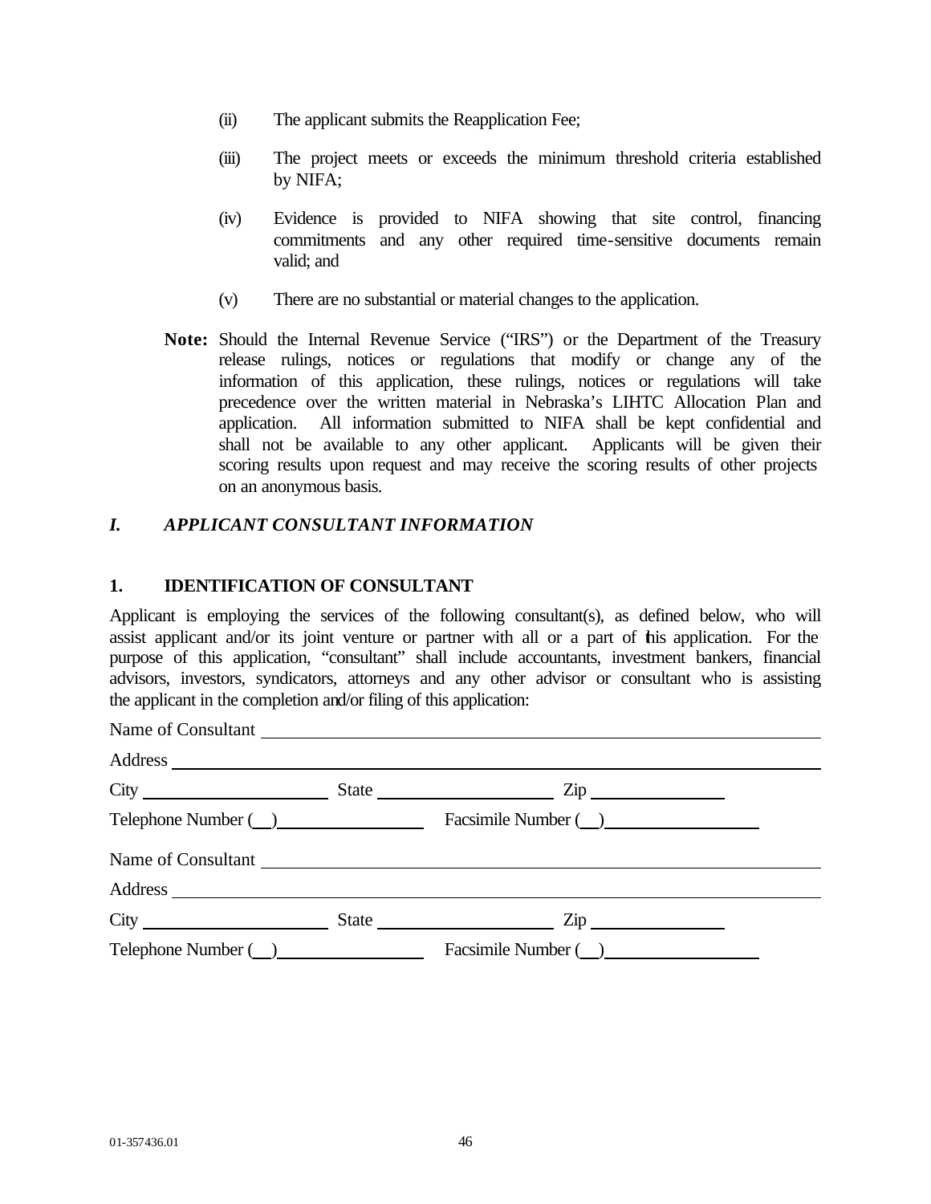(ii) The applicant submits the Reapplication Fee;

(iii) The project meets or exceeds the minimum threshold criteria established by NIFA;

(iv) Evidence is provided to NIFA showing that site control, financing commitments and any other required time-sensitive documents remain valid; and

(v) There are no substantial or material changes to the application.

**Note:** Should the Internal Revenue Service ("IRS") or the Department of the Treasury release rulings, notices or regulations that modify or change any of the information of this application, these rulings, notices or regulations will take precedence over the written material in Nebraska's LIHTC Allocation Plan and application. All information submitted to NIFA shall be kept confidential and shall not be available to any other applicant. Applicants will be given their scoring results upon request and may receive the scoring results of other projects on an anonymous basis.

## *I. APPLICANT CONSULTANT INFORMATION*

### 1. IDENTIFICATION OF CONSULTANT

Applicant is employing the services of the following consultant(s), as defined below, who will assist applicant and/or its joint venture or partner with all or a part of this application. For the purpose of this application, "consultant" shall include accountants, investment bankers, financial advisors, investors, syndicators, attorneys and any other advisor or consultant who is assisting the applicant in the completion and/or filing of this application:

Name of Consultant ______________________________

Address ______________________________

City ______________ State ______________ Zip ______________

Telephone Number (__) ______________ Facsimile Number (__) ______________

Name of Consultant ______________________________

Address ______________________________

City ______________ State ______________ Zip ______________

Telephone Number (__) ______________ Facsimile Number (__) ______________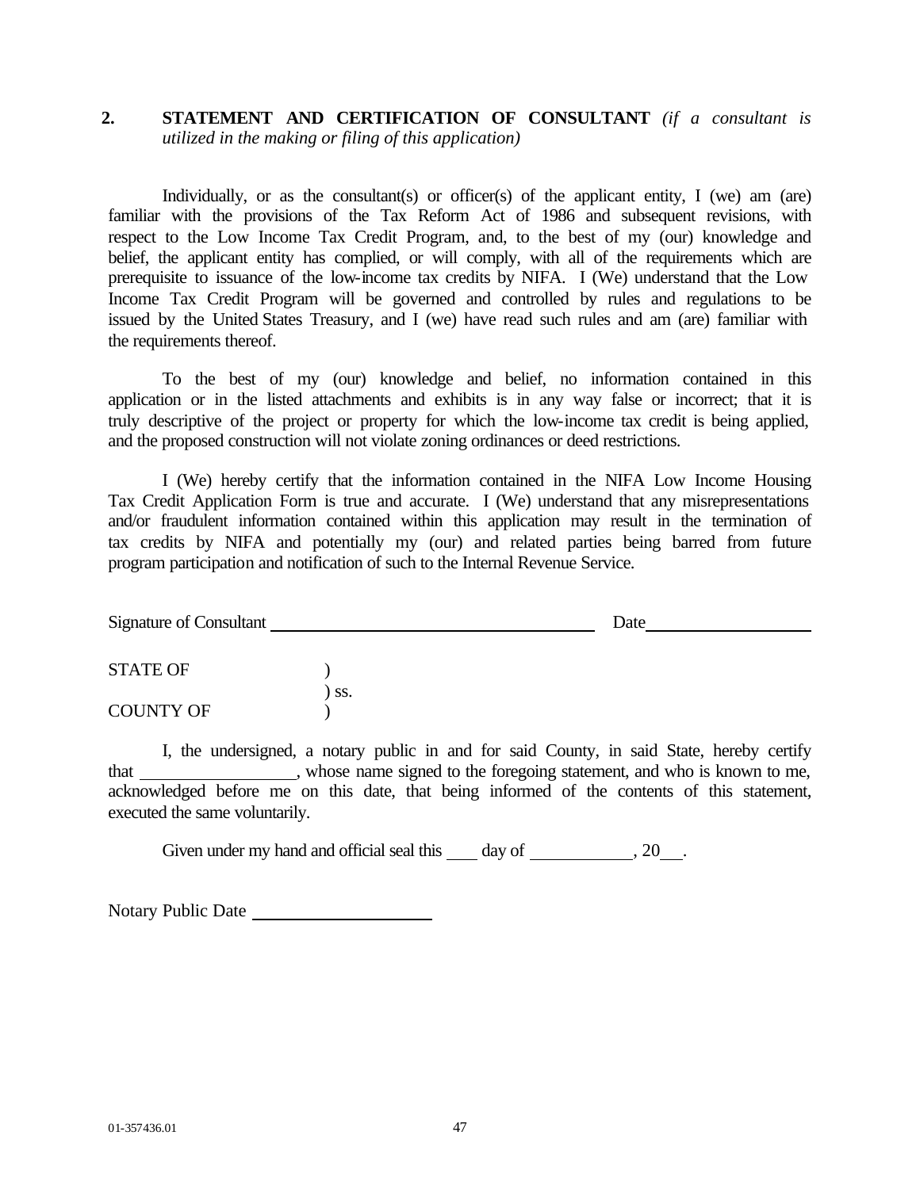## 2. STATEMENT AND CERTIFICATION OF CONSULTANT *(if a consultant is utilized in the making or filing of this application)*

Individually, or as the consultant(s) or officer(s) of the applicant entity, I (we) am (are) familiar with the provisions of the Tax Reform Act of 1986 and subsequent revisions, with respect to the Low Income Tax Credit Program, and, to the best of my (our) knowledge and belief, the applicant entity has complied, or will comply, with all of the requirements which are prerequisite to issuance of the low-income tax credits by NIFA. I (We) understand that the Low Income Tax Credit Program will be governed and controlled by rules and regulations to be issued by the United States Treasury, and I (we) have read such rules and am (are) familiar with the requirements thereof.

To the best of my (our) knowledge and belief, no information contained in this application or in the listed attachments and exhibits is in any way false or incorrect; that it is truly descriptive of the project or property for which the low-income tax credit is being applied, and the proposed construction will not violate zoning ordinances or deed restrictions.

I (We) hereby certify that the information contained in the NIFA Low Income Housing Tax Credit Application Form is true and accurate. I (We) understand that any misrepresentations and/or fraudulent information contained within this application may result in the termination of tax credits by NIFA and potentially my (our) and related parties being barred from future program participation and notification of such to the Internal Revenue Service.

Signature of Consultant ______________________________ Date ________________

STATE OF )
) ss.
COUNTY OF )

I, the undersigned, a notary public in and for said County, in said State, hereby certify that ________________, whose name signed to the foregoing statement, and who is known to me, acknowledged before me on this date, that being informed of the contents of this statement, executed the same voluntarily.

Given under my hand and official seal this ____ day of ___________, 20___.

Notary Public Date ____________________

01-357436.01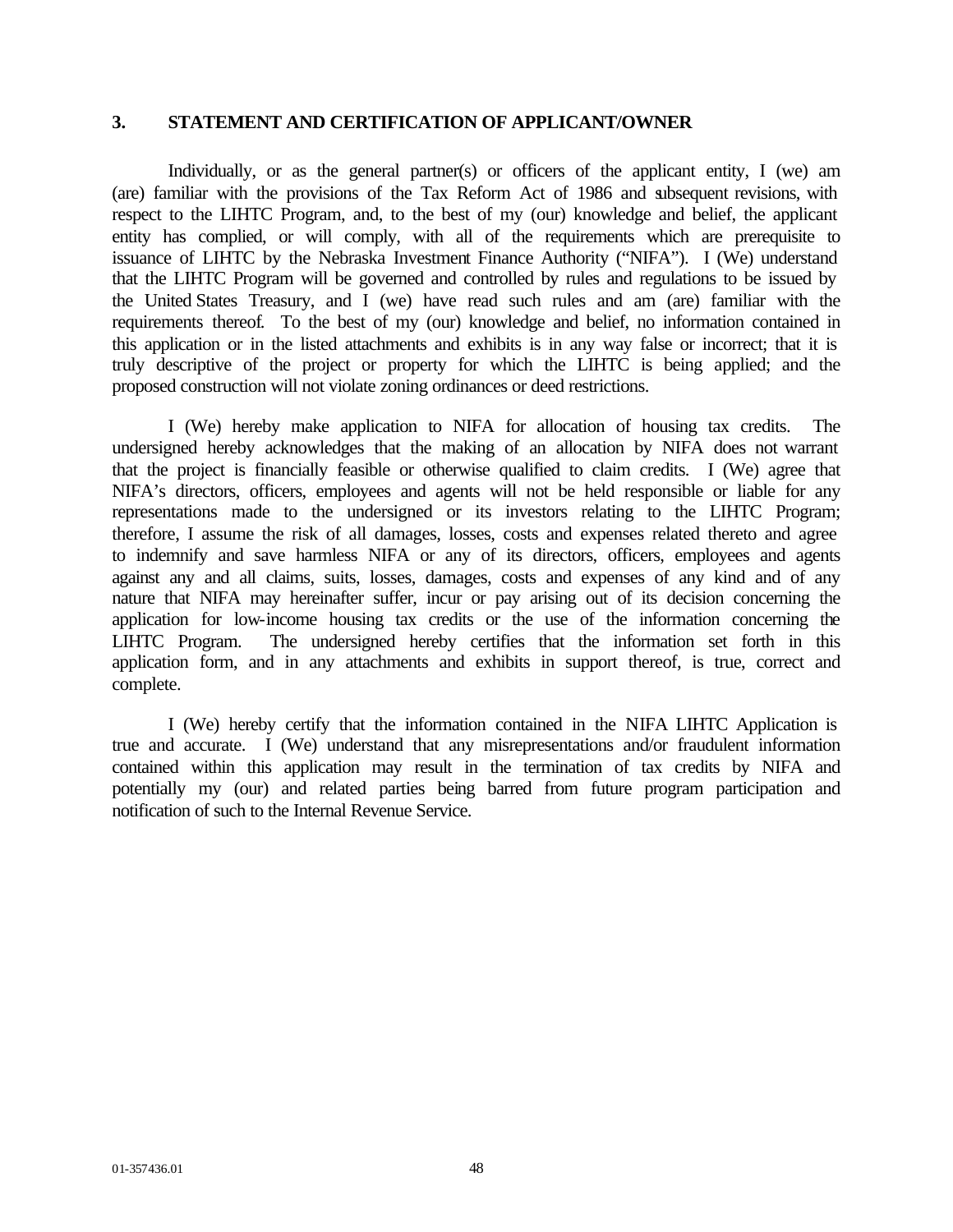## 3. STATEMENT AND CERTIFICATION OF APPLICANT/OWNER

Individually, or as the general partner(s) or officers of the applicant entity, I (we) am (are) familiar with the provisions of the Tax Reform Act of 1986 and subsequent revisions, with respect to the LIHTC Program, and, to the best of my (our) knowledge and belief, the applicant entity has complied, or will comply, with all of the requirements which are prerequisite to issuance of LIHTC by the Nebraska Investment Finance Authority ("NIFA"). I (We) understand that the LIHTC Program will be governed and controlled by rules and regulations to be issued by the United States Treasury, and I (we) have read such rules and am (are) familiar with the requirements thereof. To the best of my (our) knowledge and belief, no information contained in this application or in the listed attachments and exhibits is in any way false or incorrect; that it is truly descriptive of the project or property for which the LIHTC is being applied; and the proposed construction will not violate zoning ordinances or deed restrictions.

I (We) hereby make application to NIFA for allocation of housing tax credits. The undersigned hereby acknowledges that the making of an allocation by NIFA does not warrant that the project is financially feasible or otherwise qualified to claim credits. I (We) agree that NIFA's directors, officers, employees and agents will not be held responsible or liable for any representations made to the undersigned or its investors relating to the LIHTC Program; therefore, I assume the risk of all damages, losses, costs and expenses related thereto and agree to indemnify and save harmless NIFA or any of its directors, officers, employees and agents against any and all claims, suits, losses, damages, costs and expenses of any kind and of any nature that NIFA may hereinafter suffer, incur or pay arising out of its decision concerning the application for low-income housing tax credits or the use of the information concerning the LIHTC Program. The undersigned hereby certifies that the information set forth in this application form, and in any attachments and exhibits in support thereof, is true, correct and complete.

I (We) hereby certify that the information contained in the NIFA LIHTC Application is true and accurate. I (We) understand that any misrepresentations and/or fraudulent information contained within this application may result in the termination of tax credits by NIFA and potentially my (our) and related parties being barred from future program participation and notification of such to the Internal Revenue Service.

01-357436.01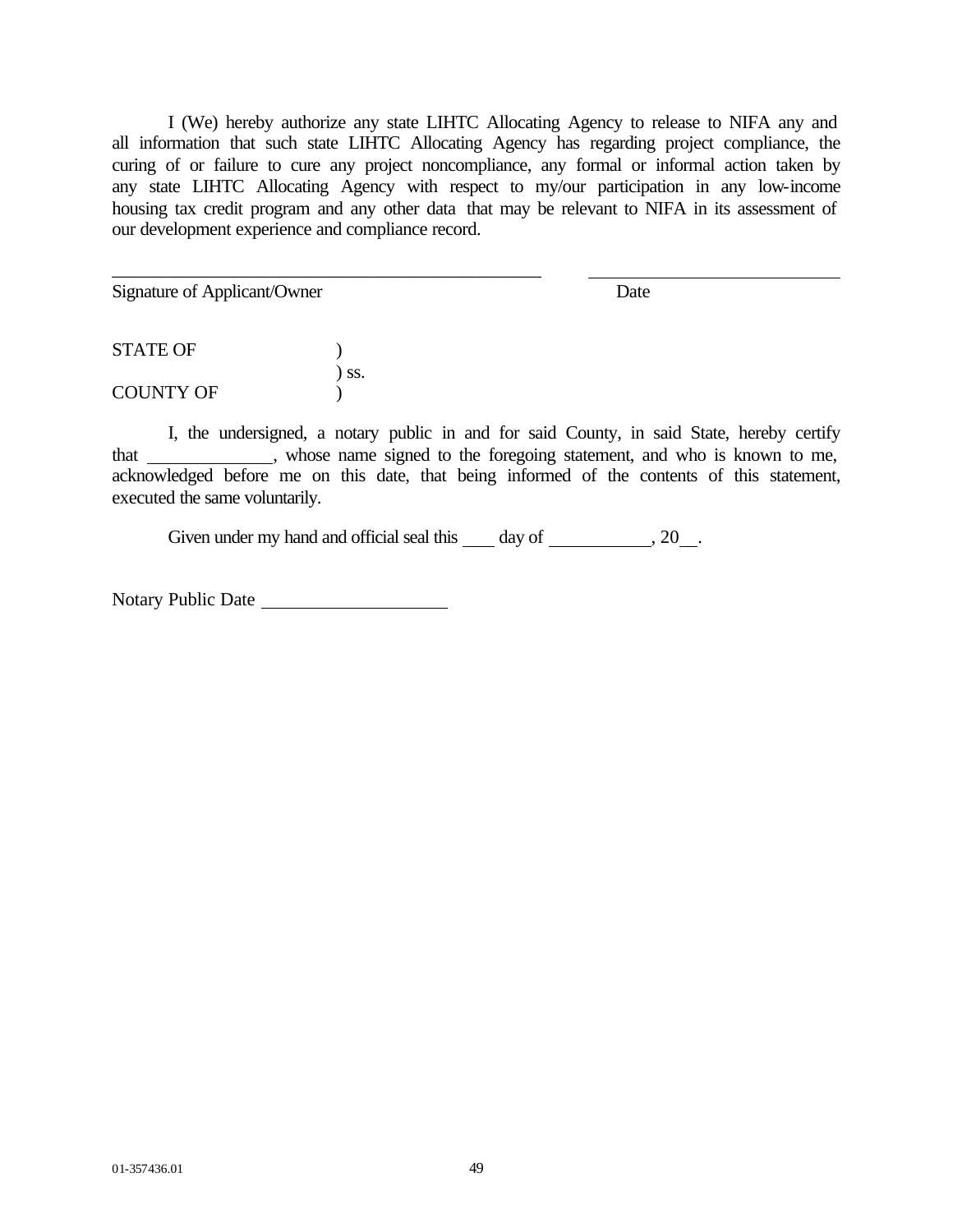I (We) hereby authorize any state LIHTC Allocating Agency to release to NIFA any and all information that such state LIHTC Allocating Agency has regarding project compliance, the curing of or failure to cure any project noncompliance, any formal or informal action taken by any state LIHTC Allocating Agency with respect to my/our participation in any low-income housing tax credit program and any other data that may be relevant to NIFA in its assessment of our development experience and compliance record.

\_\_\_\_\_\_\_\_\_\_\_\_\_\_\_\_\_\_\_\_\_\_\_\_\_\_\_\_\_\_\_\_\_\_\_\_\_\_\_\_ &nbsp;&nbsp;&nbsp;&nbsp; \_\_\_\_\_\_\_\_\_\_\_\_\_\_\_\_\_\_\_\_\_\_\_\_

Signature of Applicant/Owner &nbsp;&nbsp;&nbsp;&nbsp;&nbsp;&nbsp;&nbsp;&nbsp;&nbsp;&nbsp;&nbsp;&nbsp;&nbsp;&nbsp;&nbsp;&nbsp;&nbsp;&nbsp;&nbsp;&nbsp;&nbsp;&nbsp;&nbsp;&nbsp; Date

STATE OF &nbsp;&nbsp;&nbsp;&nbsp;&nbsp;&nbsp;&nbsp;&nbsp; )
&nbsp;&nbsp;&nbsp;&nbsp;&nbsp;&nbsp;&nbsp;&nbsp;&nbsp;&nbsp;&nbsp;&nbsp;&nbsp;&nbsp;&nbsp;&nbsp;&nbsp;&nbsp;&nbsp;&nbsp;&nbsp;&nbsp;&nbsp;&nbsp;&nbsp;&nbsp; ) ss.
COUNTY OF &nbsp;&nbsp;&nbsp;&nbsp;&nbsp; )

I, the undersigned, a notary public in and for said County, in said State, hereby certify that \_\_\_\_\_\_\_\_\_\_\_\_\_\_, whose name signed to the foregoing statement, and who is known to me, acknowledged before me on this date, that being informed of the contents of this statement, executed the same voluntarily.

Given under my hand and official seal this \_\_\_\_ day of \_\_\_\_\_\_\_\_\_\_\_\_, 20\_\_.

Notary Public Date \_\_\_\_\_\_\_\_\_\_\_\_\_\_\_\_\_\_\_\_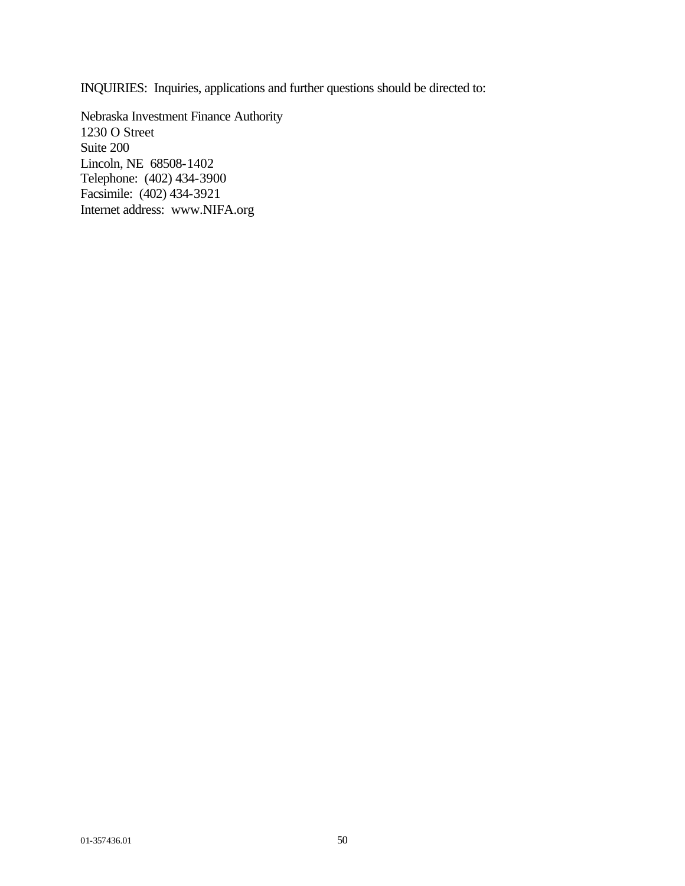INQUIRIES: Inquiries, applications and further questions should be directed to:

Nebraska Investment Finance Authority  
1230 O Street  
Suite 200  
Lincoln, NE 68508-1402  
Telephone: (402) 434-3900  
Facsimile: (402) 434-3921  
Internet address: www.NIFA.org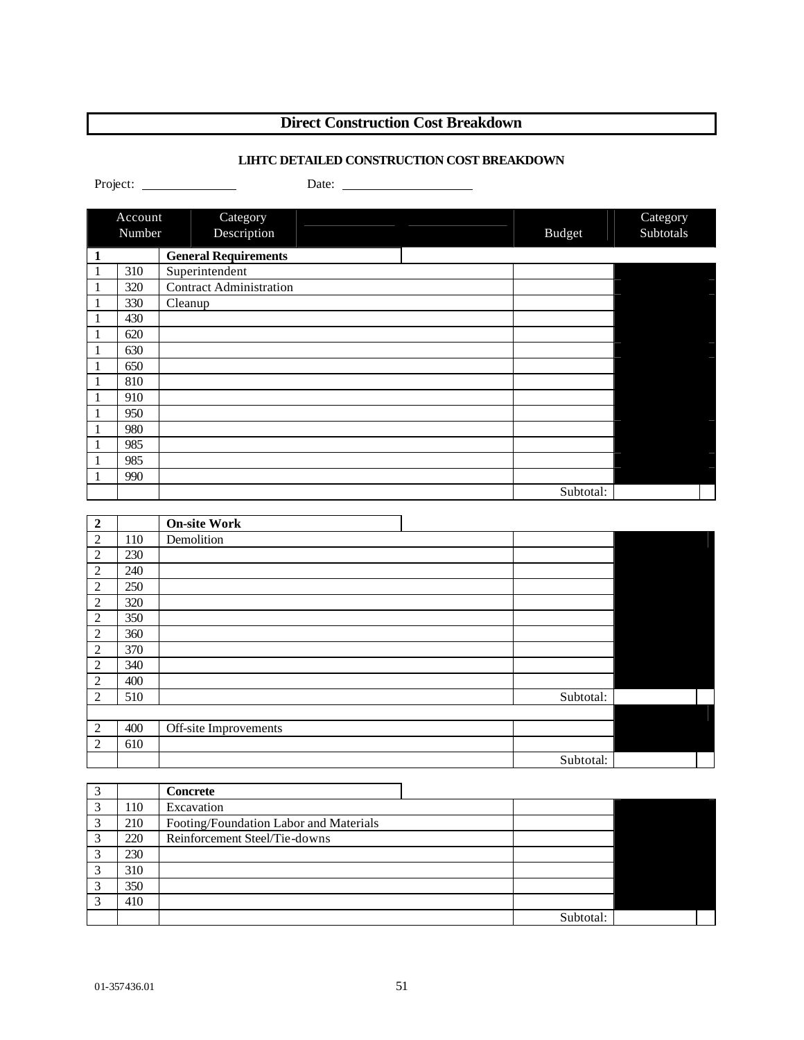# Direct Construction Cost Breakdown

**LIHTC DETAILED CONSTRUCTION COST BREAKDOWN**

Project: ____________ Date: ________________

| Account | Number | Category Description | Budget | Category Subtotals |
|---|---|---|---|---|
| **1** | | **General Requirements** | | |
| 1 | 310 | Superintendent | | |
| 1 | 320 | Contract Administration | | |
| 1 | 330 | Cleanup | | |
| 1 | 430 | | | |
| 1 | 620 | | | |
| 1 | 630 | | | |
| 1 | 650 | | | |
| 1 | 810 | | | |
| 1 | 910 | | | |
| 1 | 950 | | | |
| 1 | 980 | | | |
| 1 | 985 | | | |
| 1 | 985 | | | |
| 1 | 990 | | | |
| | | | Subtotal: | |

| Account | Number | Category Description | Budget | Category Subtotals |
|---|---|---|---|---|
| **2** | | **On-site Work** | | |
| 2 | 110 | Demolition | | |
| 2 | 230 | | | |
| 2 | 240 | | | |
| 2 | 250 | | | |
| 2 | 320 | | | |
| 2 | 350 | | | |
| 2 | 360 | | | |
| 2 | 370 | | | |
| 2 | 340 | | | |
| 2 | 400 | | | |
| 2 | 510 | | Subtotal: | |
| | | | | |
| 2 | 400 | Off-site Improvements | | |
| 2 | 610 | | | |
| | | | Subtotal: | |

| Account | Number | Category Description | Budget | Category Subtotals |
|---|---|---|---|---|
| 3 | | **Concrete** | | |
| 3 | 110 | Excavation | | |
| 3 | 210 | Footing/Foundation Labor and Materials | | |
| 3 | 220 | Reinforcement Steel/Tie-downs | | |
| 3 | 230 | | | |
| 3 | 310 | | | |
| 3 | 350 | | | |
| 3 | 410 | | | |
| | | | Subtotal: | |

01-357436.01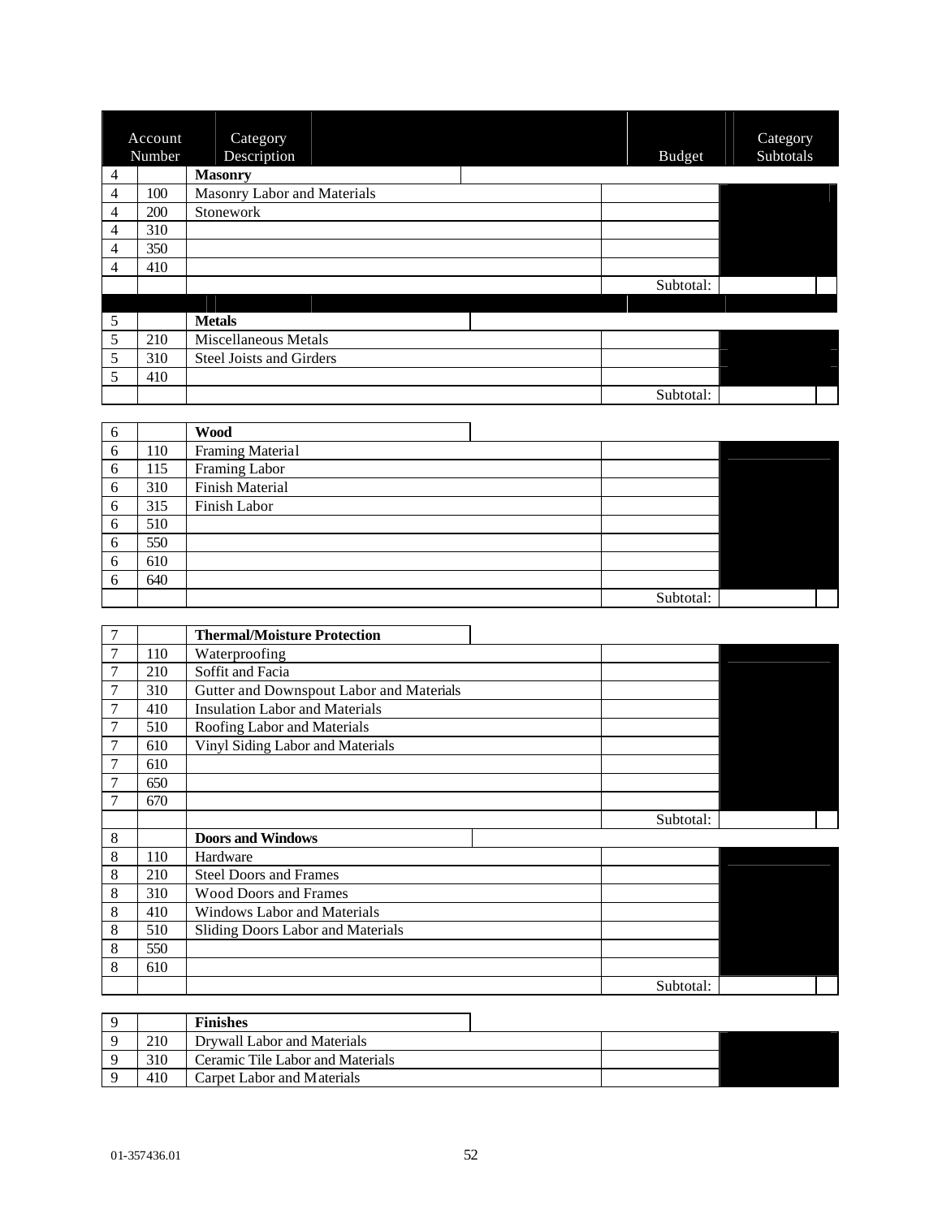| Account Number | | Category Description | Budget | Category Subtotals |
|---|---|---|---|---|
| 4 | | **Masonry** | | |
| 4 | 100 | Masonry Labor and Materials | | |
| 4 | 200 | Stonework | | |
| 4 | 310 | | | |
| 4 | 350 | | | |
| 4 | 410 | | | |
| | | | Subtotal: | |
| 5 | | **Metals** | | |
| 5 | 210 | Miscellaneous Metals | | |
| 5 | 310 | Steel Joists and Girders | | |
| 5 | 410 | | | |
| | | | Subtotal: | |
| 6 | | **Wood** | | |
| 6 | 110 | Framing Material | | |
| 6 | 115 | Framing Labor | | |
| 6 | 310 | Finish Material | | |
| 6 | 315 | Finish Labor | | |
| 6 | 510 | | | |
| 6 | 550 | | | |
| 6 | 610 | | | |
| 6 | 640 | | | |
| | | | Subtotal: | |
| 7 | | **Thermal/Moisture Protection** | | |
| 7 | 110 | Waterproofing | | |
| 7 | 210 | Soffit and Facia | | |
| 7 | 310 | Gutter and Downspout Labor and Materials | | |
| 7 | 410 | Insulation Labor and Materials | | |
| 7 | 510 | Roofing Labor and Materials | | |
| 7 | 610 | Vinyl Siding Labor and Materials | | |
| 7 | 610 | | | |
| 7 | 650 | | | |
| 7 | 670 | | | |
| | | | Subtotal: | |
| 8 | | **Doors and Windows** | | |
| 8 | 110 | Hardware | | |
| 8 | 210 | Steel Doors and Frames | | |
| 8 | 310 | Wood Doors and Frames | | |
| 8 | 410 | Windows Labor and Materials | | |
| 8 | 510 | Sliding Doors Labor and Materials | | |
| 8 | 550 | | | |
| 8 | 610 | | | |
| | | | Subtotal: | |
| 9 | | **Finishes** | | |
| 9 | 210 | Drywall Labor and Materials | | |
| 9 | 310 | Ceramic Tile Labor and Materials | | |
| 9 | 410 | Carpet Labor and Materials | | |

01-357436.01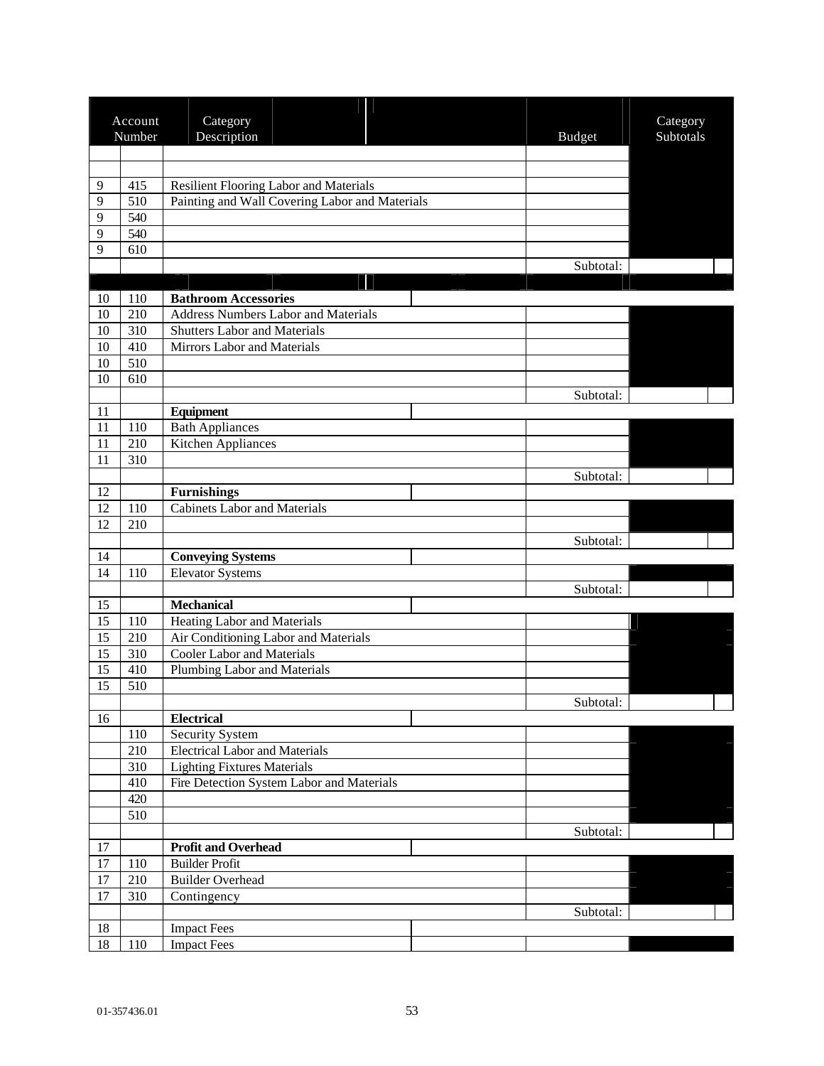| | Account Number | Category Description | Budget | Category Subtotals |
|---|---|---|---|---|
| | | | | |
| | | | | |
| 9 | 415 | Resilient Flooring Labor and Materials | | |
| 9 | 510 | Painting and Wall Covering Labor and Materials | | |
| 9 | 540 | | | |
| 9 | 540 | | | |
| 9 | 610 | | | |
| | | | Subtotal: | |
| | | | | |
| 10 | 110 | **Bathroom Accessories** | | |
| 10 | 210 | Address Numbers Labor and Materials | | |
| 10 | 310 | Shutters Labor and Materials | | |
| 10 | 410 | Mirrors Labor and Materials | | |
| 10 | 510 | | | |
| 10 | 610 | | | |
| | | | Subtotal: | |
| 11 | | **Equipment** | | |
| 11 | 110 | Bath Appliances | | |
| 11 | 210 | Kitchen Appliances | | |
| 11 | 310 | | | |
| | | | Subtotal: | |
| 12 | | **Furnishings** | | |
| 12 | 110 | Cabinets Labor and Materials | | |
| 12 | 210 | | | |
| | | | Subtotal: | |
| 14 | | **Conveying Systems** | | |
| 14 | 110 | Elevator Systems | | |
| | | | Subtotal: | |
| 15 | | **Mechanical** | | |
| 15 | 110 | Heating Labor and Materials | | |
| 15 | 210 | Air Conditioning Labor and Materials | | |
| 15 | 310 | Cooler Labor and Materials | | |
| 15 | 410 | Plumbing Labor and Materials | | |
| 15 | 510 | | | |
| | | | Subtotal: | |
| 16 | | **Electrical** | | |
| | 110 | Security System | | |
| | 210 | Electrical Labor and Materials | | |
| | 310 | Lighting Fixtures Materials | | |
| | 410 | Fire Detection System Labor and Materials | | |
| | 420 | | | |
| | 510 | | | |
| | | | Subtotal: | |
| 17 | | **Profit and Overhead** | | |
| 17 | 110 | Builder Profit | | |
| 17 | 210 | Builder Overhead | | |
| 17 | 310 | Contingency | | |
| | | | Subtotal: | |
| 18 | | Impact Fees | | |
| 18 | 110 | Impact Fees | | |

01-357436.01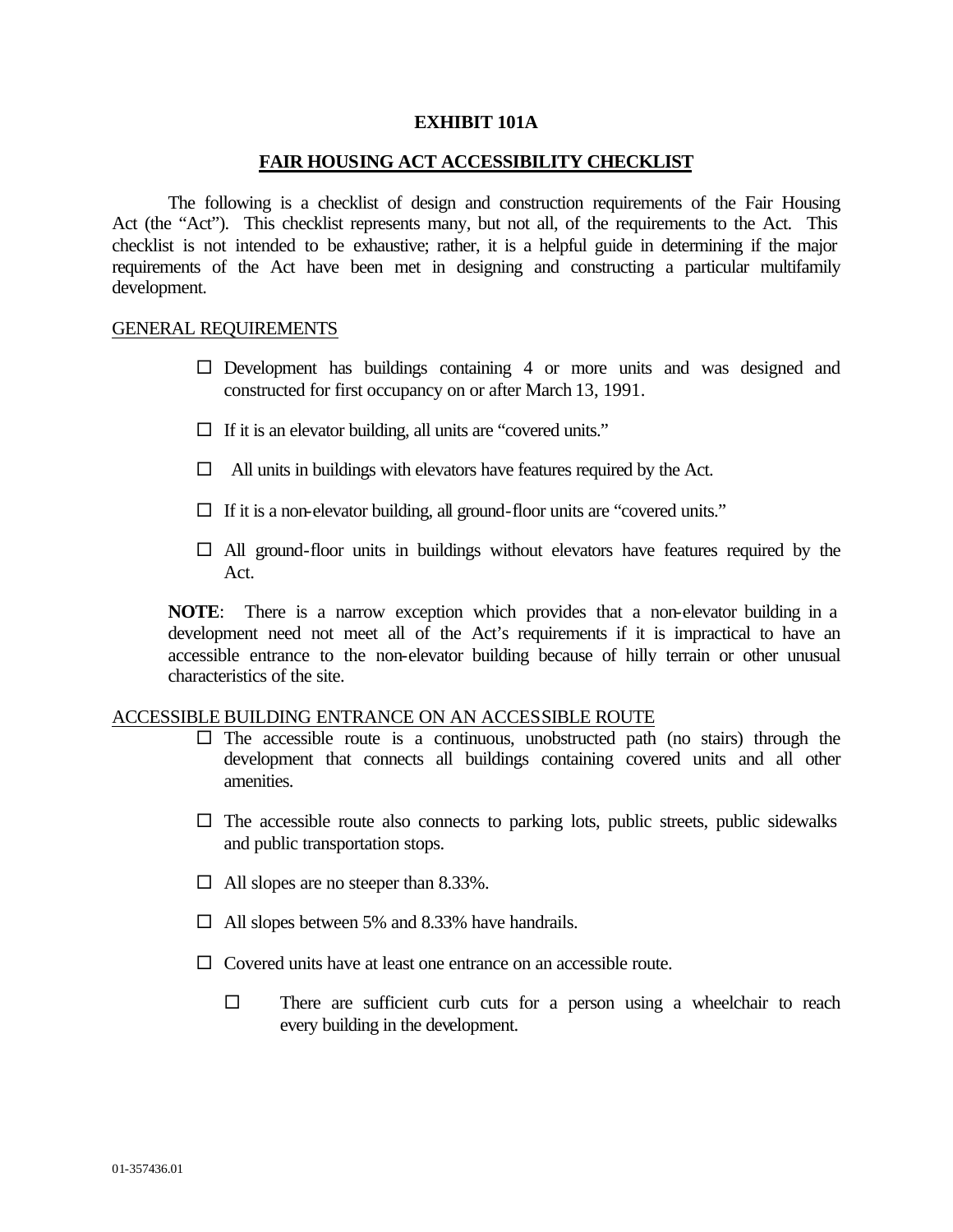**EXHIBIT 101A**

**FAIR HOUSING ACT ACCESSIBILITY CHECKLIST**

The following is a checklist of design and construction requirements of the Fair Housing Act (the "Act"). This checklist represents many, but not all, of the requirements to the Act. This checklist is not intended to be exhaustive; rather, it is a helpful guide in determining if the major requirements of the Act have been met in designing and constructing a particular multifamily development.

GENERAL REQUIREMENTS

- ☐ Development has buildings containing 4 or more units and was designed and constructed for first occupancy on or after March 13, 1991.
- ☐ If it is an elevator building, all units are "covered units."
- ☐ All units in buildings with elevators have features required by the Act.
- ☐ If it is a non-elevator building, all ground-floor units are "covered units."
- ☐ All ground-floor units in buildings without elevators have features required by the Act.

**NOTE**: There is a narrow exception which provides that a non-elevator building in a development need not meet all of the Act's requirements if it is impractical to have an accessible entrance to the non-elevator building because of hilly terrain or other unusual characteristics of the site.

ACCESSIBLE BUILDING ENTRANCE ON AN ACCESSIBLE ROUTE

- ☐ The accessible route is a continuous, unobstructed path (no stairs) through the development that connects all buildings containing covered units and all other amenities.
- ☐ The accessible route also connects to parking lots, public streets, public sidewalks and public transportation stops.
- ☐ All slopes are no steeper than 8.33%.
- ☐ All slopes between 5% and 8.33% have handrails.
- ☐ Covered units have at least one entrance on an accessible route.
  - ☐ There are sufficient curb cuts for a person using a wheelchair to reach every building in the development.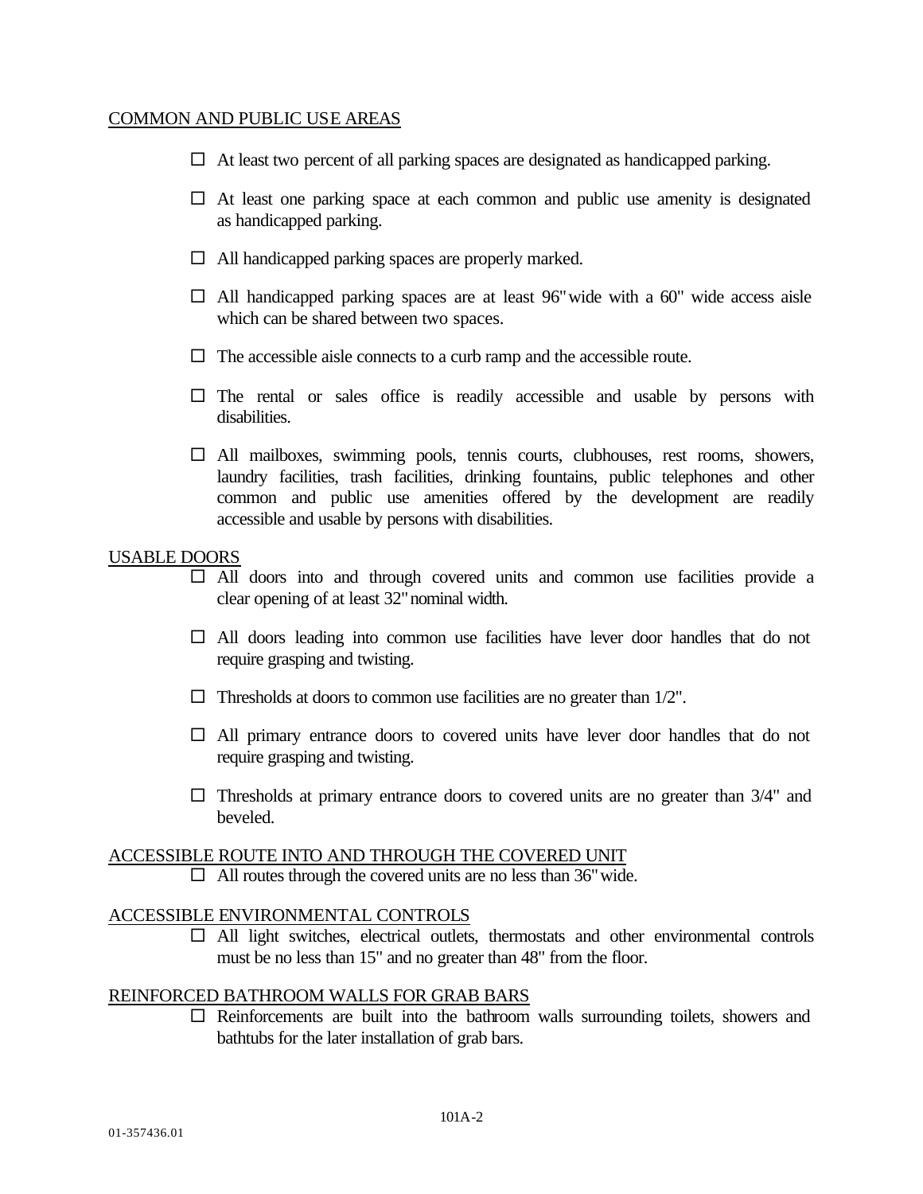COMMON AND PUBLIC USE AREAS

- ☐ At least two percent of all parking spaces are designated as handicapped parking.
- ☐ At least one parking space at each common and public use amenity is designated as handicapped parking.
- ☐ All handicapped parking spaces are properly marked.
- ☐ All handicapped parking spaces are at least 96" wide with a 60" wide access aisle which can be shared between two spaces.
- ☐ The accessible aisle connects to a curb ramp and the accessible route.
- ☐ The rental or sales office is readily accessible and usable by persons with disabilities.
- ☐ All mailboxes, swimming pools, tennis courts, clubhouses, rest rooms, showers, laundry facilities, trash facilities, drinking fountains, public telephones and other common and public use amenities offered by the development are readily accessible and usable by persons with disabilities.

USABLE DOORS

- ☐ All doors into and through covered units and common use facilities provide a clear opening of at least 32" nominal width.
- ☐ All doors leading into common use facilities have lever door handles that do not require grasping and twisting.
- ☐ Thresholds at doors to common use facilities are no greater than 1/2".
- ☐ All primary entrance doors to covered units have lever door handles that do not require grasping and twisting.
- ☐ Thresholds at primary entrance doors to covered units are no greater than 3/4" and beveled.

ACCESSIBLE ROUTE INTO AND THROUGH THE COVERED UNIT

- ☐ All routes through the covered units are no less than 36" wide.

ACCESSIBLE ENVIRONMENTAL CONTROLS

- ☐ All light switches, electrical outlets, thermostats and other environmental controls must be no less than 15" and no greater than 48" from the floor.

REINFORCED BATHROOM WALLS FOR GRAB BARS

- ☐ Reinforcements are built into the bathroom walls surrounding toilets, showers and bathtubs for the later installation of grab bars.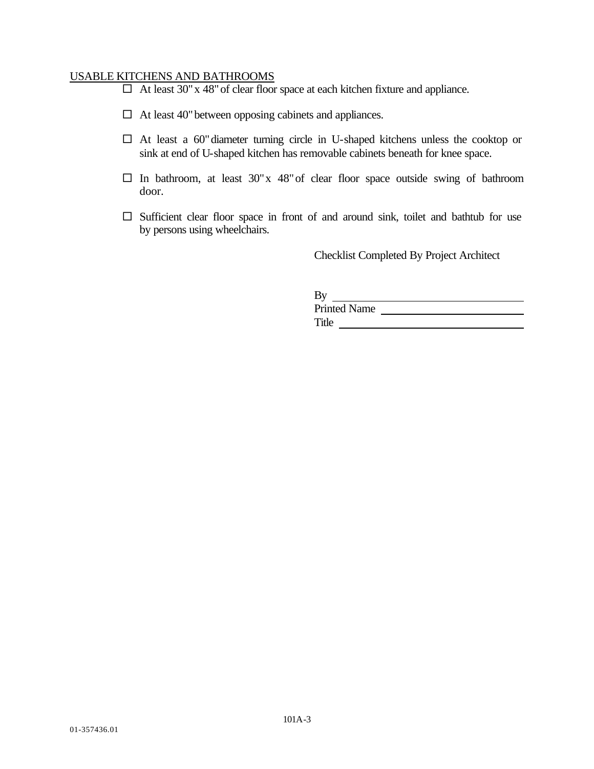<u>USABLE KITCHENS AND BATHROOMS</u>

- ☐ At least 30" x 48" of clear floor space at each kitchen fixture and appliance.
- ☐ At least 40" between opposing cabinets and appliances.
- ☐ At least a 60" diameter turning circle in U-shaped kitchens unless the cooktop or sink at end of U-shaped kitchen has removable cabinets beneath for knee space.
- ☐ In bathroom, at least 30" x 48" of clear floor space outside swing of bathroom door.
- ☐ Sufficient clear floor space in front of and around sink, toilet and bathtub for use by persons using wheelchairs.

Checklist Completed By Project Architect

By ______________________________

Printed Name ______________________

Title _____________________________

01-357436.01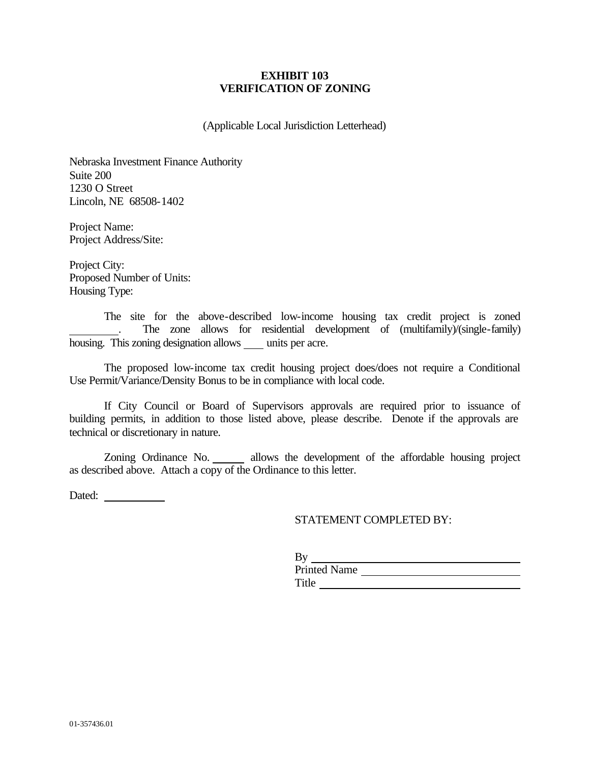**EXHIBIT 103**
**VERIFICATION OF ZONING**

(Applicable Local Jurisdiction Letterhead)

Nebraska Investment Finance Authority
Suite 200
1230 O Street
Lincoln, NE 68508-1402

Project Name:
Project Address/Site:

Project City:
Proposed Number of Units:
Housing Type:

The site for the above-described low-income housing tax credit project is zoned \_\_\_\_\_\_\_\_\_. The zone allows for residential development of (multifamily)/(single-family) housing. This zoning designation allows \_\_\_\_ units per acre.

The proposed low-income tax credit housing project does/does not require a Conditional Use Permit/Variance/Density Bonus to be in compliance with local code.

If City Council or Board of Supervisors approvals are required prior to issuance of building permits, in addition to those listed above, please describe. Denote if the approvals are technical or discretionary in nature.

Zoning Ordinance No. \_\_\_\_\_\_ allows the development of the affordable housing project as described above. Attach a copy of the Ordinance to this letter.

Dated: \_\_\_\_\_\_\_\_\_\_\_\_

STATEMENT COMPLETED BY:

By \_\_\_\_\_\_\_\_\_\_\_\_\_\_\_\_\_\_\_\_\_\_\_\_\_\_\_\_\_\_\_\_\_\_\_\_
Printed Name \_\_\_\_\_\_\_\_\_\_\_\_\_\_\_\_\_\_\_\_\_\_\_\_\_\_\_\_
Title \_\_\_\_\_\_\_\_\_\_\_\_\_\_\_\_\_\_\_\_\_\_\_\_\_\_\_\_\_\_\_\_\_\_\_\_

01-357436.01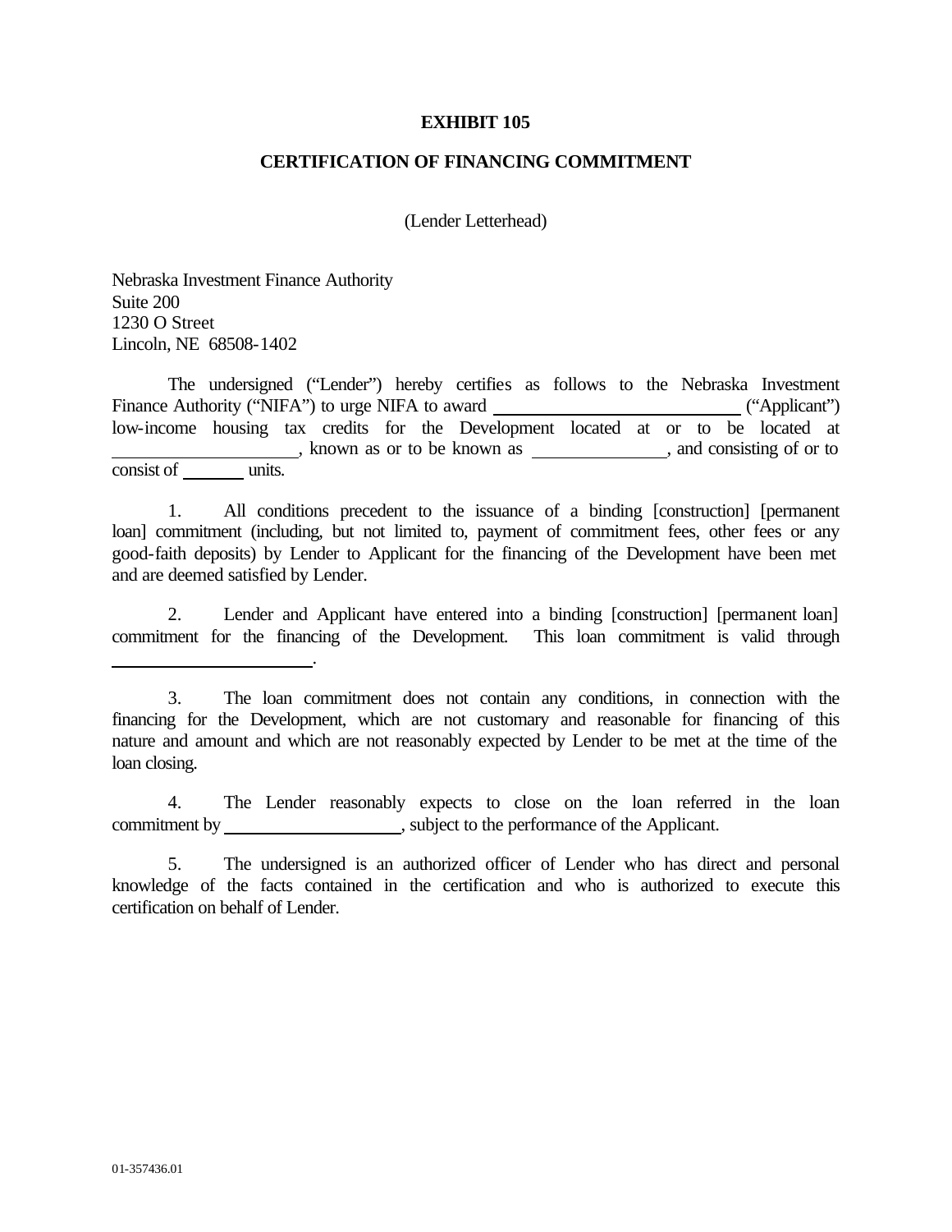**EXHIBIT 105**

**CERTIFICATION OF FINANCING COMMITMENT**

(Lender Letterhead)

Nebraska Investment Finance Authority
Suite 200
1230 O Street
Lincoln, NE 68508-1402

The undersigned ("Lender") hereby certifies as follows to the Nebraska Investment Finance Authority ("NIFA") to urge NIFA to award ______________________ ("Applicant") low-income housing tax credits for the Development located at or to be located at ____________________, known as or to be known as ______________, and consisting of or to consist of _______ units.

1. All conditions precedent to the issuance of a binding [construction] [permanent loan] commitment (including, but not limited to, payment of commitment fees, other fees or any good-faith deposits) by Lender to Applicant for the financing of the Development have been met and are deemed satisfied by Lender.

2. Lender and Applicant have entered into a binding [construction] [permanent loan] commitment for the financing of the Development. This loan commitment is valid through ______________________.

3. The loan commitment does not contain any conditions, in connection with the financing for the Development, which are not customary and reasonable for financing of this nature and amount and which are not reasonably expected by Lender to be met at the time of the loan closing.

4. The Lender reasonably expects to close on the loan referred in the loan commitment by ____________________, subject to the performance of the Applicant.

5. The undersigned is an authorized officer of Lender who has direct and personal knowledge of the facts contained in the certification and who is authorized to execute this certification on behalf of Lender.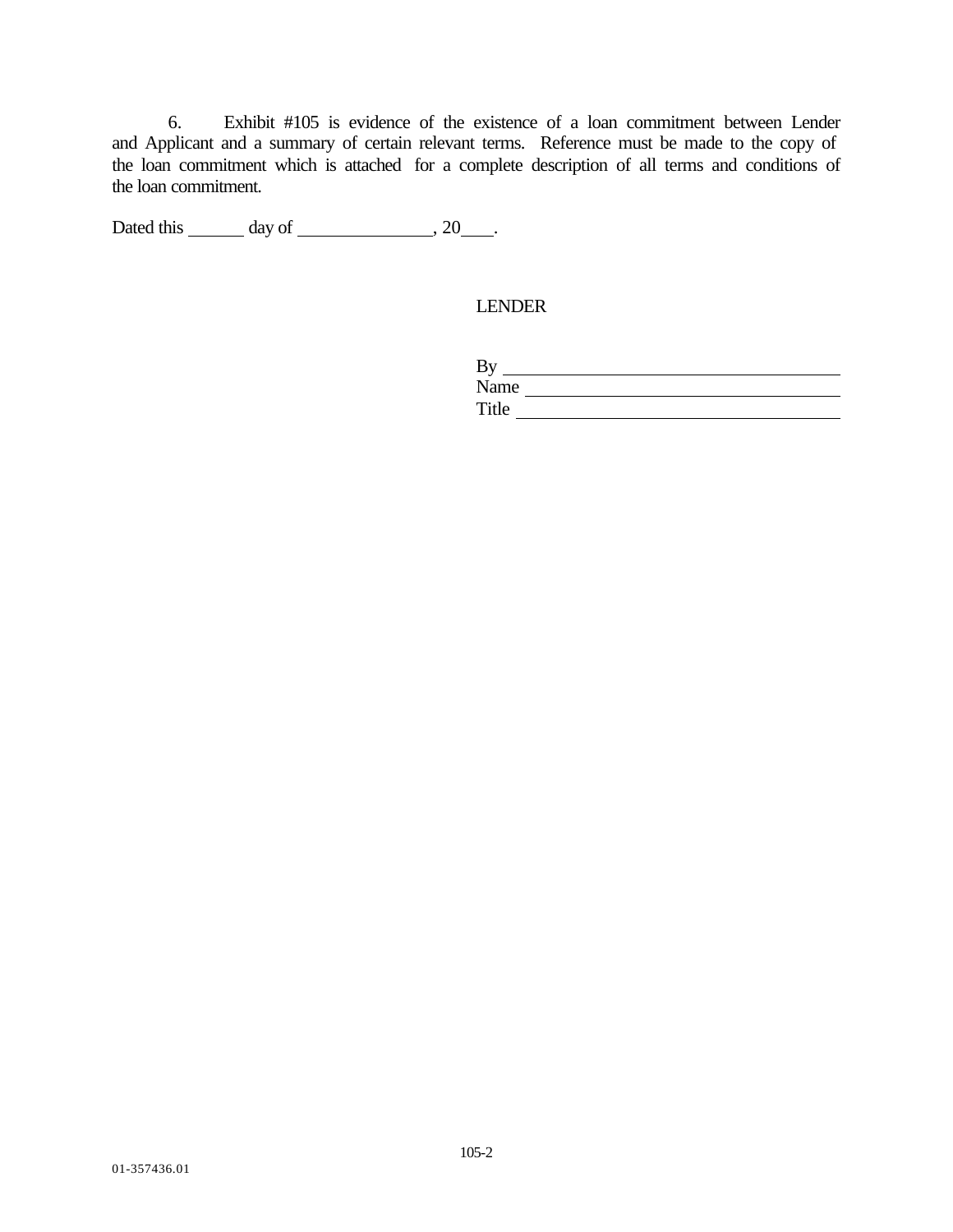6. Exhibit #105 is evidence of the existence of a loan commitment between Lender and Applicant and a summary of certain relevant terms. Reference must be made to the copy of the loan commitment which is attached for a complete description of all terms and conditions of the loan commitment.

Dated this ______ day of ________________, 20____.

LENDER

By ______________________________________

Name ____________________________________

Title _____________________________________

01-357436.01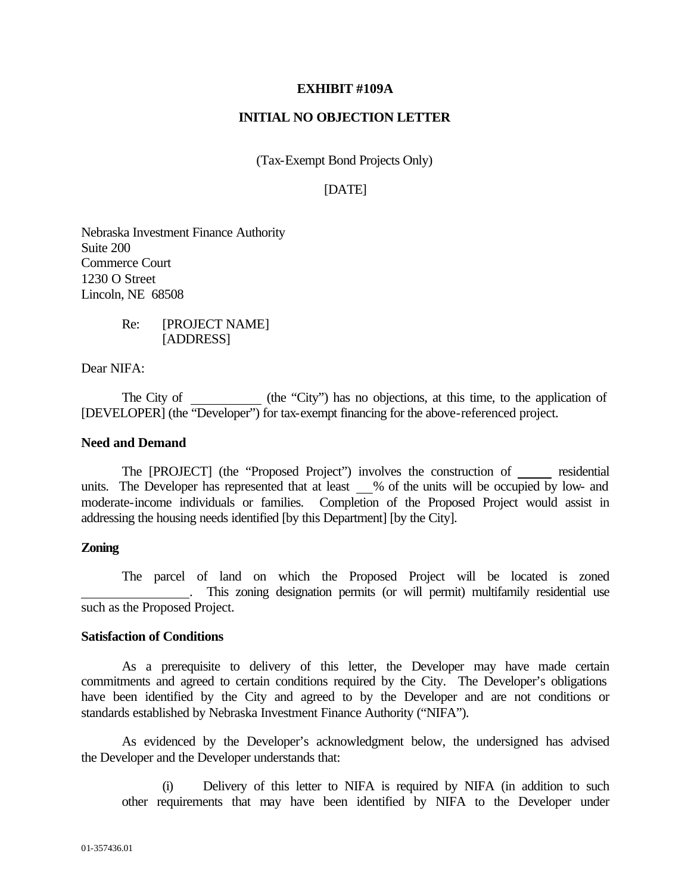**EXHIBIT #109A**

**INITIAL NO OBJECTION LETTER**

(Tax-Exempt Bond Projects Only)

[DATE]

Nebraska Investment Finance Authority
Suite 200
Commerce Court
1230 O Street
Lincoln, NE 68508

Re: [PROJECT NAME]
[ADDRESS]

Dear NIFA:

The City of __________ (the "City") has no objections, at this time, to the application of [DEVELOPER] (the "Developer") for tax-exempt financing for the above-referenced project.

**Need and Demand**

The [PROJECT] (the "Proposed Project") involves the construction of _____ residential units. The Developer has represented that at least __% of the units will be occupied by low- and moderate-income individuals or families. Completion of the Proposed Project would assist in addressing the housing needs identified [by this Department] [by the City].

**Zoning**

The parcel of land on which the Proposed Project will be located is zoned ________________. This zoning designation permits (or will permit) multifamily residential use such as the Proposed Project.

**Satisfaction of Conditions**

As a prerequisite to delivery of this letter, the Developer may have made certain commitments and agreed to certain conditions required by the City. The Developer's obligations have been identified by the City and agreed to by the Developer and are not conditions or standards established by Nebraska Investment Finance Authority ("NIFA").

As evidenced by the Developer's acknowledgment below, the undersigned has advised the Developer and the Developer understands that:

(i) Delivery of this letter to NIFA is required by NIFA (in addition to such other requirements that may have been identified by NIFA to the Developer under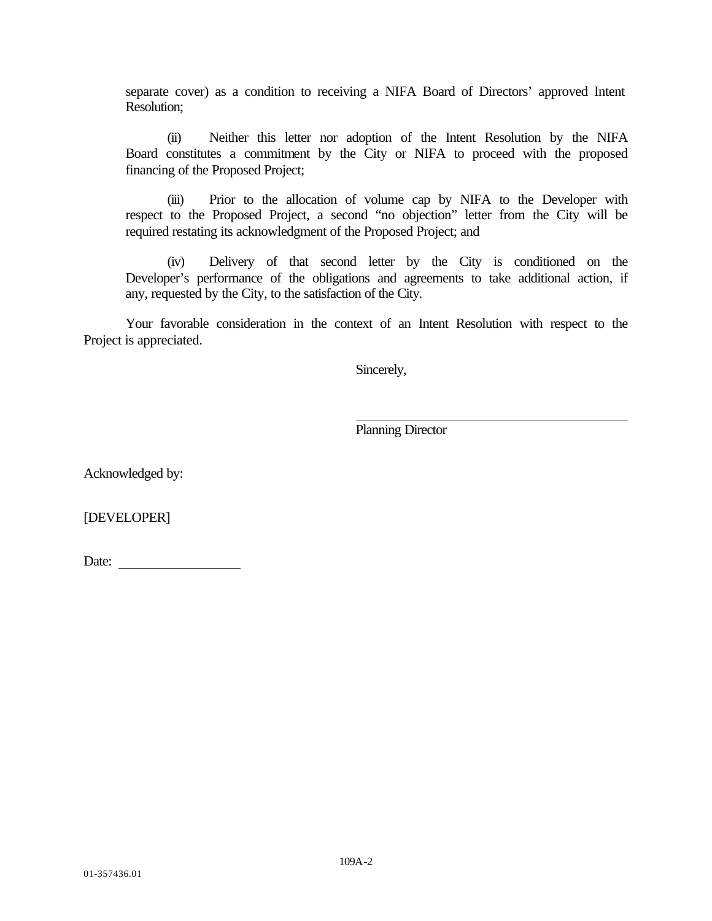separate cover) as a condition to receiving a NIFA Board of Directors' approved Intent Resolution;

(ii) Neither this letter nor adoption of the Intent Resolution by the NIFA Board constitutes a commitment by the City or NIFA to proceed with the proposed financing of the Proposed Project;

(iii) Prior to the allocation of volume cap by NIFA to the Developer with respect to the Proposed Project, a second "no objection" letter from the City will be required restating its acknowledgment of the Proposed Project; and

(iv) Delivery of that second letter by the City is conditioned on the Developer's performance of the obligations and agreements to take additional action, if any, requested by the City, to the satisfaction of the City.

Your favorable consideration in the context of an Intent Resolution with respect to the Project is appreciated.

Sincerely,

\_\_\_\_\_\_\_\_\_\_\_\_\_\_\_\_\_\_\_\_\_\_\_\_\_\_\_\_\_\_\_\_\_\_\_\_

Planning Director

Acknowledged by:

[DEVELOPER]

Date: \_\_\_\_\_\_\_\_\_\_\_\_\_\_\_\_\_\_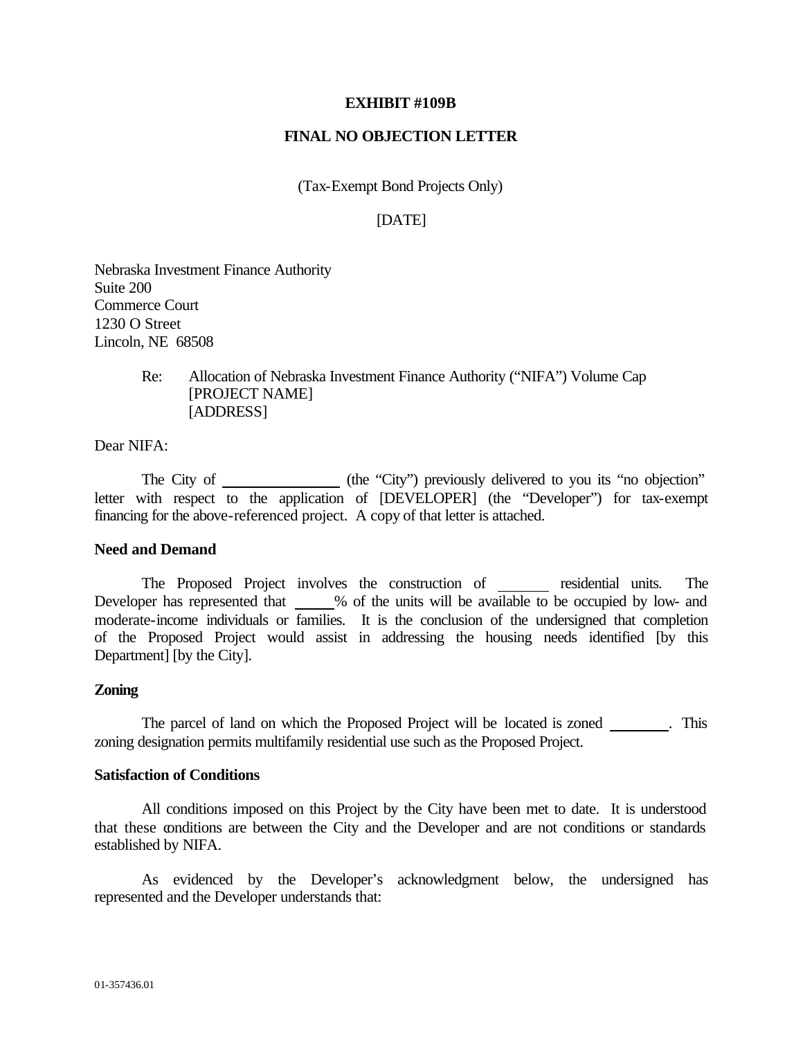**EXHIBIT #109B**

**FINAL NO OBJECTION LETTER**

(Tax-Exempt Bond Projects Only)

[DATE]

Nebraska Investment Finance Authority
Suite 200
Commerce Court
1230 O Street
Lincoln, NE 68508

Re: Allocation of Nebraska Investment Finance Authority ("NIFA") Volume Cap
[PROJECT NAME]
[ADDRESS]

Dear NIFA:

The City of ________________ (the "City") previously delivered to you its "no objection" letter with respect to the application of [DEVELOPER] (the "Developer") for tax-exempt financing for the above-referenced project. A copy of that letter is attached.

**Need and Demand**

The Proposed Project involves the construction of ________ residential units. The Developer has represented that _____% of the units will be available to be occupied by low- and moderate-income individuals or families. It is the conclusion of the undersigned that completion of the Proposed Project would assist in addressing the housing needs identified [by this Department] [by the City].

**Zoning**

The parcel of land on which the Proposed Project will be located is zoned ________. This zoning designation permits multifamily residential use such as the Proposed Project.

**Satisfaction of Conditions**

All conditions imposed on this Project by the City have been met to date. It is understood that these conditions are between the City and the Developer and are not conditions or standards established by NIFA.

As evidenced by the Developer's acknowledgment below, the undersigned has represented and the Developer understands that: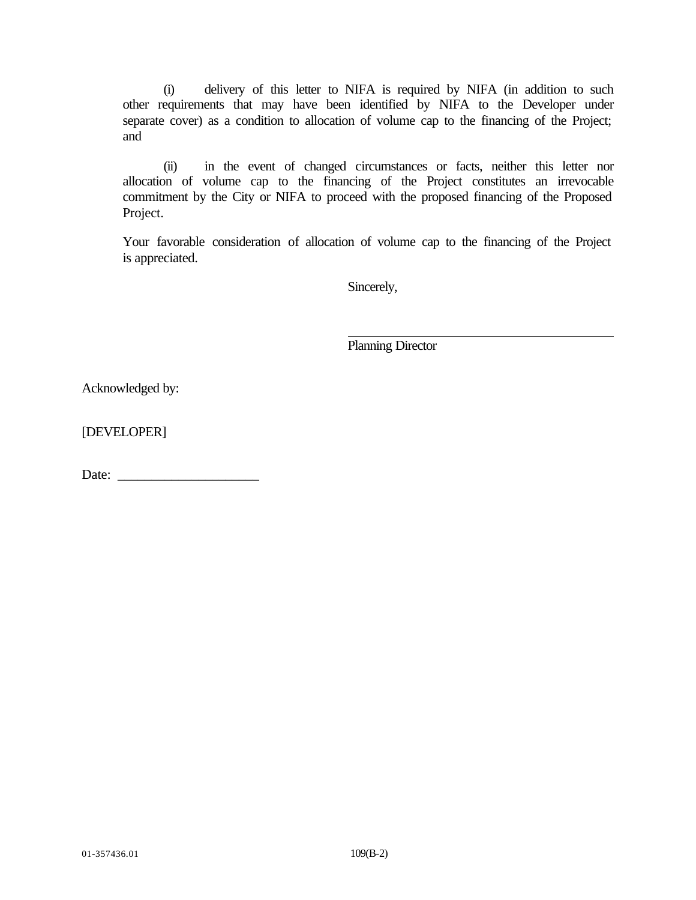(i) delivery of this letter to NIFA is required by NIFA (in addition to such other requirements that may have been identified by NIFA to the Developer under separate cover) as a condition to allocation of volume cap to the financing of the Project; and

(ii) in the event of changed circumstances or facts, neither this letter nor allocation of volume cap to the financing of the Project constitutes an irrevocable commitment by the City or NIFA to proceed with the proposed financing of the Proposed Project.

Your favorable consideration of allocation of volume cap to the financing of the Project is appreciated.

Sincerely,

\_\_\_\_\_\_\_\_\_\_\_\_\_\_\_\_\_\_\_\_\_\_\_\_\_\_\_\_\_\_\_\_\_\_\_\_\_\_\_\_

Planning Director

Acknowledged by:

[DEVELOPER]

Date: \_\_\_\_\_\_\_\_\_\_\_\_\_\_\_\_\_\_\_\_\_\_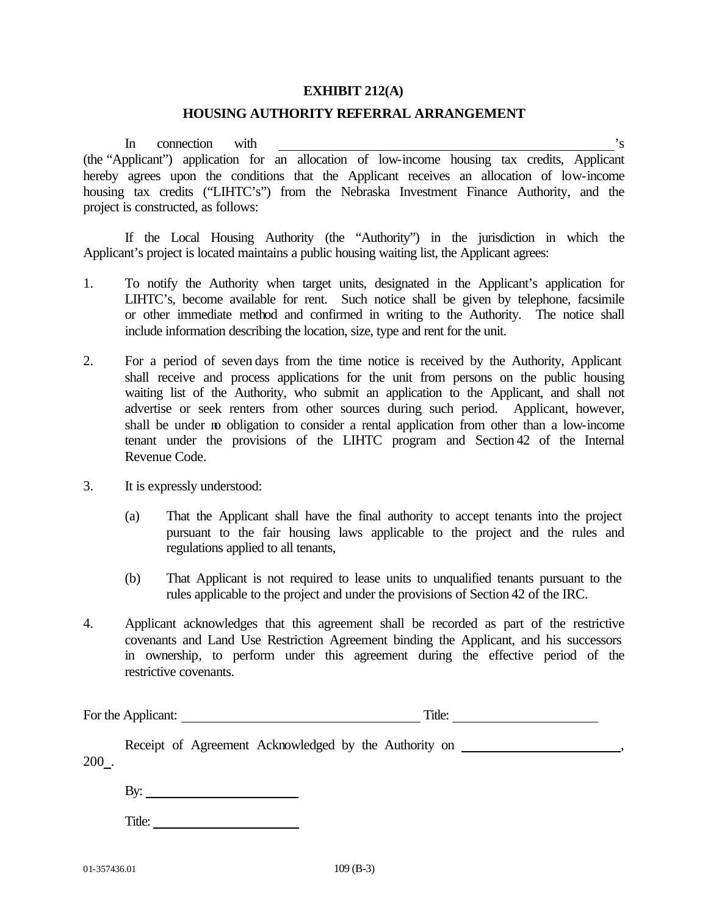**EXHIBIT 212(A)**

**HOUSING AUTHORITY REFERRAL ARRANGEMENT**

In connection with \_\_\_\_\_\_\_\_\_\_\_\_\_\_\_\_\_\_\_\_\_\_\_\_\_\_\_\_\_\_\_\_\_\_\_\_\_\_\_\_\_\_\_\_\_\_\_\_'s (the "Applicant") application for an allocation of low-income housing tax credits, Applicant hereby agrees upon the conditions that the Applicant receives an allocation of low-income housing tax credits ("LIHTC's") from the Nebraska Investment Finance Authority, and the project is constructed, as follows:

If the Local Housing Authority (the "Authority") in the jurisdiction in which the Applicant's project is located maintains a public housing waiting list, the Applicant agrees:

1. To notify the Authority when target units, designated in the Applicant's application for LIHTC's, become available for rent. Such notice shall be given by telephone, facsimile or other immediate method and confirmed in writing to the Authority. The notice shall include information describing the location, size, type and rent for the unit.

2. For a period of seven days from the time notice is received by the Authority, Applicant shall receive and process applications for the unit from persons on the public housing waiting list of the Authority, who submit an application to the Applicant, and shall not advertise or seek renters from other sources during such period. Applicant, however, shall be under no obligation to consider a rental application from other than a low-income tenant under the provisions of the LIHTC program and Section 42 of the Internal Revenue Code.

3. It is expressly understood:

   (a) That the Applicant shall have the final authority to accept tenants into the project pursuant to the fair housing laws applicable to the project and the rules and regulations applied to all tenants,

   (b) That Applicant is not required to lease units to unqualified tenants pursuant to the rules applicable to the project and under the provisions of Section 42 of the IRC.

4. Applicant acknowledges that this agreement shall be recorded as part of the restrictive covenants and Land Use Restriction Agreement binding the Applicant, and his successors in ownership, to perform under this agreement during the effective period of the restrictive covenants.

For the Applicant: \_\_\_\_\_\_\_\_\_\_\_\_\_\_\_\_\_\_\_\_\_\_\_\_\_\_\_\_\_\_\_\_\_\_ Title: \_\_\_\_\_\_\_\_\_\_\_\_\_\_\_\_\_\_\_\_

Receipt of Agreement Acknowledged by the Authority on \_\_\_\_\_\_\_\_\_\_\_\_\_\_\_\_\_\_\_\_\_\_, 200\_.

By: \_\_\_\_\_\_\_\_\_\_\_\_\_\_\_\_\_\_\_\_\_\_

Title: \_\_\_\_\_\_\_\_\_\_\_\_\_\_\_\_\_\_\_\_\_\_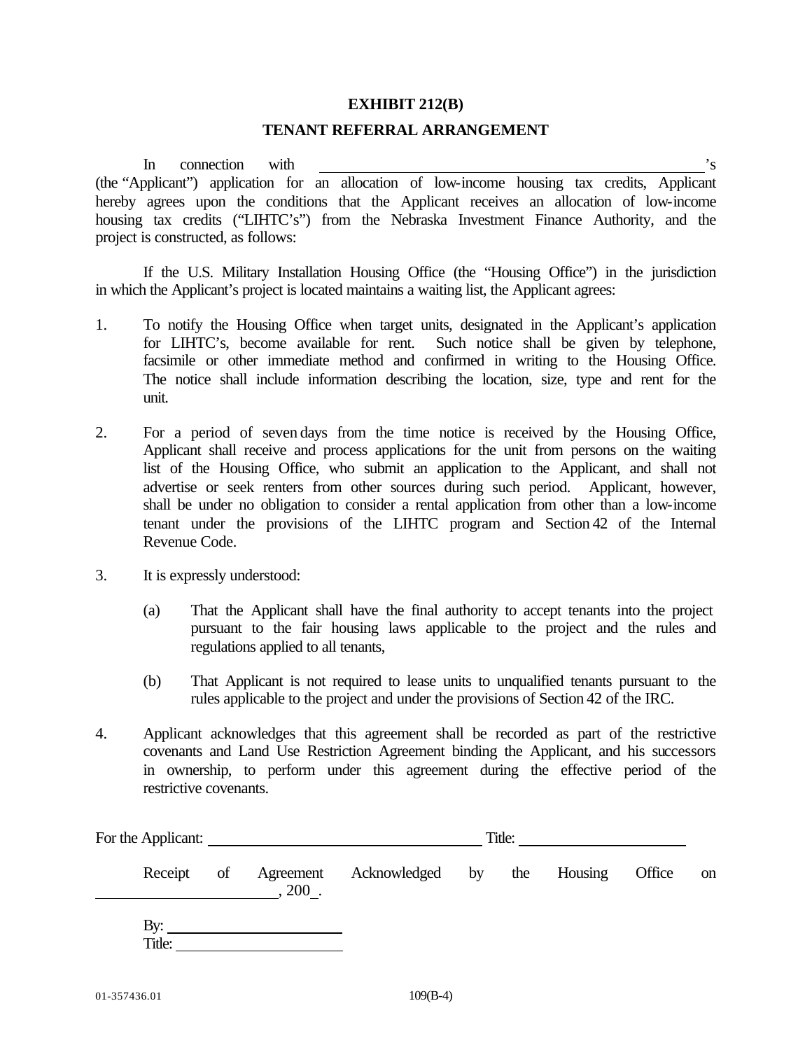**EXHIBIT 212(B)**

**TENANT REFERRAL ARRANGEMENT**

In connection with \_\_\_\_\_\_\_\_\_\_\_\_\_\_\_\_\_\_\_\_\_\_\_\_\_\_\_\_\_\_\_\_\_\_\_\_\_\_\_\_\_\_\_\_\_\_\_\_'s (the "Applicant") application for an allocation of low-income housing tax credits, Applicant hereby agrees upon the conditions that the Applicant receives an allocation of low-income housing tax credits ("LIHTC's") from the Nebraska Investment Finance Authority, and the project is constructed, as follows:

If the U.S. Military Installation Housing Office (the "Housing Office") in the jurisdiction in which the Applicant's project is located maintains a waiting list, the Applicant agrees:

1. To notify the Housing Office when target units, designated in the Applicant's application for LIHTC's, become available for rent. Such notice shall be given by telephone, facsimile or other immediate method and confirmed in writing to the Housing Office. The notice shall include information describing the location, size, type and rent for the unit.

2. For a period of seven days from the time notice is received by the Housing Office, Applicant shall receive and process applications for the unit from persons on the waiting list of the Housing Office, who submit an application to the Applicant, and shall not advertise or seek renters from other sources during such period. Applicant, however, shall be under no obligation to consider a rental application from other than a low-income tenant under the provisions of the LIHTC program and Section 42 of the Internal Revenue Code.

3. It is expressly understood:

   (a) That the Applicant shall have the final authority to accept tenants into the project pursuant to the fair housing laws applicable to the project and the rules and regulations applied to all tenants,

   (b) That Applicant is not required to lease units to unqualified tenants pursuant to the rules applicable to the project and under the provisions of Section 42 of the IRC.

4. Applicant acknowledges that this agreement shall be recorded as part of the restrictive covenants and Land Use Restriction Agreement binding the Applicant, and his successors in ownership, to perform under this agreement during the effective period of the restrictive covenants.

For the Applicant: \_\_\_\_\_\_\_\_\_\_\_\_\_\_\_\_\_\_\_\_\_\_\_\_\_\_\_\_\_\_\_\_\_\_\_\_\_\_ Title: \_\_\_\_\_\_\_\_\_\_\_\_\_\_\_\_\_\_\_\_\_\_\_

Receipt of Agreement Acknowledged by the Housing Office on \_\_\_\_\_\_\_\_\_\_\_\_\_\_\_\_\_\_\_\_\_\_\_\_, 200\_.

By: \_\_\_\_\_\_\_\_\_\_\_\_\_\_\_\_\_\_\_\_\_\_\_\_\_
Title: \_\_\_\_\_\_\_\_\_\_\_\_\_\_\_\_\_\_\_\_\_\_\_\_

01-357436.01 109(B-4)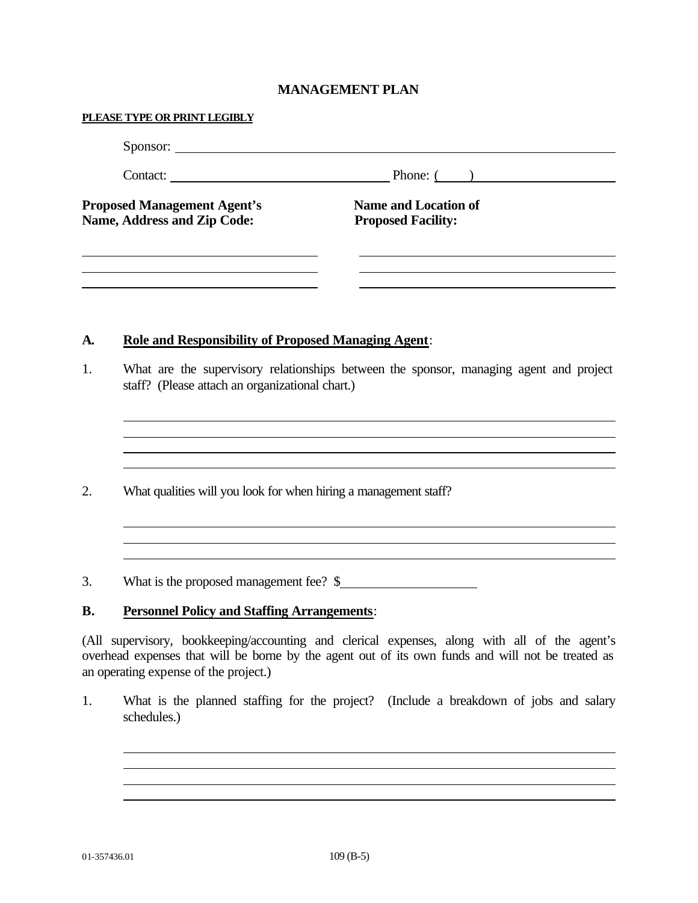# MANAGEMENT PLAN

**PLEASE TYPE OR PRINT LEGIBLY**

Sponsor: ____________________________________________

Contact: ______________________________ Phone: (____) ____________________

**Proposed Management Agent's Name, Address and Zip Code:**

______________________________________

______________________________________

______________________________________

**Name and Location of Proposed Facility:**

______________________________________

______________________________________

______________________________________

## A. Role and Responsibility of Proposed Managing Agent:

1. What are the supervisory relationships between the sponsor, managing agent and project staff? (Please attach an organizational chart.)

______________________________________________________________________

______________________________________________________________________

______________________________________________________________________

______________________________________________________________________

2. What qualities will you look for when hiring a management staff?

______________________________________________________________________

______________________________________________________________________

______________________________________________________________________

3. What is the proposed management fee? $____________________

## B. Personnel Policy and Staffing Arrangements:

(All supervisory, bookkeeping/accounting and clerical expenses, along with all of the agent's overhead expenses that will be borne by the agent out of its own funds and will not be treated as an operating expense of the project.)

1. What is the planned staffing for the project? (Include a breakdown of jobs and salary schedules.)

______________________________________________________________________

______________________________________________________________________

______________________________________________________________________

______________________________________________________________________

01-357436.01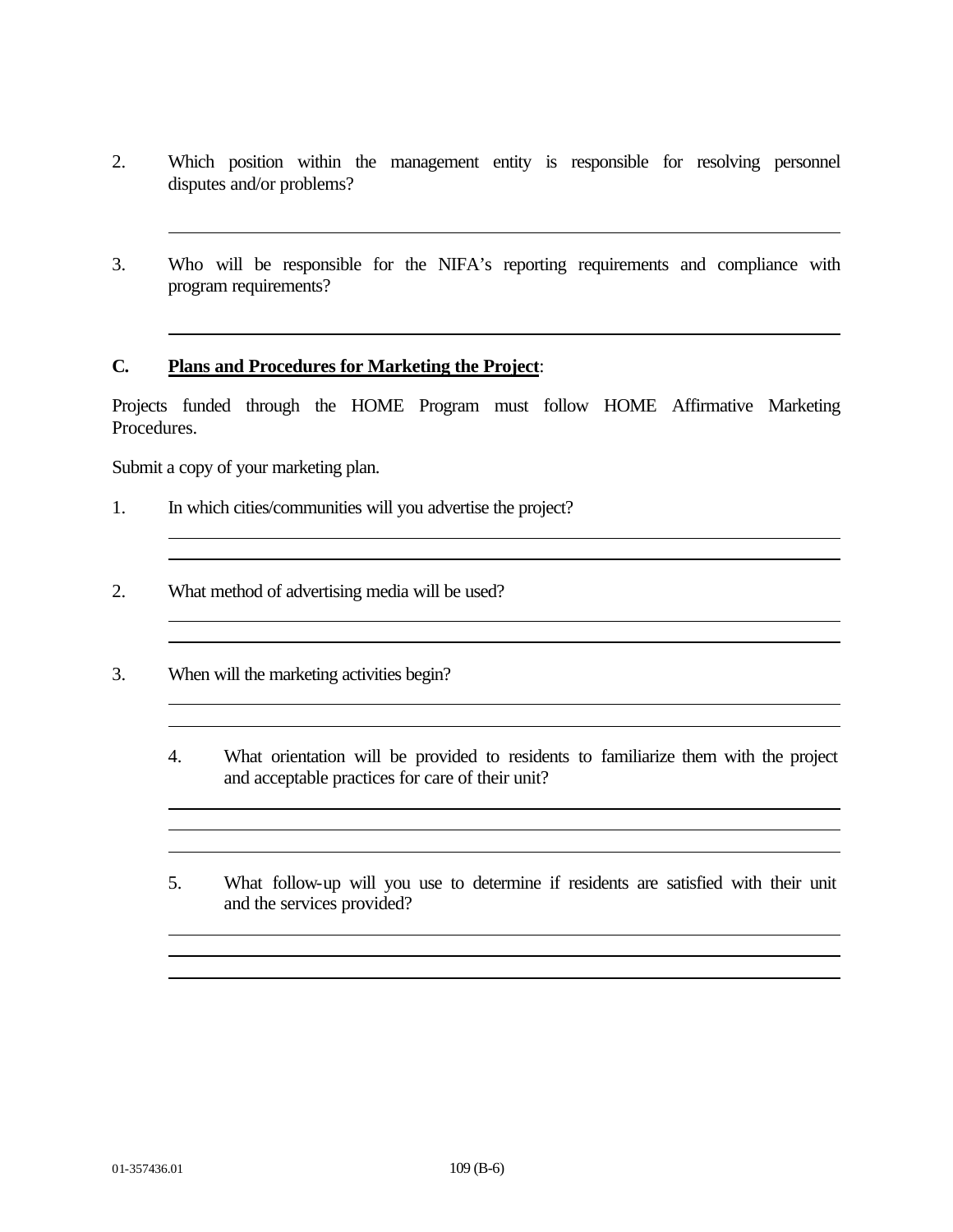2. Which position within the management entity is responsible for resolving personnel disputes and/or problems?

3. Who will be responsible for the NIFA's reporting requirements and compliance with program requirements?

**C. Plans and Procedures for Marketing the Project**:

Projects funded through the HOME Program must follow HOME Affirmative Marketing Procedures.

Submit a copy of your marketing plan.

1. In which cities/communities will you advertise the project?

2. What method of advertising media will be used?

3. When will the marketing activities begin?

4. What orientation will be provided to residents to familiarize them with the project and acceptable practices for care of their unit?

5. What follow-up will you use to determine if residents are satisfied with their unit and the services provided?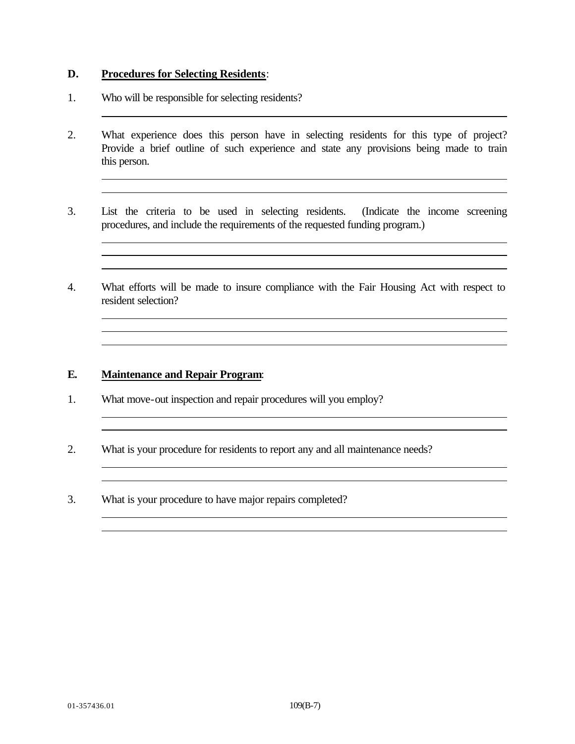**D. Procedures for Selecting Residents**:

1. Who will be responsible for selecting residents?

2. What experience does this person have in selecting residents for this type of project? Provide a brief outline of such experience and state any provisions being made to train this person.

3. List the criteria to be used in selecting residents. (Indicate the income screening procedures, and include the requirements of the requested funding program.)

4. What efforts will be made to insure compliance with the Fair Housing Act with respect to resident selection?

**E. Maintenance and Repair Program**:

1. What move-out inspection and repair procedures will you employ?

2. What is your procedure for residents to report any and all maintenance needs?

3. What is your procedure to have major repairs completed?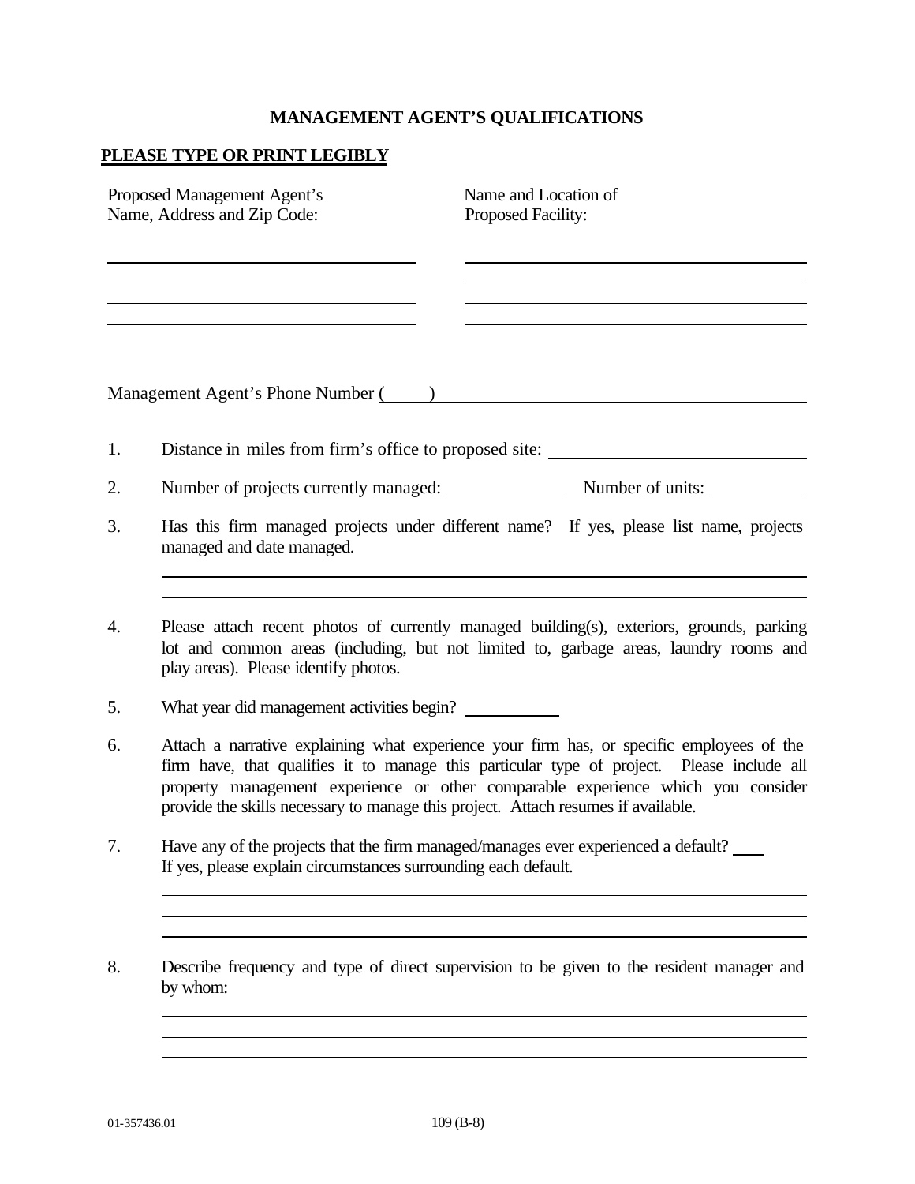# MANAGEMENT AGENT'S QUALIFICATIONS

**PLEASE TYPE OR PRINT LEGIBLY**

| Proposed Management Agent's Name, Address and Zip Code: | Name and Location of Proposed Facility: |
| --- | --- |
| \_\_\_\_\_\_\_\_\_\_\_\_\_\_\_\_\_\_\_\_\_\_\_\_\_\_\_\_\_\_ | \_\_\_\_\_\_\_\_\_\_\_\_\_\_\_\_\_\_\_\_\_\_\_\_\_\_\_\_\_\_ |
| \_\_\_\_\_\_\_\_\_\_\_\_\_\_\_\_\_\_\_\_\_\_\_\_\_\_\_\_\_\_ | \_\_\_\_\_\_\_\_\_\_\_\_\_\_\_\_\_\_\_\_\_\_\_\_\_\_\_\_\_\_ |
| \_\_\_\_\_\_\_\_\_\_\_\_\_\_\_\_\_\_\_\_\_\_\_\_\_\_\_\_\_\_ | \_\_\_\_\_\_\_\_\_\_\_\_\_\_\_\_\_\_\_\_\_\_\_\_\_\_\_\_\_\_ |
| \_\_\_\_\_\_\_\_\_\_\_\_\_\_\_\_\_\_\_\_\_\_\_\_\_\_\_\_\_\_ | \_\_\_\_\_\_\_\_\_\_\_\_\_\_\_\_\_\_\_\_\_\_\_\_\_\_\_\_\_\_ |

Management Agent's Phone Number (\_\_\_\_\_) \_\_\_\_\_\_\_\_\_\_\_\_\_\_\_\_\_\_\_\_\_\_\_\_\_\_\_\_\_\_\_\_\_\_\_\_\_\_\_\_

1. Distance in miles from firm's office to proposed site: \_\_\_\_\_\_\_\_\_\_\_\_\_\_\_\_\_\_\_\_\_\_\_\_

2. Number of projects currently managed: \_\_\_\_\_\_\_\_\_\_\_\_ Number of units: \_\_\_\_\_\_\_\_\_\_

3. Has this firm managed projects under different name? If yes, please list name, projects managed and date managed.

   \_\_\_\_\_\_\_\_\_\_\_\_\_\_\_\_\_\_\_\_\_\_\_\_\_\_\_\_\_\_\_\_\_\_\_\_\_\_\_\_\_\_\_\_\_\_\_\_\_\_\_\_\_\_\_\_\_\_\_\_\_\_\_\_\_\_

   \_\_\_\_\_\_\_\_\_\_\_\_\_\_\_\_\_\_\_\_\_\_\_\_\_\_\_\_\_\_\_\_\_\_\_\_\_\_\_\_\_\_\_\_\_\_\_\_\_\_\_\_\_\_\_\_\_\_\_\_\_\_\_\_\_\_

4. Please attach recent photos of currently managed building(s), exteriors, grounds, parking lot and common areas (including, but not limited to, garbage areas, laundry rooms and play areas). Please identify photos.

5. What year did management activities begin? \_\_\_\_\_\_\_\_\_\_

6. Attach a narrative explaining what experience your firm has, or specific employees of the firm have, that qualifies it to manage this particular type of project. Please include all property management experience or other comparable experience which you consider provide the skills necessary to manage this project. Attach resumes if available.

7. Have any of the projects that the firm managed/manages ever experienced a default? \_\_\_\_ If yes, please explain circumstances surrounding each default.

   \_\_\_\_\_\_\_\_\_\_\_\_\_\_\_\_\_\_\_\_\_\_\_\_\_\_\_\_\_\_\_\_\_\_\_\_\_\_\_\_\_\_\_\_\_\_\_\_\_\_\_\_\_\_\_\_\_\_\_\_\_\_\_\_\_\_

   \_\_\_\_\_\_\_\_\_\_\_\_\_\_\_\_\_\_\_\_\_\_\_\_\_\_\_\_\_\_\_\_\_\_\_\_\_\_\_\_\_\_\_\_\_\_\_\_\_\_\_\_\_\_\_\_\_\_\_\_\_\_\_\_\_\_

   \_\_\_\_\_\_\_\_\_\_\_\_\_\_\_\_\_\_\_\_\_\_\_\_\_\_\_\_\_\_\_\_\_\_\_\_\_\_\_\_\_\_\_\_\_\_\_\_\_\_\_\_\_\_\_\_\_\_\_\_\_\_\_\_\_\_

8. Describe frequency and type of direct supervision to be given to the resident manager and by whom:

   \_\_\_\_\_\_\_\_\_\_\_\_\_\_\_\_\_\_\_\_\_\_\_\_\_\_\_\_\_\_\_\_\_\_\_\_\_\_\_\_\_\_\_\_\_\_\_\_\_\_\_\_\_\_\_\_\_\_\_\_\_\_\_\_\_\_

   \_\_\_\_\_\_\_\_\_\_\_\_\_\_\_\_\_\_\_\_\_\_\_\_\_\_\_\_\_\_\_\_\_\_\_\_\_\_\_\_\_\_\_\_\_\_\_\_\_\_\_\_\_\_\_\_\_\_\_\_\_\_\_\_\_\_

   \_\_\_\_\_\_\_\_\_\_\_\_\_\_\_\_\_\_\_\_\_\_\_\_\_\_\_\_\_\_\_\_\_\_\_\_\_\_\_\_\_\_\_\_\_\_\_\_\_\_\_\_\_\_\_\_\_\_\_\_\_\_\_\_\_\_

01-357436.01 109 (B-8)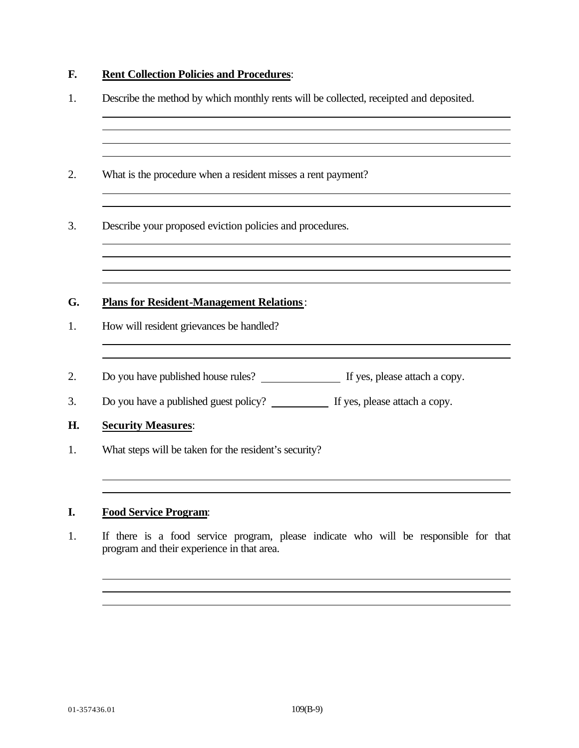**F. Rent Collection Policies and Procedures**:

1. Describe the method by which monthly rents will be collected, receipted and deposited.

2. What is the procedure when a resident misses a rent payment?

3. Describe your proposed eviction policies and procedures.

**G. Plans for Resident-Management Relations**:

1. How will resident grievances be handled?

2. Do you have published house rules? ______________ If yes, please attach a copy.

3. Do you have a published guest policy? __________ If yes, please attach a copy.

**H. Security Measures**:

1. What steps will be taken for the resident's security?

**I. Food Service Program**:

1. If there is a food service program, please indicate who will be responsible for that program and their experience in that area.

01-357436.01 109(B-9)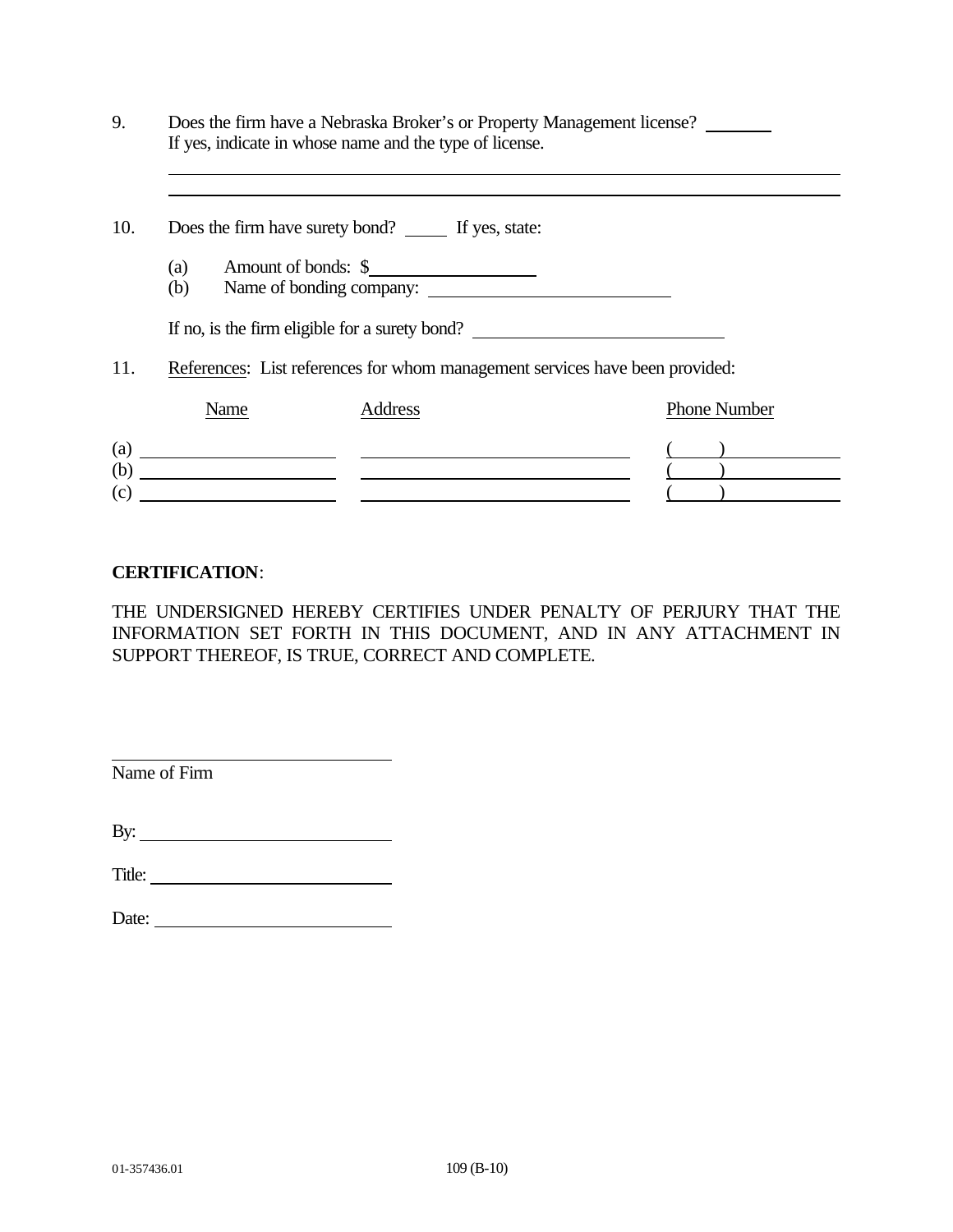9. Does the firm have a Nebraska Broker's or Property Management license? ________
   If yes, indicate in whose name and the type of license.

   ______________________________________________________________________________

   ______________________________________________________________________________

10. Does the firm have surety bond? _____ If yes, state:

    (a) Amount of bonds: $__________________

    (b) Name of bonding company: __________________________

    If no, is the firm eligible for a surety bond? __________________________

11. References: List references for whom management services have been provided:

|  | Name | Address | Phone Number |
|---|---|---|---|
| (a) | ____________________ | ____________________________ | (     ) __________ |
| (b) | ____________________ | ____________________________ | (     ) __________ |
| (c) | ____________________ | ____________________________ | (     ) __________ |

**CERTIFICATION**:

THE UNDERSIGNED HEREBY CERTIFIES UNDER PENALTY OF PERJURY THAT THE INFORMATION SET FORTH IN THIS DOCUMENT, AND IN ANY ATTACHMENT IN SUPPORT THEREOF, IS TRUE, CORRECT AND COMPLETE.

______________________________

Name of Firm

By: __________________________

Title: ________________________

Date: ________________________

01-357436.01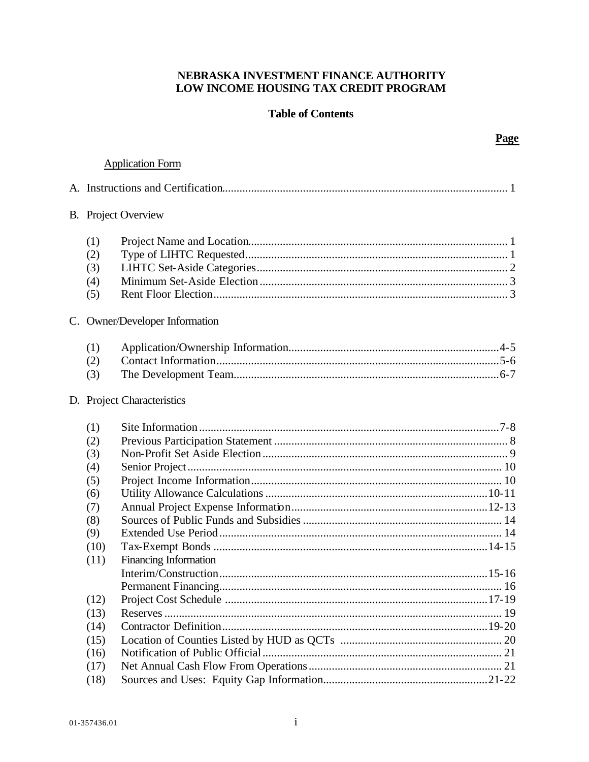**NEBRASKA INVESTMENT FINANCE AUTHORITY**
**LOW INCOME HOUSING TAX CREDIT PROGRAM**

**Table of Contents**

**Page**

Application Form

A. Instructions and Certification .......... 1

B. Project Overview

| | | |
|---|---|---|
| (1) | Project Name and Location | 1 |
| (2) | Type of LIHTC Requested | 1 |
| (3) | LIHTC Set-Aside Categories | 2 |
| (4) | Minimum Set-Aside Election | 3 |
| (5) | Rent Floor Election | 3 |

C. Owner/Developer Information

| | | |
|---|---|---|
| (1) | Application/Ownership Information | 4-5 |
| (2) | Contact Information | 5-6 |
| (3) | The Development Team | 6-7 |

D. Project Characteristics

| | | |
|---|---|---|
| (1) | Site Information | 7-8 |
| (2) | Previous Participation Statement | 8 |
| (3) | Non-Profit Set Aside Election | 9 |
| (4) | Senior Project | 10 |
| (5) | Project Income Information | 10 |
| (6) | Utility Allowance Calculations | 10-11 |
| (7) | Annual Project Expense Information | 12-13 |
| (8) | Sources of Public Funds and Subsidies | 14 |
| (9) | Extended Use Period | 14 |
| (10) | Tax-Exempt Bonds | 14-15 |
| (11) | Financing Information | |
| | Interim/Construction | 15-16 |
| | Permanent Financing | 16 |
| (12) | Project Cost Schedule | 17-19 |
| (13) | Reserves | 19 |
| (14) | Contractor Definition | 19-20 |
| (15) | Location of Counties Listed by HUD as QCTs | 20 |
| (16) | Notification of Public Official | 21 |
| (17) | Net Annual Cash Flow From Operations | 21 |
| (18) | Sources and Uses: Equity Gap Information | 21-22 |

01-357436.01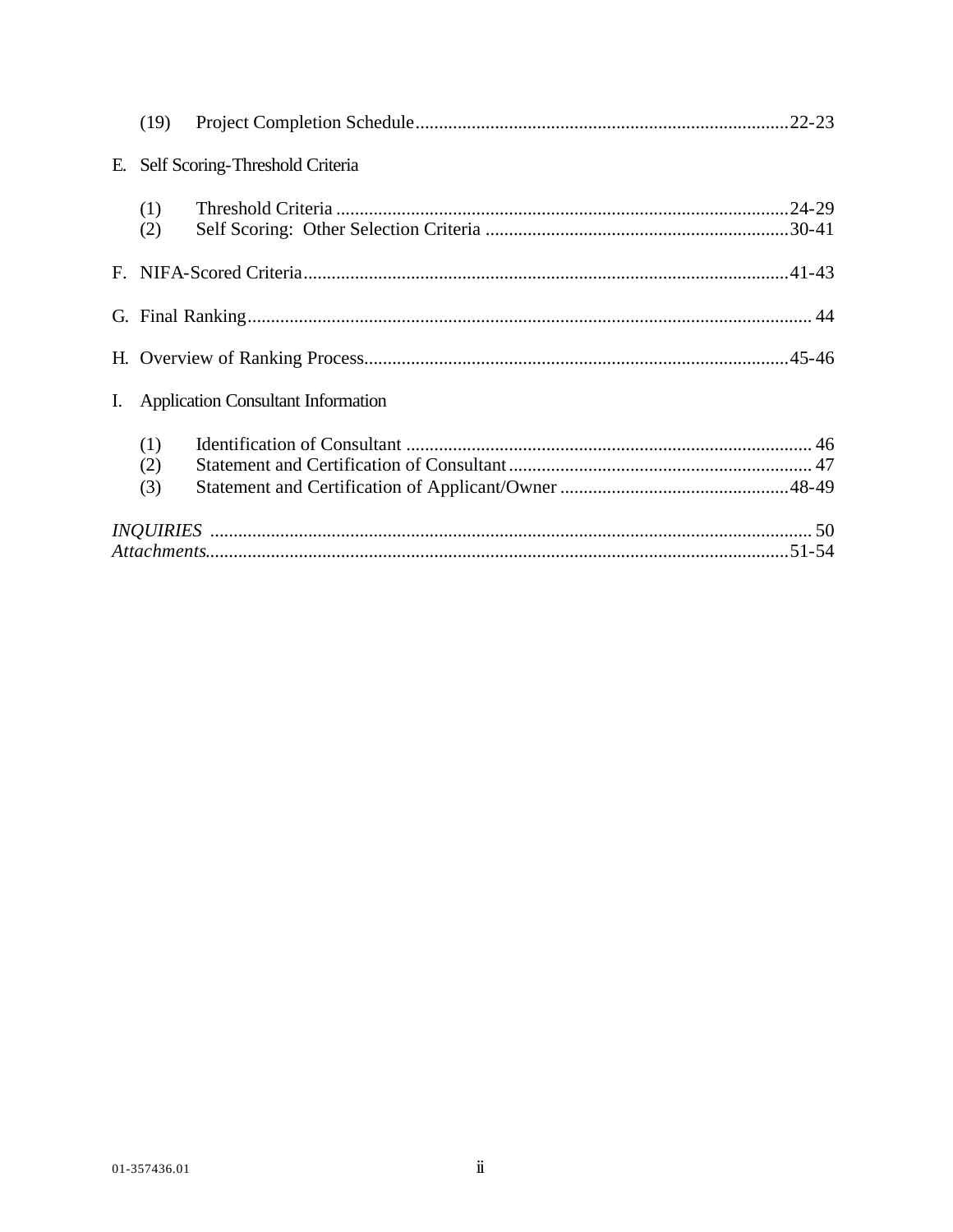(19) Project Completion Schedule ................................................................................ 22-23

E. Self Scoring-Threshold Criteria

(1) Threshold Criteria ................................................................................................ 24-29
(2) Self Scoring: Other Selection Criteria ................................................................. 30-41

F. NIFA-Scored Criteria ....................................................................................................... 41-43

G. Final Ranking ........................................................................................................................ 44

H. Overview of Ranking Process ........................................................................................ 45-46

I. Application Consultant Information

(1) Identification of Consultant ...................................................................................... 46
(2) Statement and Certification of Consultant ................................................................. 47
(3) Statement and Certification of Applicant/Owner ................................................. 48-49

*INQUIRIES* .............................................................................................................................. 50
*Attachments* ........................................................................................................................ 51-54

01-357436.01